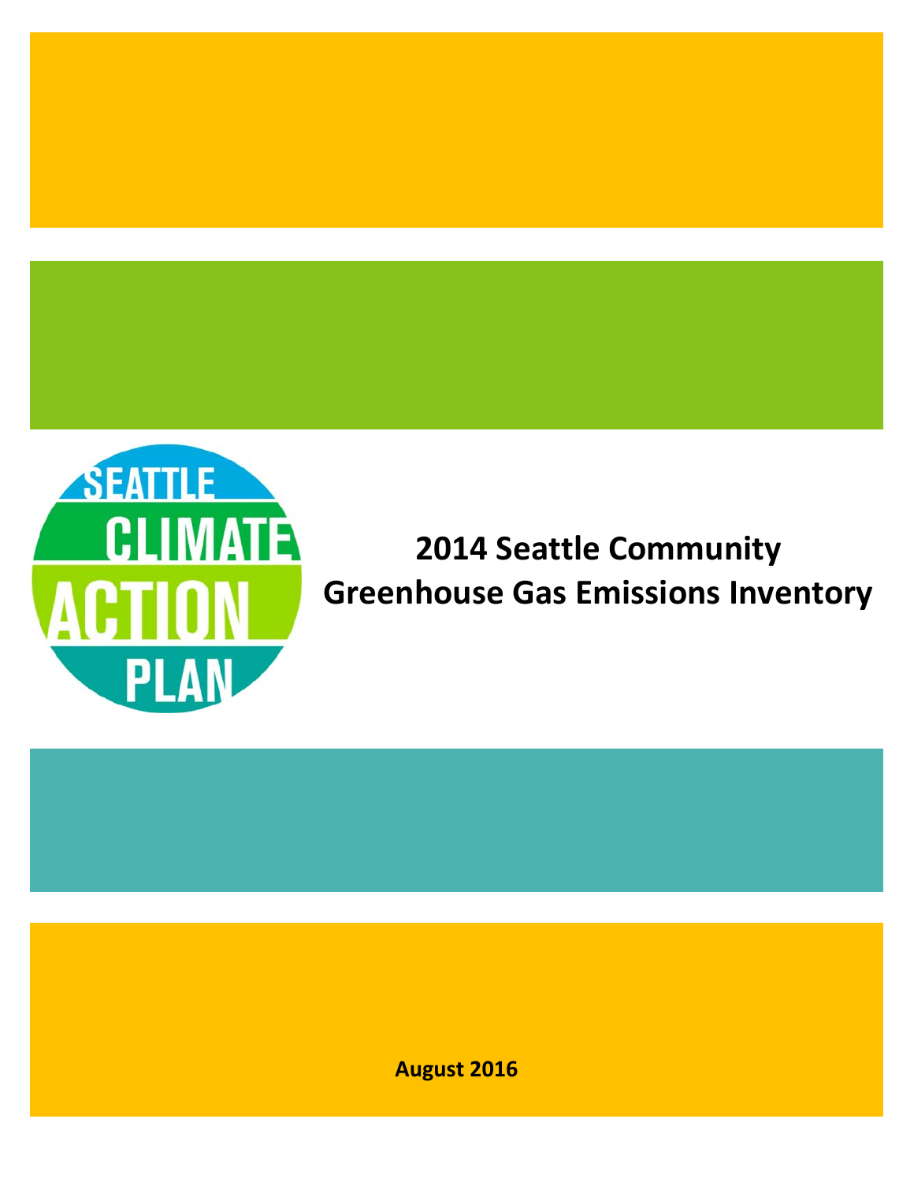SEATTLE CLIMATE ACTION PLAN

# 2014 Seattle Community Greenhouse Gas Emissions Inventory

**August 2016**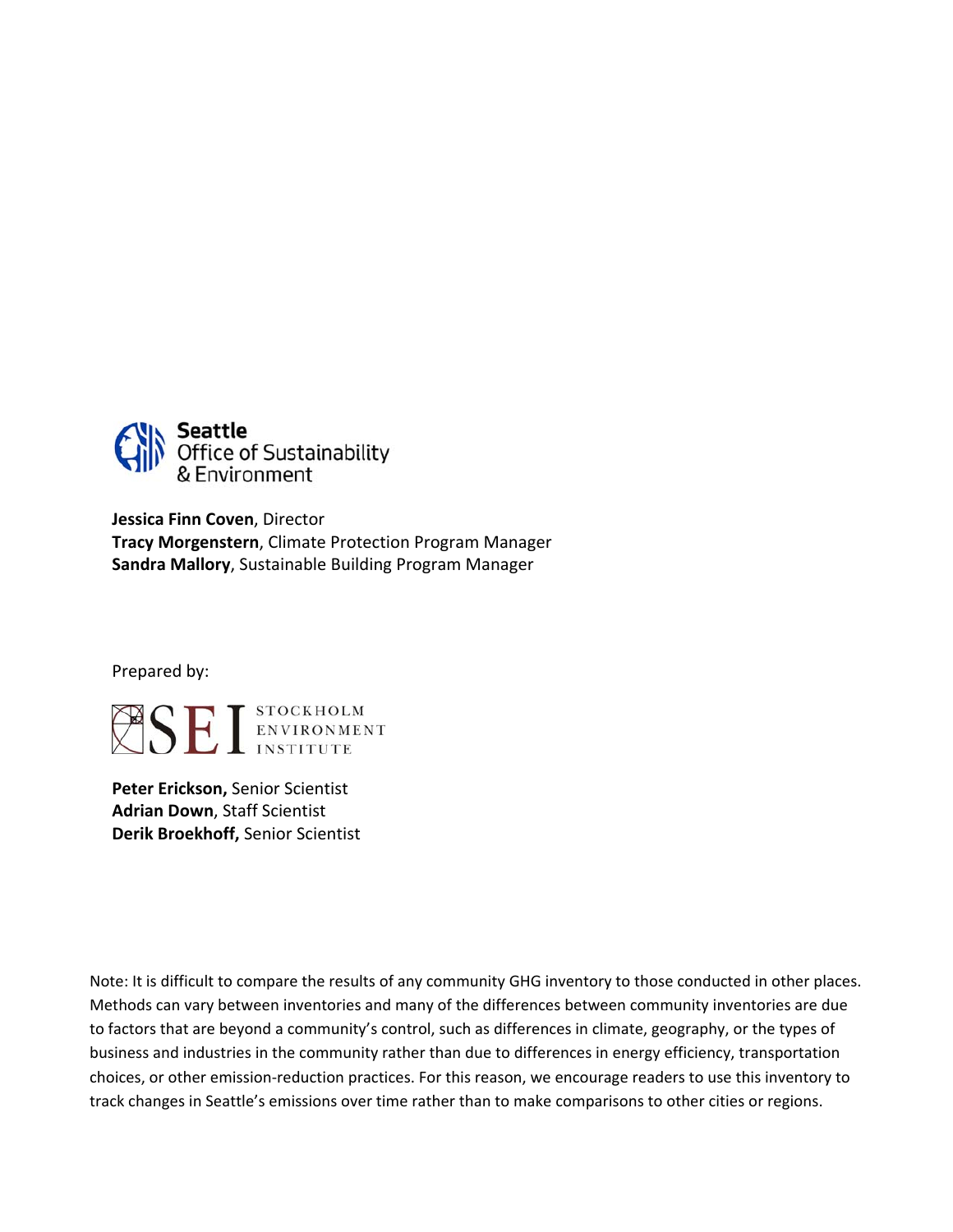Seattle Office of Sustainability & Environment

**Jessica Finn Coven**, Director
**Tracy Morgenstern**, Climate Protection Program Manager
**Sandra Mallory**, Sustainable Building Program Manager

Prepared by:

SEI STOCKHOLM ENVIRONMENT INSTITUTE

**Peter Erickson,** Senior Scientist
**Adrian Down**, Staff Scientist
**Derik Broekhoff,** Senior Scientist

Note: It is difficult to compare the results of any community GHG inventory to those conducted in other places. Methods can vary between inventories and many of the differences between community inventories are due to factors that are beyond a community's control, such as differences in climate, geography, or the types of business and industries in the community rather than due to differences in energy efficiency, transportation choices, or other emission-reduction practices. For this reason, we encourage readers to use this inventory to track changes in Seattle's emissions over time rather than to make comparisons to other cities or regions.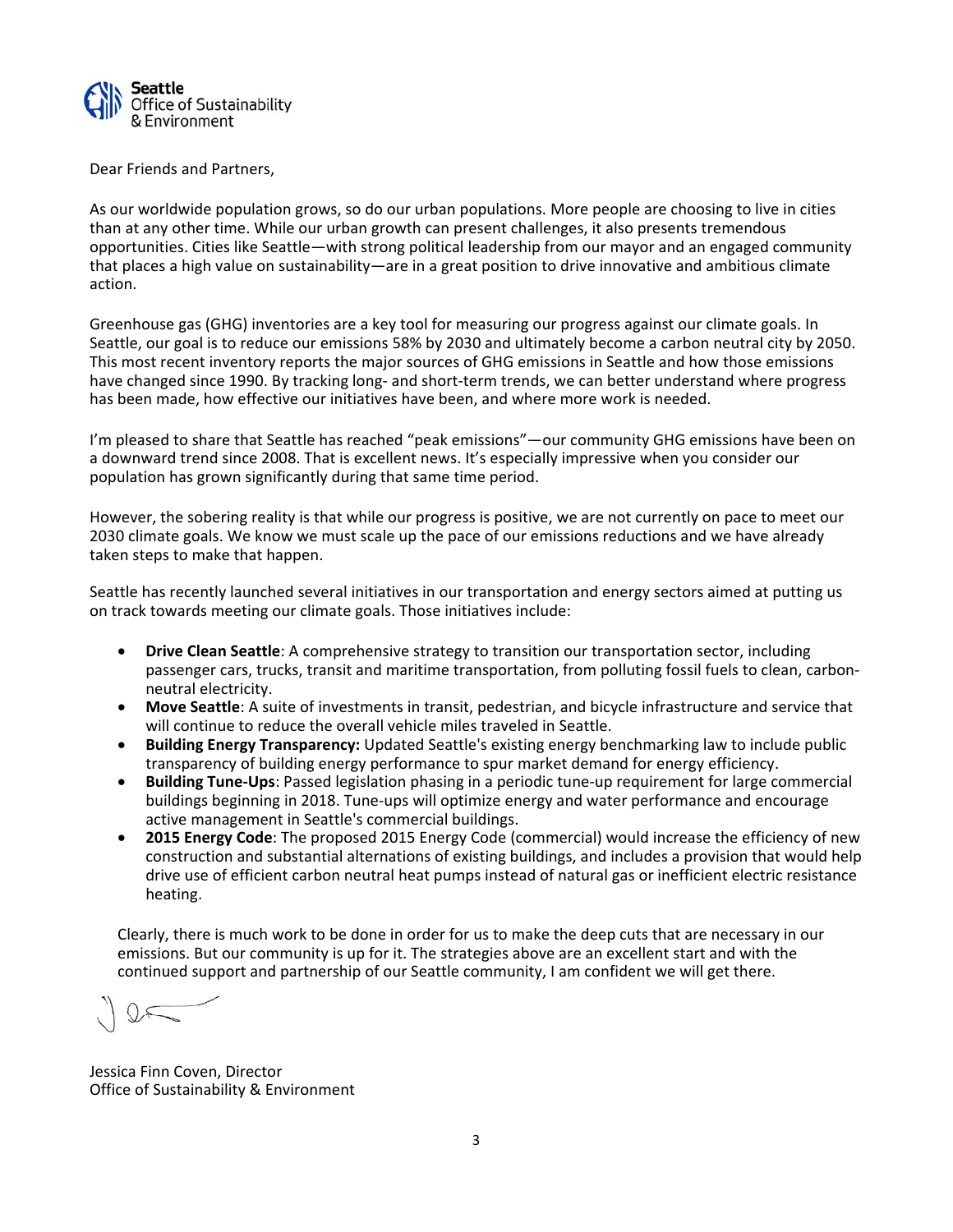Seattle Office of Sustainability & Environment

Dear Friends and Partners,

As our worldwide population grows, so do our urban populations. More people are choosing to live in cities than at any other time. While our urban growth can present challenges, it also presents tremendous opportunities. Cities like Seattle—with strong political leadership from our mayor and an engaged community that places a high value on sustainability—are in a great position to drive innovative and ambitious climate action.

Greenhouse gas (GHG) inventories are a key tool for measuring our progress against our climate goals. In Seattle, our goal is to reduce our emissions 58% by 2030 and ultimately become a carbon neutral city by 2050. This most recent inventory reports the major sources of GHG emissions in Seattle and how those emissions have changed since 1990. By tracking long- and short-term trends, we can better understand where progress has been made, how effective our initiatives have been, and where more work is needed.

I'm pleased to share that Seattle has reached "peak emissions"—our community GHG emissions have been on a downward trend since 2008. That is excellent news. It's especially impressive when you consider our population has grown significantly during that same time period.

However, the sobering reality is that while our progress is positive, we are not currently on pace to meet our 2030 climate goals. We know we must scale up the pace of our emissions reductions and we have already taken steps to make that happen.

Seattle has recently launched several initiatives in our transportation and energy sectors aimed at putting us on track towards meeting our climate goals. Those initiatives include:

- **Drive Clean Seattle**: A comprehensive strategy to transition our transportation sector, including passenger cars, trucks, transit and maritime transportation, from polluting fossil fuels to clean, carbon-neutral electricity.
- **Move Seattle**: A suite of investments in transit, pedestrian, and bicycle infrastructure and service that will continue to reduce the overall vehicle miles traveled in Seattle.
- **Building Energy Transparency:** Updated Seattle's existing energy benchmarking law to include public transparency of building energy performance to spur market demand for energy efficiency.
- **Building Tune-Ups**: Passed legislation phasing in a periodic tune-up requirement for large commercial buildings beginning in 2018. Tune-ups will optimize energy and water performance and encourage active management in Seattle's commercial buildings.
- **2015 Energy Code**: The proposed 2015 Energy Code (commercial) would increase the efficiency of new construction and substantial alternations of existing buildings, and includes a provision that would help drive use of efficient carbon neutral heat pumps instead of natural gas or inefficient electric resistance heating.

Clearly, there is much work to be done in order for us to make the deep cuts that are necessary in our emissions. But our community is up for it. The strategies above are an excellent start and with the continued support and partnership of our Seattle community, I am confident we will get there.

Jessica Finn Coven, Director
Office of Sustainability & Environment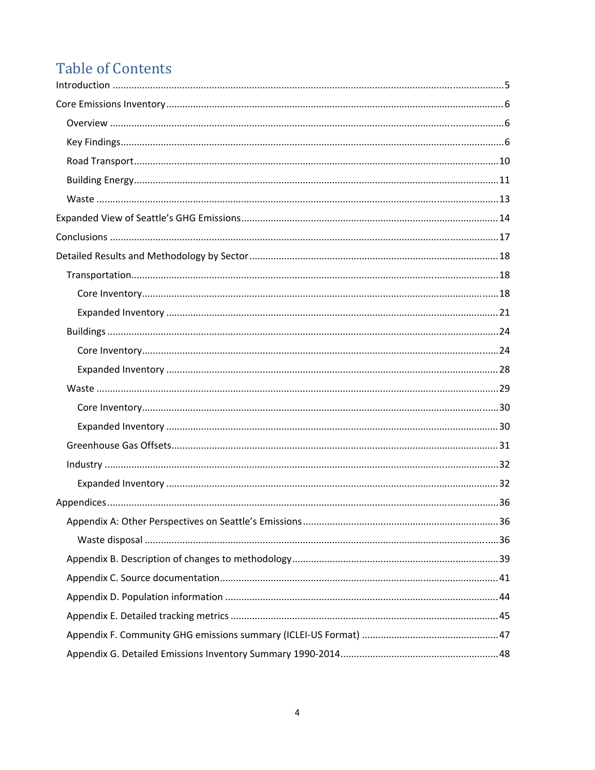# Table of Contents

Introduction .......... 5

Core Emissions Inventory .......... 6

- Overview .......... 6
- Key Findings .......... 6
- Road Transport .......... 10
- Building Energy .......... 11
- Waste .......... 13

Expanded View of Seattle's GHG Emissions .......... 14

Conclusions .......... 17

Detailed Results and Methodology by Sector .......... 18

- Transportation .......... 18
  - Core Inventory .......... 18
  - Expanded Inventory .......... 21
- Buildings .......... 24
  - Core Inventory .......... 24
  - Expanded Inventory .......... 28
- Waste .......... 29
  - Core Inventory .......... 30
  - Expanded Inventory .......... 30
- Greenhouse Gas Offsets .......... 31
- Industry .......... 32
  - Expanded Inventory .......... 32

Appendices .......... 36

- Appendix A: Other Perspectives on Seattle's Emissions .......... 36
  - Waste disposal .......... 36
- Appendix B. Description of changes to methodology .......... 39
- Appendix C. Source documentation .......... 41
- Appendix D. Population information .......... 44
- Appendix E. Detailed tracking metrics .......... 45
- Appendix F. Community GHG emissions summary (ICLEI-US Format) .......... 47
- Appendix G. Detailed Emissions Inventory Summary 1990-2014 .......... 48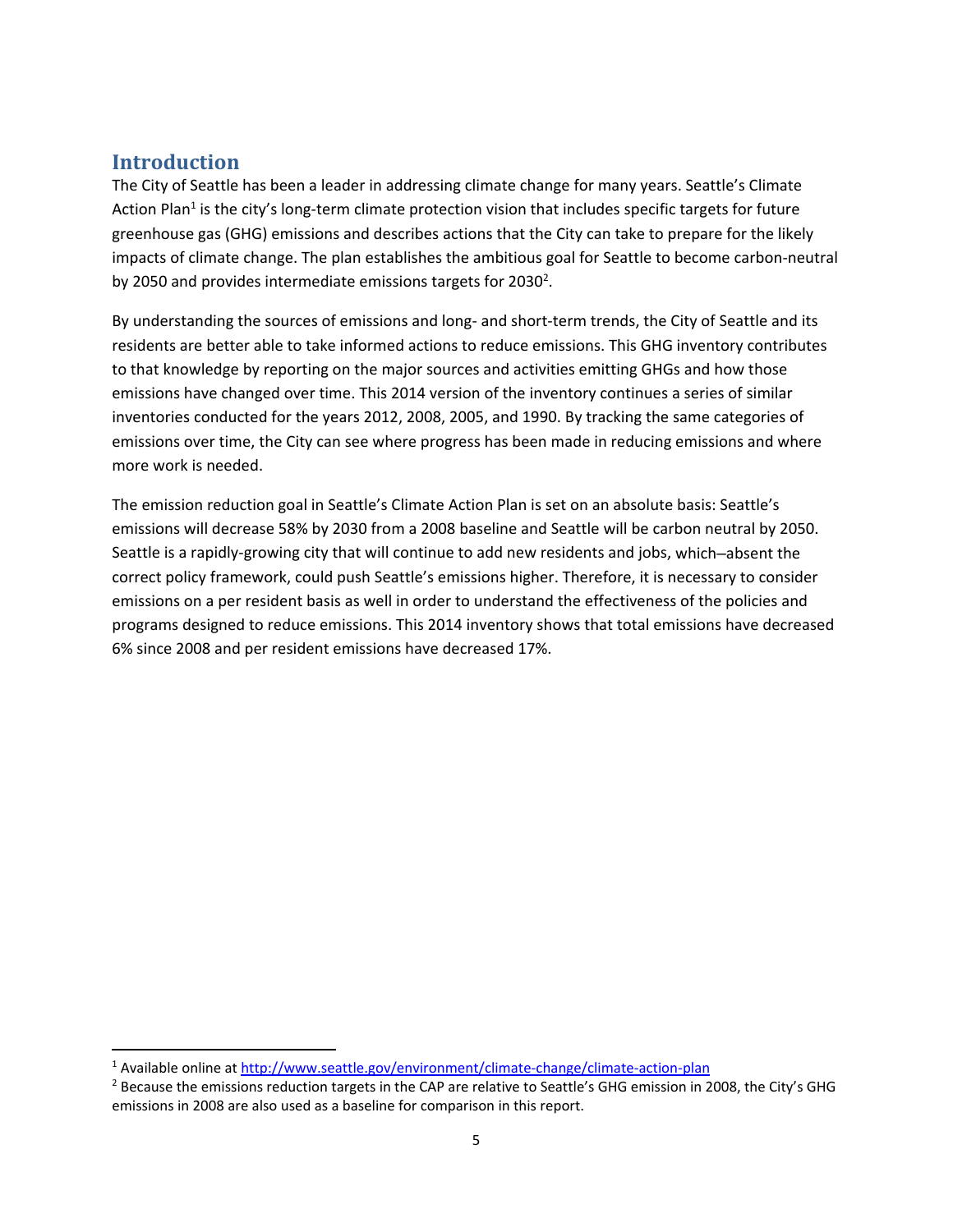## Introduction

The City of Seattle has been a leader in addressing climate change for many years. Seattle's Climate Action Plan[1] is the city's long-term climate protection vision that includes specific targets for future greenhouse gas (GHG) emissions and describes actions that the City can take to prepare for the likely impacts of climate change. The plan establishes the ambitious goal for Seattle to become carbon-neutral by 2050 and provides intermediate emissions targets for 2030[2].

By understanding the sources of emissions and long- and short-term trends, the City of Seattle and its residents are better able to take informed actions to reduce emissions. This GHG inventory contributes to that knowledge by reporting on the major sources and activities emitting GHGs and how those emissions have changed over time. This 2014 version of the inventory continues a series of similar inventories conducted for the years 2012, 2008, 2005, and 1990. By tracking the same categories of emissions over time, the City can see where progress has been made in reducing emissions and where more work is needed.

The emission reduction goal in Seattle's Climate Action Plan is set on an absolute basis: Seattle's emissions will decrease 58% by 2030 from a 2008 baseline and Seattle will be carbon neutral by 2050. Seattle is a rapidly-growing city that will continue to add new residents and jobs, which–absent the correct policy framework, could push Seattle's emissions higher. Therefore, it is necessary to consider emissions on a per resident basis as well in order to understand the effectiveness of the policies and programs designed to reduce emissions. This 2014 inventory shows that total emissions have decreased 6% since 2008 and per resident emissions have decreased 17%.

---

[1] Available online at http://www.seattle.gov/environment/climate-change/climate-action-plan

[2] Because the emissions reduction targets in the CAP are relative to Seattle's GHG emission in 2008, the City's GHG emissions in 2008 are also used as a baseline for comparison in this report.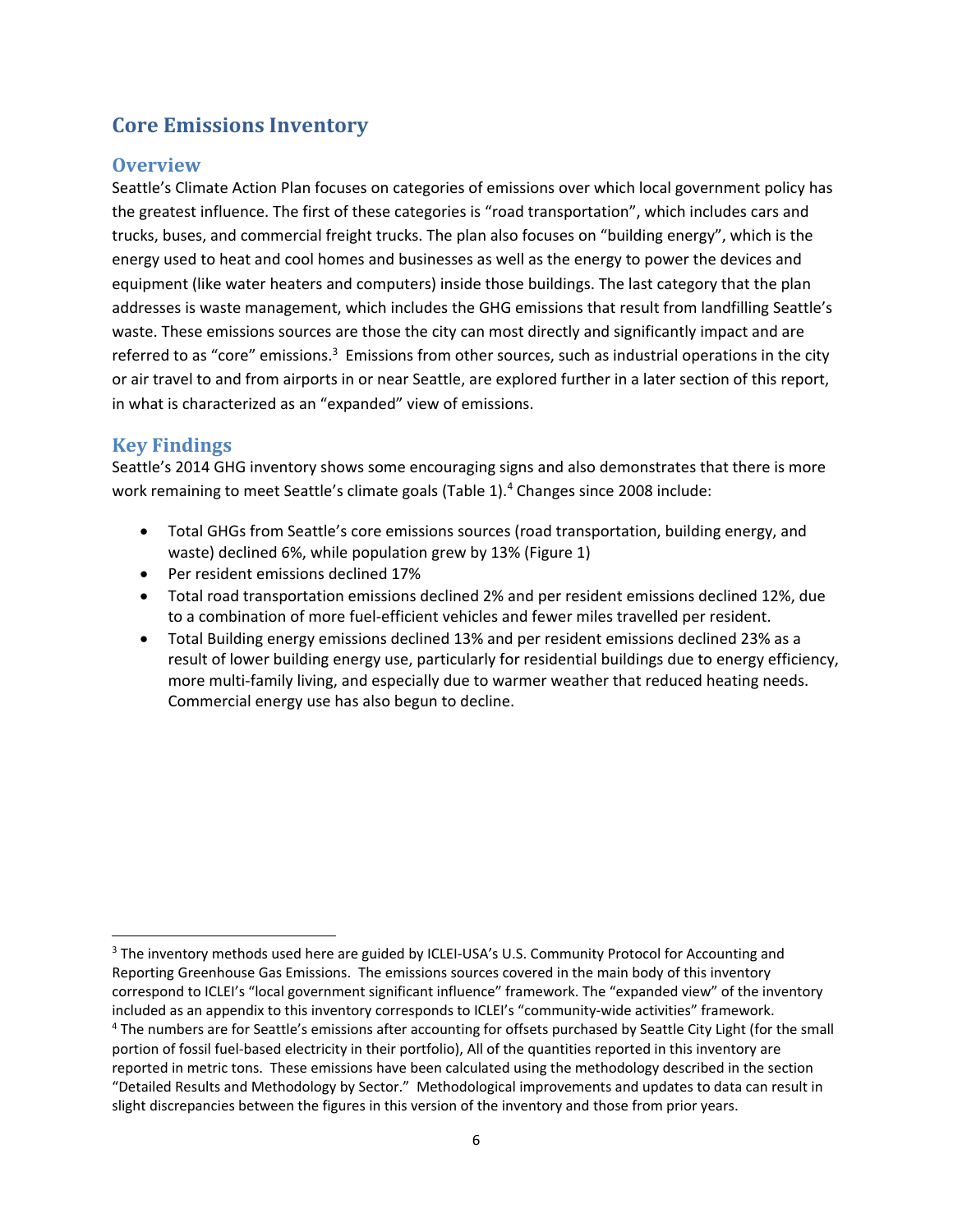## Core Emissions Inventory

### Overview

Seattle's Climate Action Plan focuses on categories of emissions over which local government policy has the greatest influence. The first of these categories is "road transportation", which includes cars and trucks, buses, and commercial freight trucks. The plan also focuses on "building energy", which is the energy used to heat and cool homes and businesses as well as the energy to power the devices and equipment (like water heaters and computers) inside those buildings. The last category that the plan addresses is waste management, which includes the GHG emissions that result from landfilling Seattle's waste. These emissions sources are those the city can most directly and significantly impact and are referred to as "core" emissions.[3] Emissions from other sources, such as industrial operations in the city or air travel to and from airports in or near Seattle, are explored further in a later section of this report, in what is characterized as an "expanded" view of emissions.

### Key Findings

Seattle's 2014 GHG inventory shows some encouraging signs and also demonstrates that there is more work remaining to meet Seattle's climate goals (Table 1).[4] Changes since 2008 include:

- Total GHGs from Seattle's core emissions sources (road transportation, building energy, and waste) declined 6%, while population grew by 13% (Figure 1)
- Per resident emissions declined 17%
- Total road transportation emissions declined 2% and per resident emissions declined 12%, due to a combination of more fuel-efficient vehicles and fewer miles travelled per resident.
- Total Building energy emissions declined 13% and per resident emissions declined 23% as a result of lower building energy use, particularly for residential buildings due to energy efficiency, more multi-family living, and especially due to warmer weather that reduced heating needs. Commercial energy use has also begun to decline.

---

[3] The inventory methods used here are guided by ICLEI-USA's U.S. Community Protocol for Accounting and Reporting Greenhouse Gas Emissions. The emissions sources covered in the main body of this inventory correspond to ICLEI's "local government significant influence" framework. The "expanded view" of the inventory included as an appendix to this inventory corresponds to ICLEI's "community-wide activities" framework.

[4] The numbers are for Seattle's emissions after accounting for offsets purchased by Seattle City Light (for the small portion of fossil fuel-based electricity in their portfolio), All of the quantities reported in this inventory are reported in metric tons. These emissions have been calculated using the methodology described in the section "Detailed Results and Methodology by Sector." Methodological improvements and updates to data can result in slight discrepancies between the figures in this version of the inventory and those from prior years.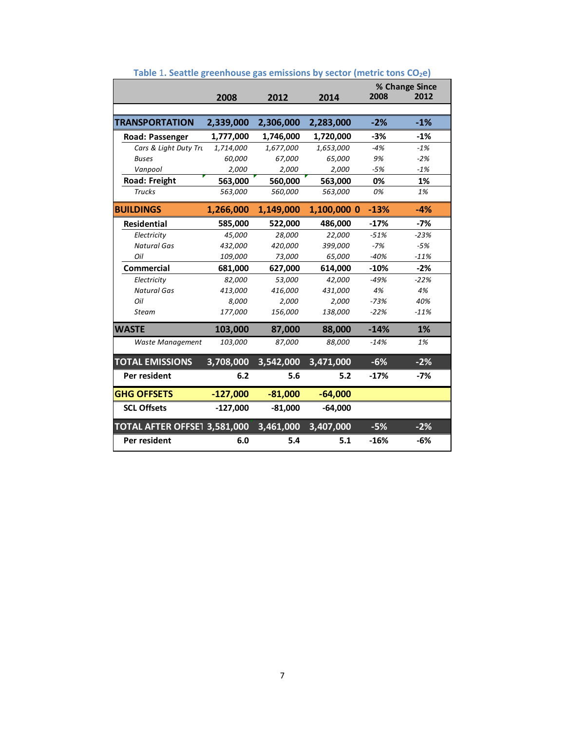**Table 1. Seattle greenhouse gas emissions by sector (metric tons $CO_2e$)**

| | 2008 | 2012 | 2014 | % Change Since 2008 | % Change Since 2012 |
|---|---|---|---|---|---|
| **TRANSPORTATION** | **2,339,000** | **2,306,000** | **2,283,000** | **-2%** | **-1%** |
| **Road: Passenger** | **1,777,000** | **1,746,000** | **1,720,000** | **-3%** | **-1%** |
| *Cars & Light Duty Tru* | *1,714,000* | *1,677,000* | *1,653,000* | *-4%* | *-1%* |
| *Buses* | *60,000* | *67,000* | *65,000* | *9%* | *-2%* |
| *Vanpool* | *2,000* | *2,000* | *2,000* | *-5%* | *-1%* |
| **Road: Freight** | **563,000** | **560,000** | **563,000** | **0%** | **1%** |
| *Trucks* | *563,000* | *560,000* | *563,000* | *0%* | *1%* |
| **BUILDINGS** | **1,266,000** | **1,149,000** | **1,100,000 0** | **-13%** | **-4%** |
| **Residential** | **585,000** | **522,000** | **486,000** | **-17%** | **-7%** |
| *Electricity* | *45,000* | *28,000* | *22,000* | *-51%* | *-23%* |
| *Natural Gas* | *432,000* | *420,000* | *399,000* | *-7%* | *-5%* |
| *Oil* | *109,000* | *73,000* | *65,000* | *-40%* | *-11%* |
| **Commercial** | **681,000** | **627,000** | **614,000** | **-10%** | **-2%** |
| *Electricity* | *82,000* | *53,000* | *42,000* | *-49%* | *-22%* |
| *Natural Gas* | *413,000* | *416,000* | *431,000* | *4%* | *4%* |
| *Oil* | *8,000* | *2,000* | *2,000* | *-73%* | *40%* |
| *Steam* | *177,000* | *156,000* | *138,000* | *-22%* | *-11%* |
| **WASTE** | **103,000** | **87,000** | **88,000** | **-14%** | **1%** |
| *Waste Management* | *103,000* | *87,000* | *88,000* | *-14%* | *1%* |
| **TOTAL EMISSIONS** | **3,708,000** | **3,542,000** | **3,471,000** | **-6%** | **-2%** |
| **Per resident** | **6.2** | **5.6** | **5.2** | **-17%** | **-7%** |
| **GHG OFFSETS** | **-127,000** | **-81,000** | **-64,000** | | |
| **SCL Offsets** | **-127,000** | **-81,000** | **-64,000** | | |
| **TOTAL AFTER OFFSET** | **3,581,000** | **3,461,000** | **3,407,000** | **-5%** | **-2%** |
| **Per resident** | **6.0** | **5.4** | **5.1** | **-16%** | **-6%** |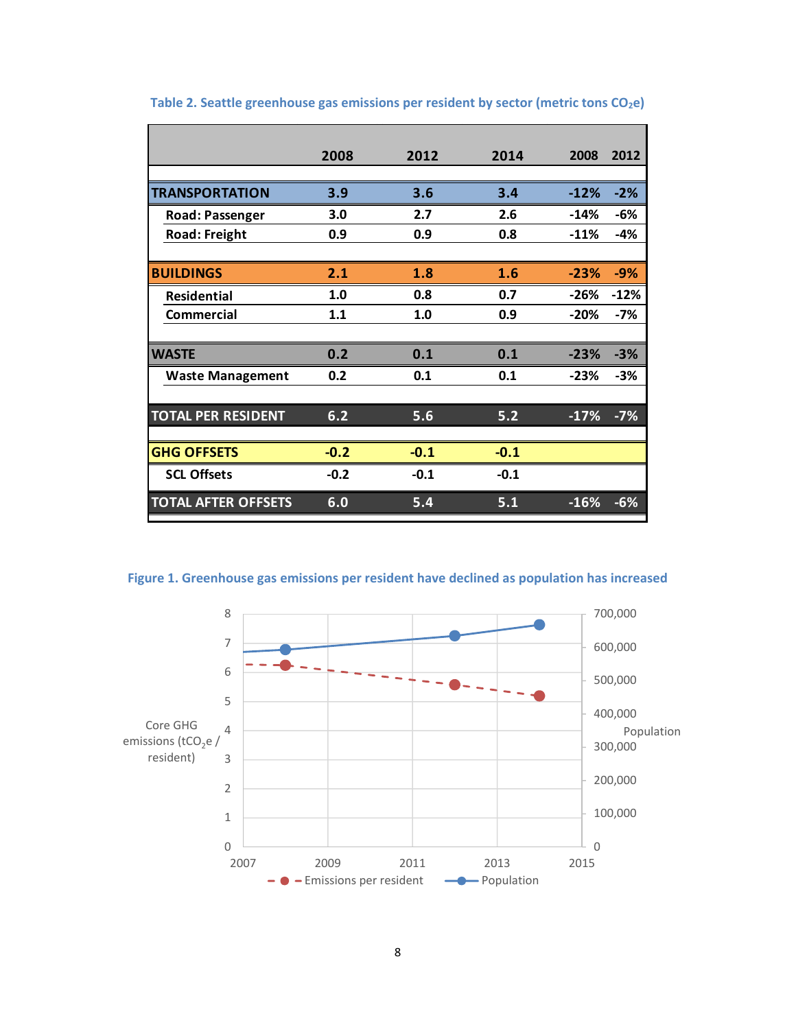**Table 2. Seattle greenhouse gas emissions per resident by sector (metric tons $CO_2e$)**

| | 2008 | 2012 | 2014 | 2008 | 2012 |
|---|---|---|---|---|---|
| **TRANSPORTATION** | **3.9** | **3.6** | **3.4** | **-12%** | **-2%** |
| Road: Passenger | 3.0 | 2.7 | 2.6 | -14% | -6% |
| Road: Freight | 0.9 | 0.9 | 0.8 | -11% | -4% |
| **BUILDINGS** | **2.1** | **1.8** | **1.6** | **-23%** | **-9%** |
| Residential | 1.0 | 0.8 | 0.7 | -26% | -12% |
| Commercial | 1.1 | 1.0 | 0.9 | -20% | -7% |
| **WASTE** | **0.2** | **0.1** | **0.1** | **-23%** | **-3%** |
| Waste Management | 0.2 | 0.1 | 0.1 | -23% | -3% |
| **TOTAL PER RESIDENT** | **6.2** | **5.6** | **5.2** | **-17%** | **-7%** |
| **GHG OFFSETS** | **-0.2** | **-0.1** | **-0.1** | | |
| SCL Offsets | -0.2 | -0.1 | -0.1 | | |
| **TOTAL AFTER OFFSETS** | **6.0** | **5.4** | **5.1** | **-16%** | **-6%** |

**Figure 1. Greenhouse gas emissions per resident have declined as population has increased**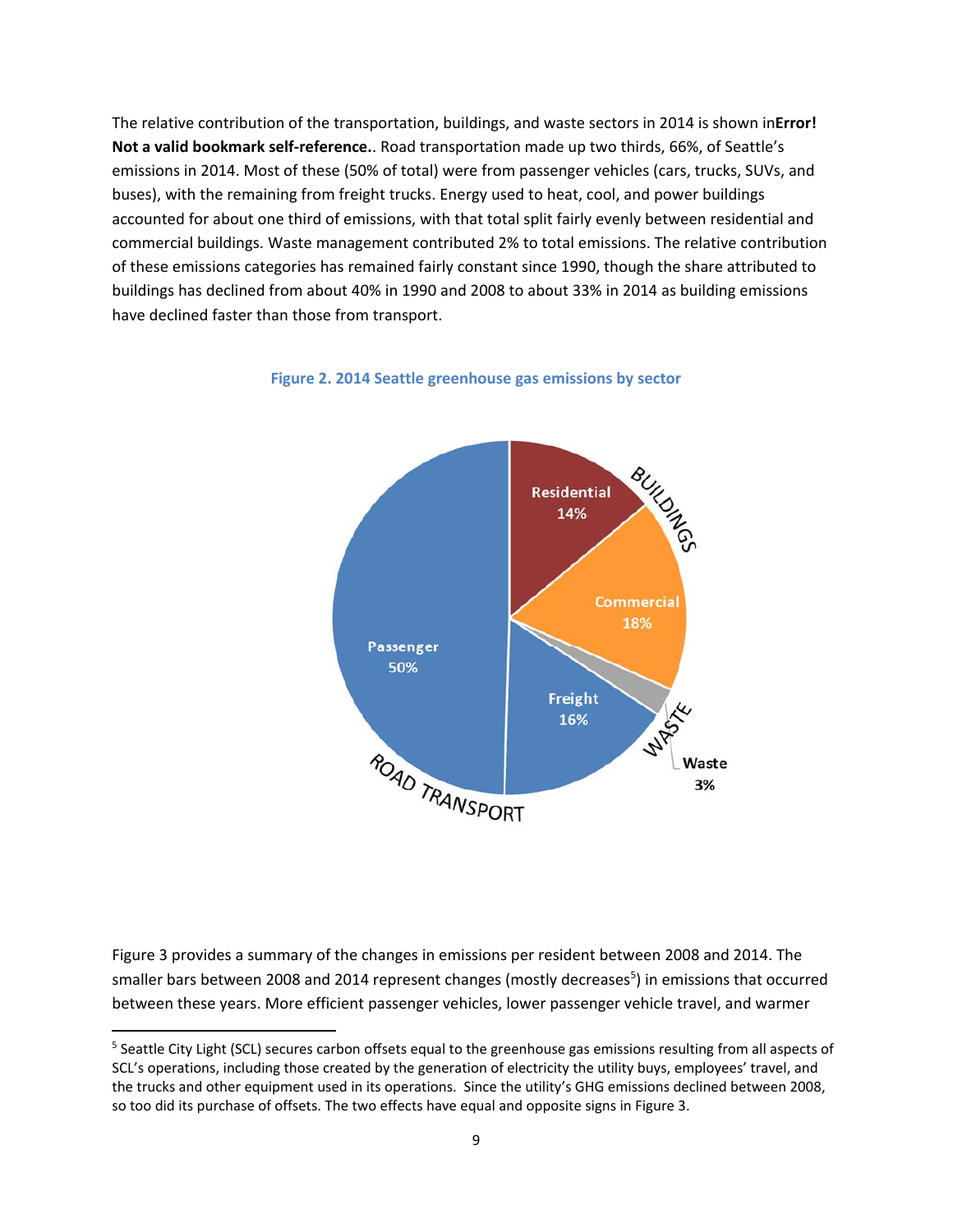The relative contribution of the transportation, buildings, and waste sectors in 2014 is shown in**Error! Not a valid bookmark self-reference.**. Road transportation made up two thirds, 66%, of Seattle's emissions in 2014. Most of these (50% of total) were from passenger vehicles (cars, trucks, SUVs, and buses), with the remaining from freight trucks. Energy used to heat, cool, and power buildings accounted for about one third of emissions, with that total split fairly evenly between residential and commercial buildings. Waste management contributed 2% to total emissions. The relative contribution of these emissions categories has remained fairly constant since 1990, though the share attributed to buildings has declined from about 40% in 1990 and 2008 to about 33% in 2014 as building emissions have declined faster than those from transport.

**Figure 2. 2014 Seattle greenhouse gas emissions by sector**

Figure 3 provides a summary of the changes in emissions per resident between 2008 and 2014. The smaller bars between 2008 and 2014 represent changes (mostly decreases[5]) in emissions that occurred between these years. More efficient passenger vehicles, lower passenger vehicle travel, and warmer

[5] Seattle City Light (SCL) secures carbon offsets equal to the greenhouse gas emissions resulting from all aspects of SCL's operations, including those created by the generation of electricity the utility buys, employees' travel, and the trucks and other equipment used in its operations. Since the utility's GHG emissions declined between 2008, so too did its purchase of offsets. The two effects have equal and opposite signs in Figure 3.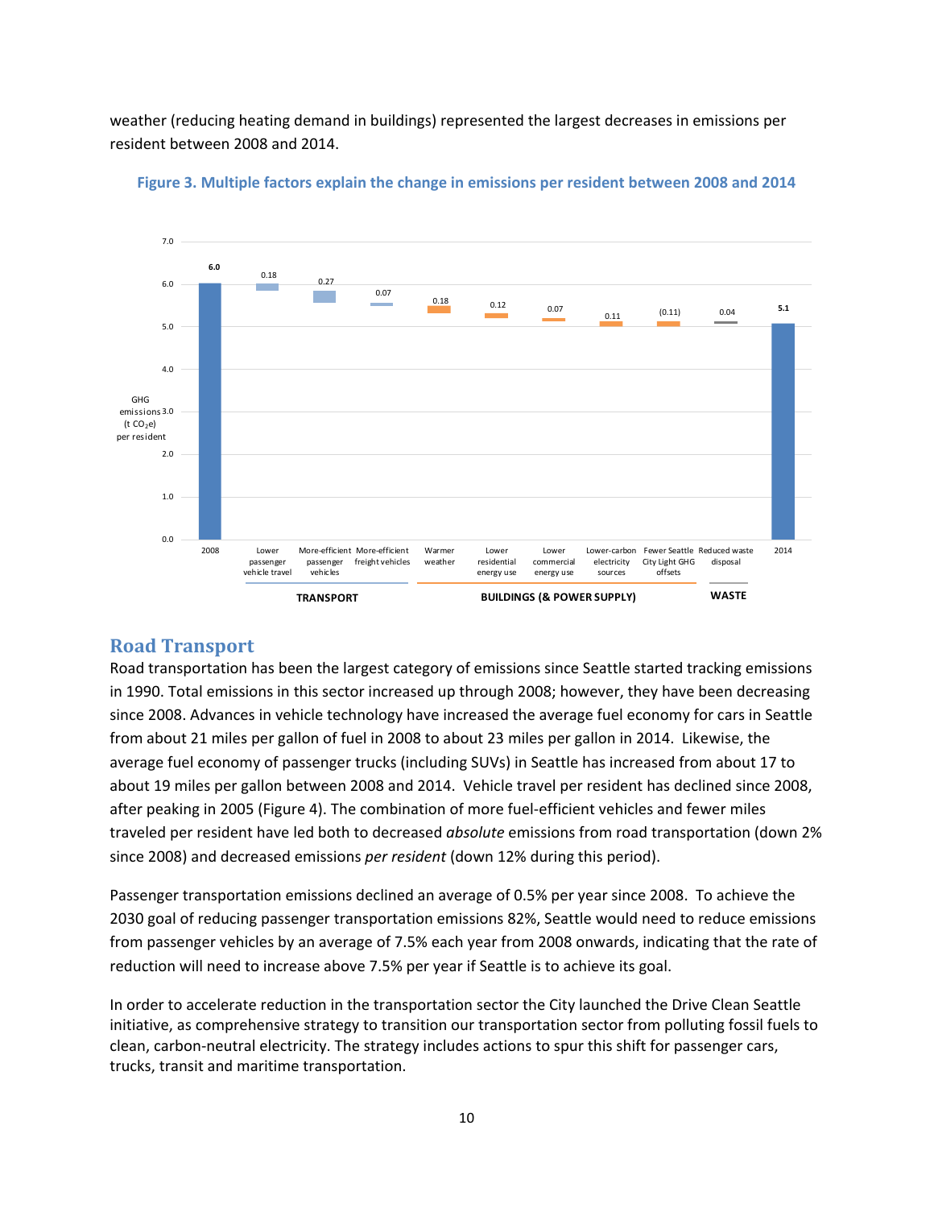weather (reducing heating demand in buildings) represented the largest decreases in emissions per resident between 2008 and 2014.

**Figure 3. Multiple factors explain the change in emissions per resident between 2008 and 2014**

| | 2008 | Lower passenger vehicle travel | More-efficient passenger vehicles | More-efficient freight vehicles | Warmer weather | Lower residential energy use | Lower commercial energy use | Lower-carbon electricity sources | Fewer Seattle City Light GHG offsets | Reduced waste disposal | 2014 |
|---|---|---|---|---|---|---|---|---|---|---|---|
| GHG emissions ($t\ CO_2e$) per resident | 6.0 | 0.18 | 0.27 | 0.07 | 0.18 | 0.12 | 0.07 | 0.11 | (0.11) | 0.04 | 5.1 |
| Category | | TRANSPORT | TRANSPORT | TRANSPORT | BUILDINGS (& POWER SUPPLY) | BUILDINGS (& POWER SUPPLY) | BUILDINGS (& POWER SUPPLY) | BUILDINGS (& POWER SUPPLY) | BUILDINGS (& POWER SUPPLY) | WASTE | |

## Road Transport

Road transportation has been the largest category of emissions since Seattle started tracking emissions in 1990. Total emissions in this sector increased up through 2008; however, they have been decreasing since 2008. Advances in vehicle technology have increased the average fuel economy for cars in Seattle from about 21 miles per gallon of fuel in 2008 to about 23 miles per gallon in 2014. Likewise, the average fuel economy of passenger trucks (including SUVs) in Seattle has increased from about 17 to about 19 miles per gallon between 2008 and 2014. Vehicle travel per resident has declined since 2008, after peaking in 2005 (Figure 4). The combination of more fuel-efficient vehicles and fewer miles traveled per resident have led both to decreased *absolute* emissions from road transportation (down 2% since 2008) and decreased emissions *per resident* (down 12% during this period).

Passenger transportation emissions declined an average of 0.5% per year since 2008. To achieve the 2030 goal of reducing passenger transportation emissions 82%, Seattle would need to reduce emissions from passenger vehicles by an average of 7.5% each year from 2008 onwards, indicating that the rate of reduction will need to increase above 7.5% per year if Seattle is to achieve its goal.

In order to accelerate reduction in the transportation sector the City launched the Drive Clean Seattle initiative, as comprehensive strategy to transition our transportation sector from polluting fossil fuels to clean, carbon-neutral electricity. The strategy includes actions to spur this shift for passenger cars, trucks, transit and maritime transportation.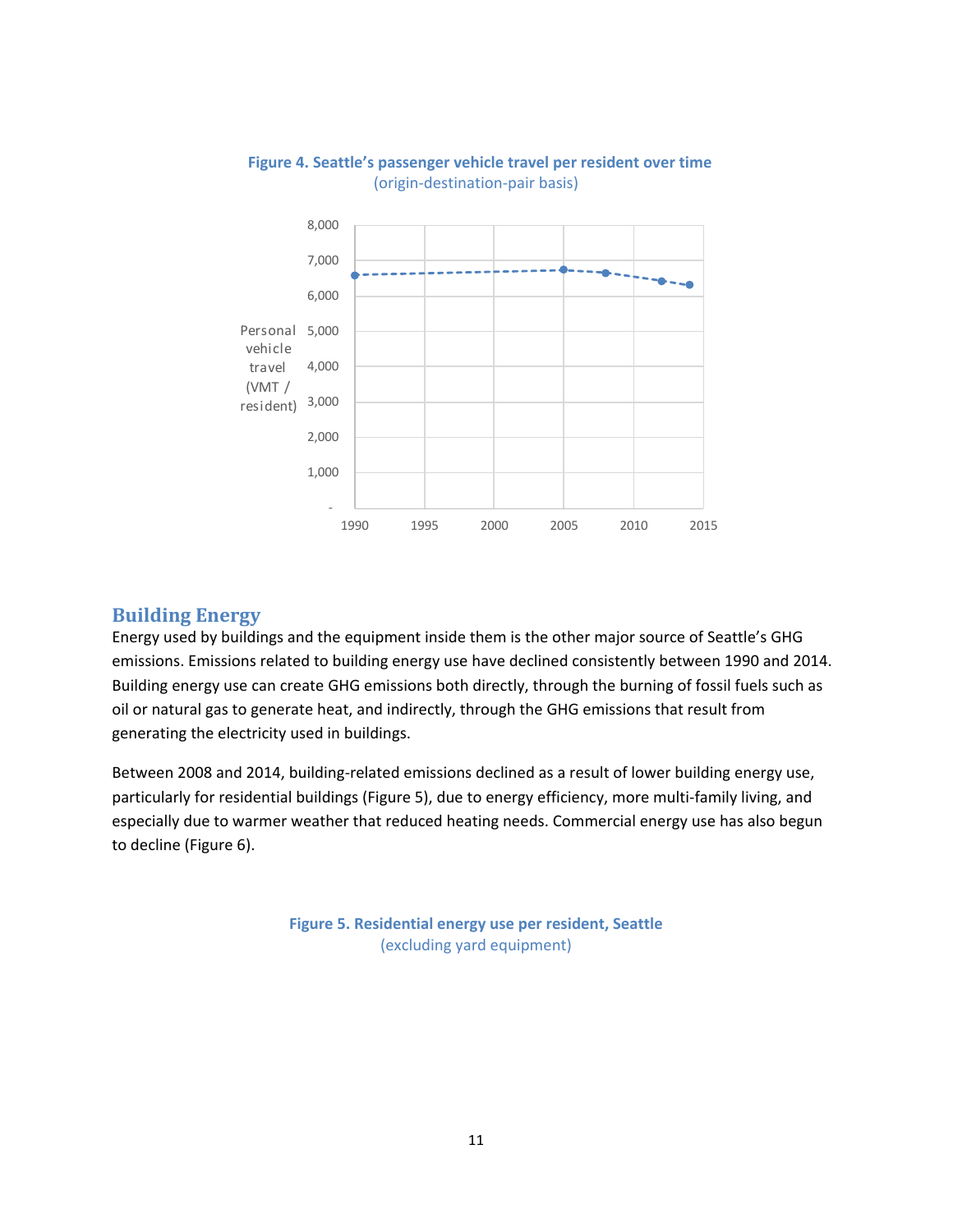**Figure 4. Seattle's passenger vehicle travel per resident over time**
(origin-destination-pair basis)

## Building Energy

Energy used by buildings and the equipment inside them is the other major source of Seattle's GHG emissions. Emissions related to building energy use have declined consistently between 1990 and 2014. Building energy use can create GHG emissions both directly, through the burning of fossil fuels such as oil or natural gas to generate heat, and indirectly, through the GHG emissions that result from generating the electricity used in buildings.

Between 2008 and 2014, building-related emissions declined as a result of lower building energy use, particularly for residential buildings (Figure 5), due to energy efficiency, more multi-family living, and especially due to warmer weather that reduced heating needs. Commercial energy use has also begun to decline (Figure 6).

**Figure 5. Residential energy use per resident, Seattle**
(excluding yard equipment)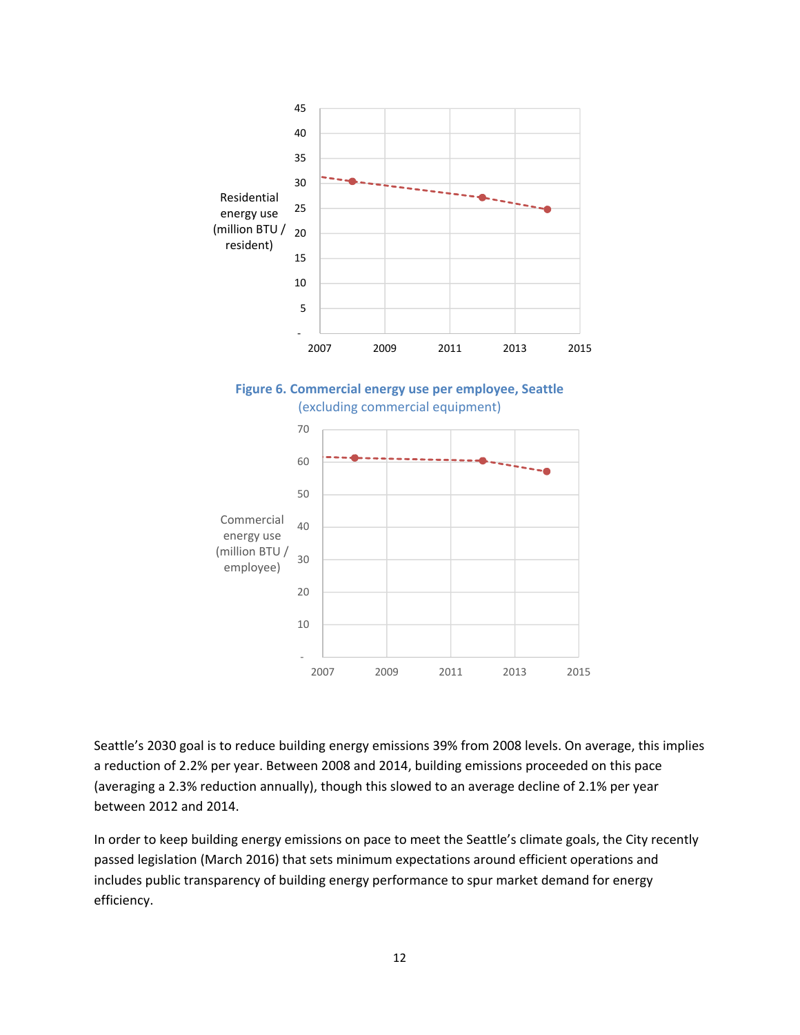Figure 6. Commercial energy use per employee, Seattle
(excluding commercial equipment)

Seattle's 2030 goal is to reduce building energy emissions 39% from 2008 levels. On average, this implies a reduction of 2.2% per year. Between 2008 and 2014, building emissions proceeded on this pace (averaging a 2.3% reduction annually), though this slowed to an average decline of 2.1% per year between 2012 and 2014.

In order to keep building energy emissions on pace to meet the Seattle's climate goals, the City recently passed legislation (March 2016) that sets minimum expectations around efficient operations and includes public transparency of building energy performance to spur market demand for energy efficiency.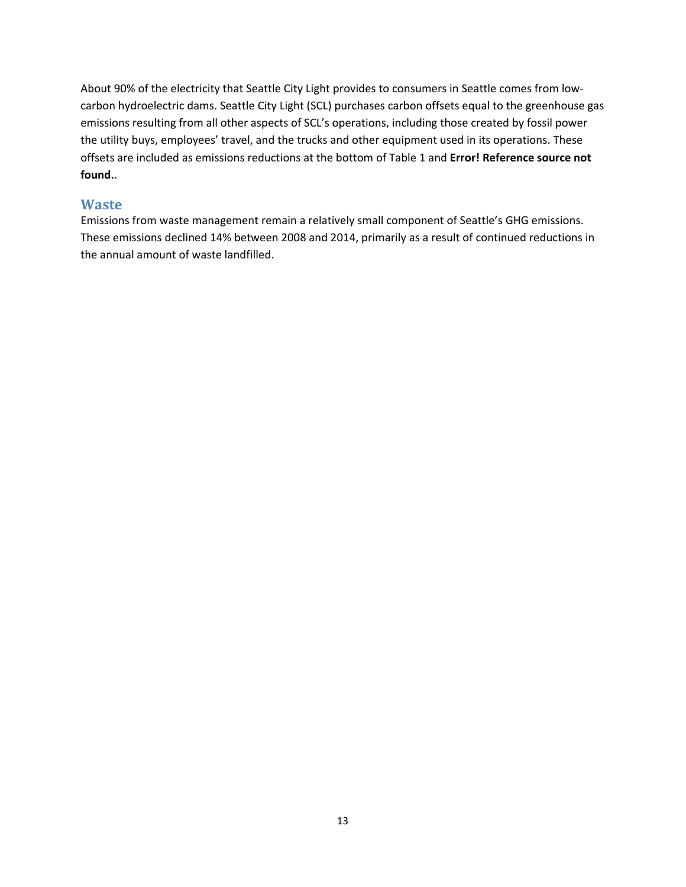About 90% of the electricity that Seattle City Light provides to consumers in Seattle comes from low-carbon hydroelectric dams. Seattle City Light (SCL) purchases carbon offsets equal to the greenhouse gas emissions resulting from all other aspects of SCL's operations, including those created by fossil power the utility buys, employees' travel, and the trucks and other equipment used in its operations. These offsets are included as emissions reductions at the bottom of Table 1 and **Error! Reference source not found.**.

## Waste

Emissions from waste management remain a relatively small component of Seattle's GHG emissions. These emissions declined 14% between 2008 and 2014, primarily as a result of continued reductions in the annual amount of waste landfilled.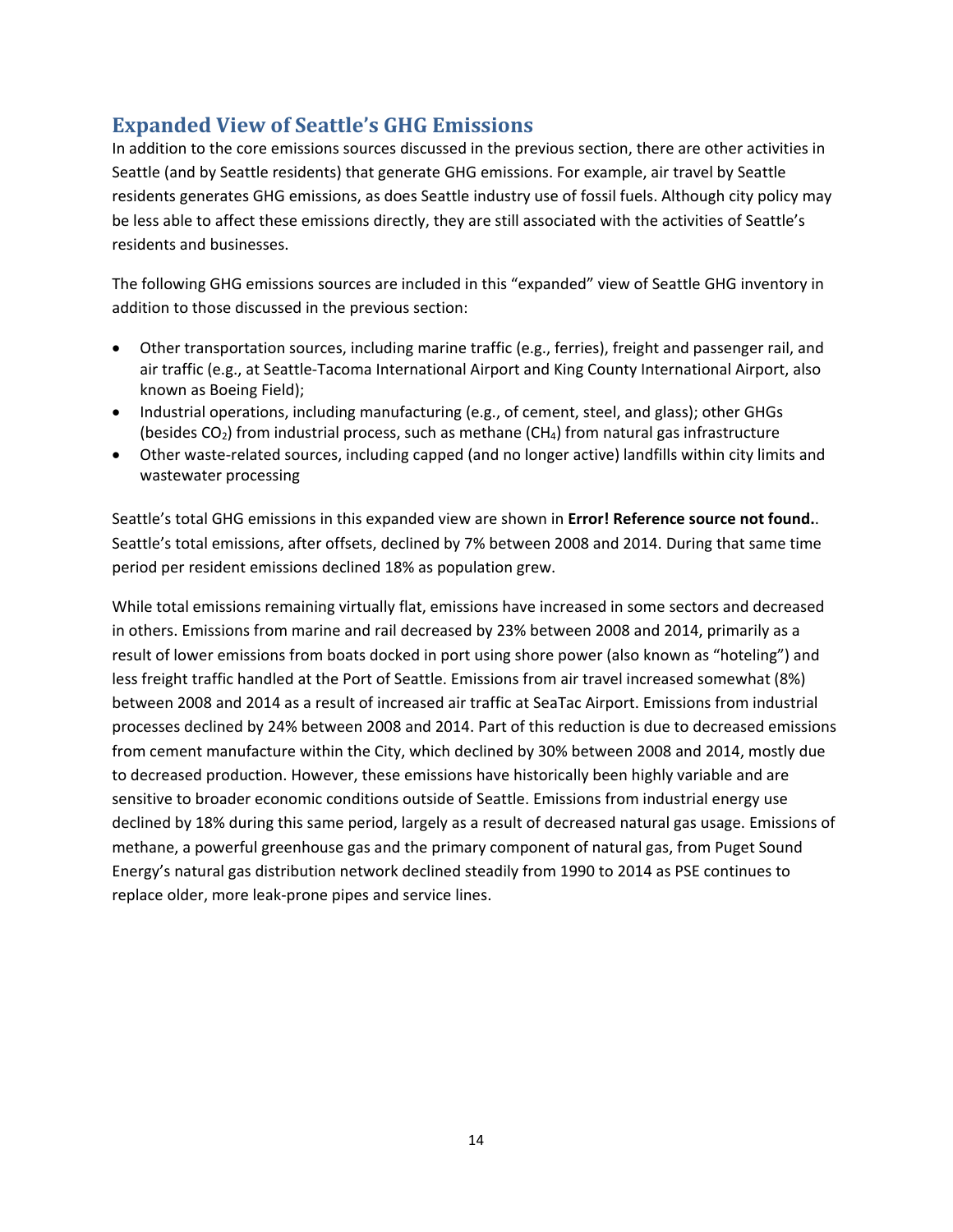## Expanded View of Seattle's GHG Emissions

In addition to the core emissions sources discussed in the previous section, there are other activities in Seattle (and by Seattle residents) that generate GHG emissions. For example, air travel by Seattle residents generates GHG emissions, as does Seattle industry use of fossil fuels. Although city policy may be less able to affect these emissions directly, they are still associated with the activities of Seattle's residents and businesses.

The following GHG emissions sources are included in this "expanded" view of Seattle GHG inventory in addition to those discussed in the previous section:

- Other transportation sources, including marine traffic (e.g., ferries), freight and passenger rail, and air traffic (e.g., at Seattle-Tacoma International Airport and King County International Airport, also known as Boeing Field);
- Industrial operations, including manufacturing (e.g., of cement, steel, and glass); other GHGs (besides $CO_2$) from industrial process, such as methane ($CH_4$) from natural gas infrastructure
- Other waste-related sources, including capped (and no longer active) landfills within city limits and wastewater processing

Seattle's total GHG emissions in this expanded view are shown in **Error! Reference source not found.**. Seattle's total emissions, after offsets, declined by 7% between 2008 and 2014. During that same time period per resident emissions declined 18% as population grew.

While total emissions remaining virtually flat, emissions have increased in some sectors and decreased in others. Emissions from marine and rail decreased by 23% between 2008 and 2014, primarily as a result of lower emissions from boats docked in port using shore power (also known as "hoteling") and less freight traffic handled at the Port of Seattle. Emissions from air travel increased somewhat (8%) between 2008 and 2014 as a result of increased air traffic at SeaTac Airport. Emissions from industrial processes declined by 24% between 2008 and 2014. Part of this reduction is due to decreased emissions from cement manufacture within the City, which declined by 30% between 2008 and 2014, mostly due to decreased production. However, these emissions have historically been highly variable and are sensitive to broader economic conditions outside of Seattle. Emissions from industrial energy use declined by 18% during this same period, largely as a result of decreased natural gas usage. Emissions of methane, a powerful greenhouse gas and the primary component of natural gas, from Puget Sound Energy's natural gas distribution network declined steadily from 1990 to 2014 as PSE continues to replace older, more leak-prone pipes and service lines.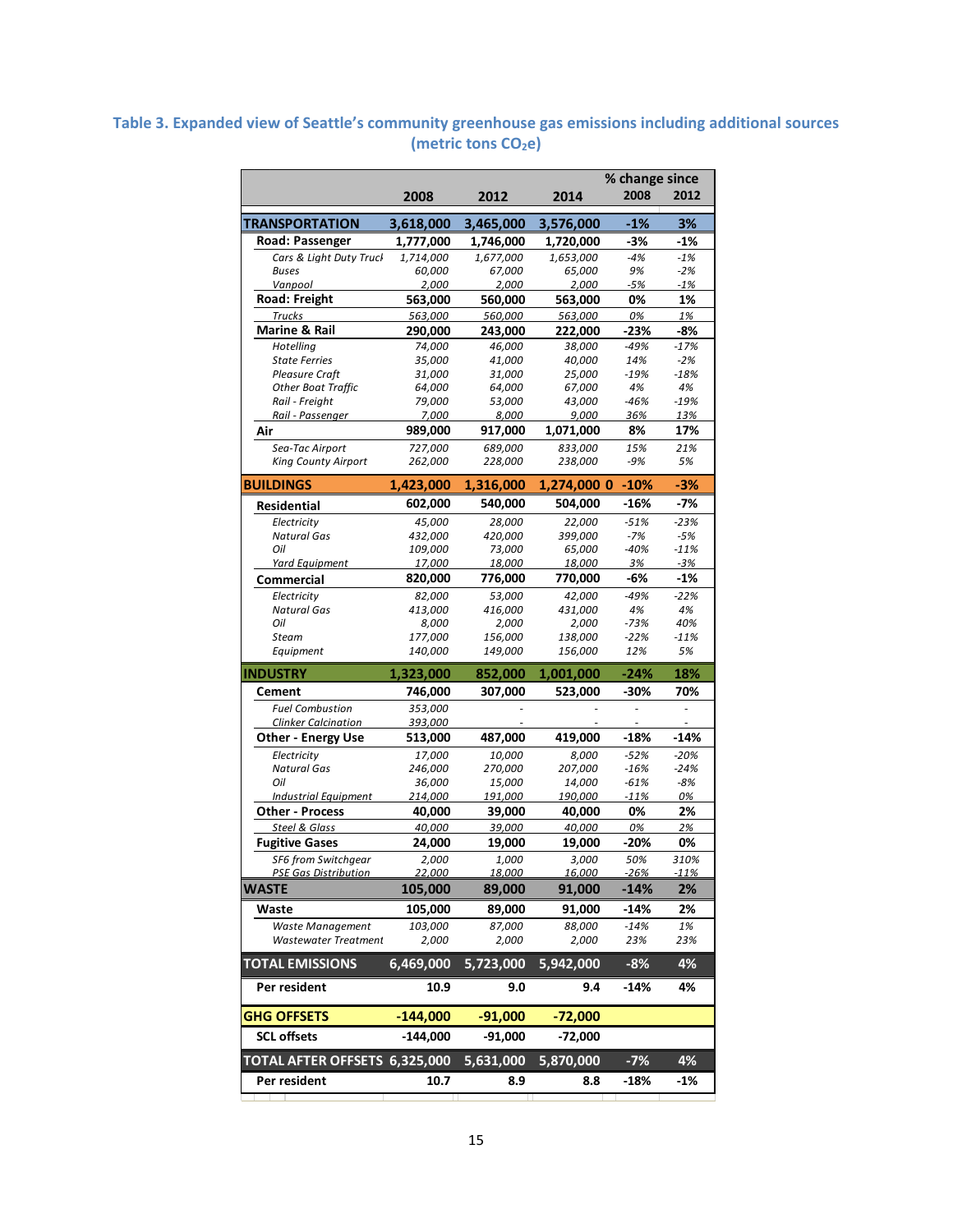**Table 3. Expanded view of Seattle's community greenhouse gas emissions including additional sources (metric tons $CO_2e$)**

| | 2008 | 2012 | 2014 | % change since 2008 | % change since 2012 |
|---|---|---|---|---|---|
| **TRANSPORTATION** | **3,618,000** | **3,465,000** | **3,576,000** | **-1%** | **3%** |
| **Road: Passenger** | **1,777,000** | **1,746,000** | **1,720,000** | **-3%** | **-1%** |
| *Cars & Light Duty Truck* | *1,714,000* | *1,677,000* | *1,653,000* | *-4%* | *-1%* |
| *Buses* | *60,000* | *67,000* | *65,000* | *9%* | *-2%* |
| *Vanpool* | *2,000* | *2,000* | *2,000* | *-5%* | *-1%* |
| **Road: Freight** | **563,000** | **560,000** | **563,000** | **0%** | **1%** |
| *Trucks* | *563,000* | *560,000* | *563,000* | *0%* | *1%* |
| **Marine & Rail** | **290,000** | **243,000** | **222,000** | **-23%** | **-8%** |
| *Hotelling* | *74,000* | *46,000* | *38,000* | *-49%* | *-17%* |
| *State Ferries* | *35,000* | *41,000* | *40,000* | *14%* | *-2%* |
| *Pleasure Craft* | *31,000* | *31,000* | *25,000* | *-19%* | *-18%* |
| *Other Boat Traffic* | *64,000* | *64,000* | *67,000* | *4%* | *4%* |
| *Rail - Freight* | *79,000* | *53,000* | *43,000* | *-46%* | *-19%* |
| *Rail - Passenger* | *7,000* | *8,000* | *9,000* | *36%* | *13%* |
| **Air** | **989,000** | **917,000** | **1,071,000** | **8%** | **17%** |
| *Sea-Tac Airport* | *727,000* | *689,000* | *833,000* | *15%* | *21%* |
| *King County Airport* | *262,000* | *228,000* | *238,000* | *-9%* | *5%* |
| **BUILDINGS** | **1,423,000** | **1,316,000** | **1,274,000 0** | **-10%** | **-3%** |
| **Residential** | **602,000** | **540,000** | **504,000** | **-16%** | **-7%** |
| *Electricity* | *45,000* | *28,000* | *22,000* | *-51%* | *-23%* |
| *Natural Gas* | *432,000* | *420,000* | *399,000* | *-7%* | *-5%* |
| *Oil* | *109,000* | *73,000* | *65,000* | *-40%* | *-11%* |
| *Yard Equipment* | *17,000* | *18,000* | *18,000* | *3%* | *-3%* |
| **Commercial** | **820,000** | **776,000** | **770,000** | **-6%** | **-1%** |
| *Electricity* | *82,000* | *53,000* | *42,000* | *-49%* | *-22%* |
| *Natural Gas* | *413,000* | *416,000* | *431,000* | *4%* | *4%* |
| *Oil* | *8,000* | *2,000* | *2,000* | *-73%* | *40%* |
| *Steam* | *177,000* | *156,000* | *138,000* | *-22%* | *-11%* |
| *Equipment* | *140,000* | *149,000* | *156,000* | *12%* | *5%* |
| **INDUSTRY** | **1,323,000** | **852,000** | **1,001,000** | **-24%** | **18%** |
| **Cement** | **746,000** | **307,000** | **523,000** | **-30%** | **70%** |
| *Fuel Combustion* | *353,000* | - | - | - | - |
| *Clinker Calcination* | *393,000* | - | - | - | - |
| **Other - Energy Use** | **513,000** | **487,000** | **419,000** | **-18%** | **-14%** |
| *Electricity* | *17,000* | *10,000* | *8,000* | *-52%* | *-20%* |
| *Natural Gas* | *246,000* | *270,000* | *207,000* | *-16%* | *-24%* |
| *Oil* | *36,000* | *15,000* | *14,000* | *-61%* | *-8%* |
| *Industrial Equipment* | *214,000* | *191,000* | *190,000* | *-11%* | *0%* |
| **Other - Process** | **40,000** | **39,000** | **40,000** | **0%** | **2%** |
| *Steel & Glass* | *40,000* | *39,000* | *40,000* | *0%* | *2%* |
| **Fugitive Gases** | **24,000** | **19,000** | **19,000** | **-20%** | **0%** |
| *SF6 from Switchgear* | *2,000* | *1,000* | *3,000* | *50%* | *310%* |
| *PSE Gas Distribution* | *22,000* | *18,000* | *16,000* | *-26%* | *-11%* |
| **WASTE** | **105,000** | **89,000** | **91,000** | **-14%** | **2%** |
| **Waste** | **105,000** | **89,000** | **91,000** | **-14%** | **2%** |
| *Waste Management* | *103,000* | *87,000* | *88,000* | *-14%* | *1%* |
| *Wastewater Treatment* | *2,000* | *2,000* | *2,000* | *23%* | *23%* |
| **TOTAL EMISSIONS** | **6,469,000** | **5,723,000** | **5,942,000** | **-8%** | **4%** |
| **Per resident** | **10.9** | **9.0** | **9.4** | **-14%** | **4%** |
| **GHG OFFSETS** | **-144,000** | **-91,000** | **-72,000** | | |
| **SCL offsets** | **-144,000** | **-91,000** | **-72,000** | | |
| **TOTAL AFTER OFFSETS** | **6,325,000** | **5,631,000** | **5,870,000** | **-7%** | **4%** |
| **Per resident** | **10.7** | **8.9** | **8.8** | **-18%** | **-1%** |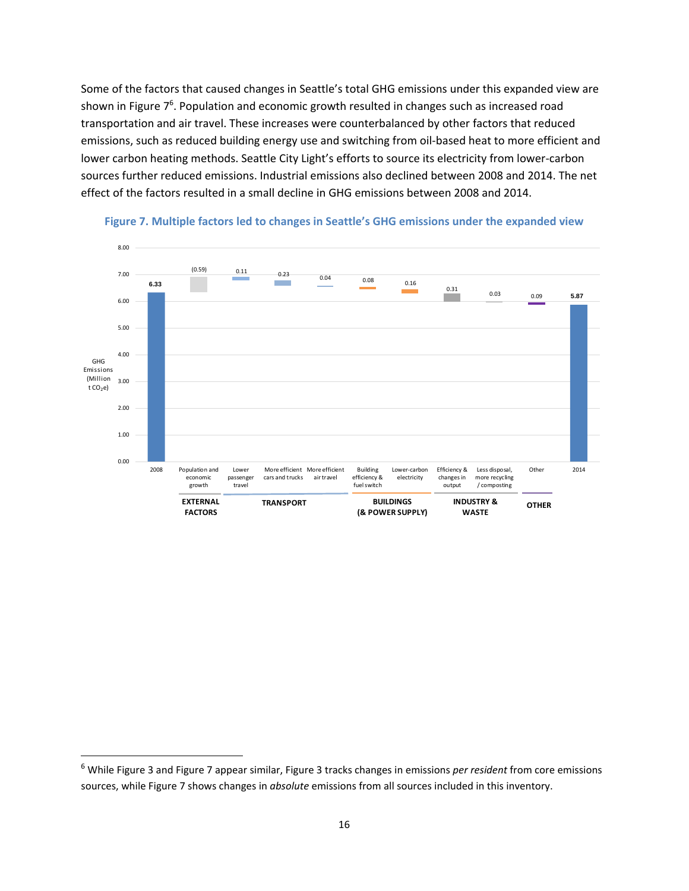Some of the factors that caused changes in Seattle's total GHG emissions under this expanded view are shown in Figure 7[6]. Population and economic growth resulted in changes such as increased road transportation and air travel. These increases were counterbalanced by other factors that reduced emissions, such as reduced building energy use and switching from oil-based heat to more efficient and lower carbon heating methods. Seattle City Light's efforts to source its electricity from lower-carbon sources further reduced emissions. Industrial emissions also declined between 2008 and 2014. The net effect of the factors resulted in a small decline in GHG emissions between 2008 and 2014.

**Figure 7. Multiple factors led to changes in Seattle's GHG emissions under the expanded view**

| Category | Factor | GHG Emissions (Million t $CO_2e$) |
|---|---|---|
| | 2008 | 6.33 |
| EXTERNAL FACTORS | Population and economic growth | (0.59) |
| TRANSPORT | Lower passenger travel | 0.11 |
| TRANSPORT | More efficient cars and trucks | 0.23 |
| TRANSPORT | More efficient air travel | 0.04 |
| BUILDINGS (& POWER SUPPLY) | Building efficiency & fuel switch | 0.08 |
| BUILDINGS (& POWER SUPPLY) | Lower-carbon electricity | 0.16 |
| INDUSTRY & WASTE | Efficiency & changes in output | 0.31 |
| INDUSTRY & WASTE | Less disposal, more recycling / composting | 0.03 |
| OTHER | Other | 0.09 |
| | 2014 | 5.87 |

[6] While Figure 3 and Figure 7 appear similar, Figure 3 tracks changes in emissions *per resident* from core emissions sources, while Figure 7 shows changes in *absolute* emissions from all sources included in this inventory.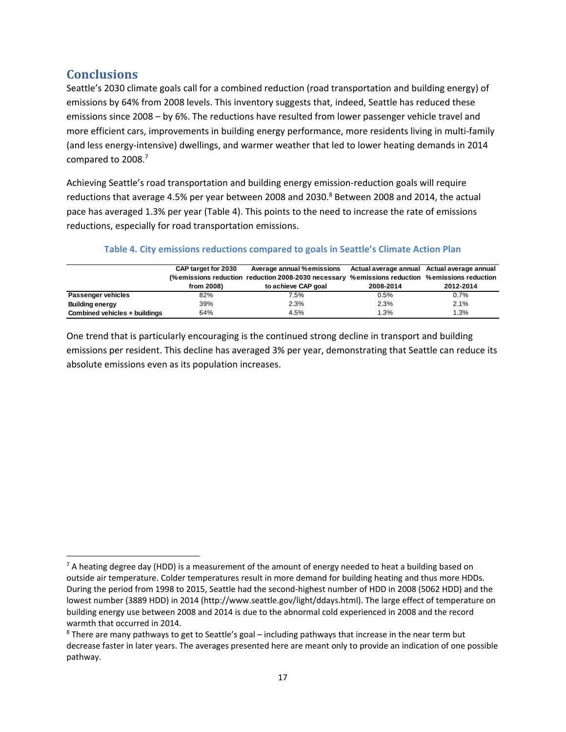## Conclusions

Seattle's 2030 climate goals call for a combined reduction (road transportation and building energy) of emissions by 64% from 2008 levels. This inventory suggests that, indeed, Seattle has reduced these emissions since 2008 – by 6%. The reductions have resulted from lower passenger vehicle travel and more efficient cars, improvements in building energy performance, more residents living in multi-family (and less energy-intensive) dwellings, and warmer weather that led to lower heating demands in 2014 compared to 2008.[7]

Achieving Seattle's road transportation and building energy emission-reduction goals will require reductions that average 4.5% per year between 2008 and 2030.[8] Between 2008 and 2014, the actual pace has averaged 1.3% per year (Table 4). This points to the need to increase the rate of emissions reductions, especially for road transportation emissions.

**Table 4. City emissions reductions compared to goals in Seattle's Climate Action Plan**

| | CAP target for 2030 (% emissions reduction from 2008) | Average annual % emissions reduction 2008-2030 necessary to achieve CAP goal | Actual average annual % emissions reduction 2008-2014 | Actual average annual % emissions reduction 2012-2014 |
|---|---|---|---|---|
| **Passenger vehicles** | 82% | 7.5% | 0.5% | 0.7% |
| **Building energy** | 39% | 2.3% | 2.3% | 2.1% |
| **Combined vehicles + buildings** | 64% | 4.5% | 1.3% | 1.3% |

One trend that is particularly encouraging is the continued strong decline in transport and building emissions per resident. This decline has averaged 3% per year, demonstrating that Seattle can reduce its absolute emissions even as its population increases.

---

[7] A heating degree day (HDD) is a measurement of the amount of energy needed to heat a building based on outside air temperature. Colder temperatures result in more demand for building heating and thus more HDDs. During the period from 1998 to 2015, Seattle had the second-highest number of HDD in 2008 (5062 HDD) and the lowest number (3889 HDD) in 2014 (http://www.seattle.gov/light/ddays.html). The large effect of temperature on building energy use between 2008 and 2014 is due to the abnormal cold experienced in 2008 and the record warmth that occurred in 2014.

[8] There are many pathways to get to Seattle's goal – including pathways that increase in the near term but decrease faster in later years. The averages presented here are meant only to provide an indication of one possible pathway.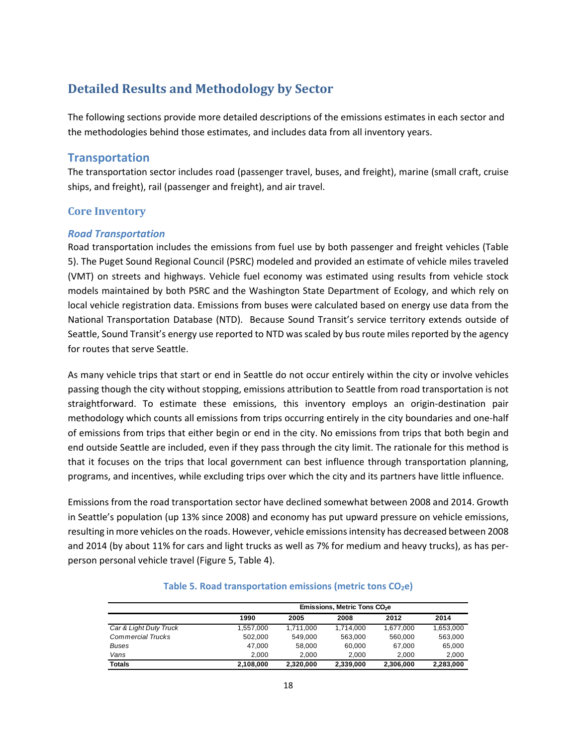# Detailed Results and Methodology by Sector

The following sections provide more detailed descriptions of the emissions estimates in each sector and the methodologies behind those estimates, and includes data from all inventory years.

## Transportation

The transportation sector includes road (passenger travel, buses, and freight), marine (small craft, cruise ships, and freight), rail (passenger and freight), and air travel.

### Core Inventory

#### *Road Transportation*

Road transportation includes the emissions from fuel use by both passenger and freight vehicles (Table 5). The Puget Sound Regional Council (PSRC) modeled and provided an estimate of vehicle miles traveled (VMT) on streets and highways. Vehicle fuel economy was estimated using results from vehicle stock models maintained by both PSRC and the Washington State Department of Ecology, and which rely on local vehicle registration data. Emissions from buses were calculated based on energy use data from the National Transportation Database (NTD). Because Sound Transit's service territory extends outside of Seattle, Sound Transit's energy use reported to NTD was scaled by bus route miles reported by the agency for routes that serve Seattle.

As many vehicle trips that start or end in Seattle do not occur entirely within the city or involve vehicles passing though the city without stopping, emissions attribution to Seattle from road transportation is not straightforward. To estimate these emissions, this inventory employs an origin-destination pair methodology which counts all emissions from trips occurring entirely in the city boundaries and one-half of emissions from trips that either begin or end in the city. No emissions from trips that both begin and end outside Seattle are included, even if they pass through the city limit. The rationale for this method is that it focuses on the trips that local government can best influence through transportation planning, programs, and incentives, while excluding trips over which the city and its partners have little influence.

Emissions from the road transportation sector have declined somewhat between 2008 and 2014. Growth in Seattle's population (up 13% since 2008) and economy has put upward pressure on vehicle emissions, resulting in more vehicles on the roads. However, vehicle emissions intensity has decreased between 2008 and 2014 (by about 11% for cars and light trucks as well as 7% for medium and heavy trucks), as has per-person personal vehicle travel (Figure 5, Table 4).

**Table 5. Road transportation emissions (metric tons $CO_2e$)**

| | Emissions, Metric Tons $CO_2e$ | | | | |
|---|---|---|---|---|---|
| | 1990 | 2005 | 2008 | 2012 | 2014 |
| *Car & Light Duty Truck* | 1,557,000 | 1,711,000 | 1,714,000 | 1,677,000 | 1,653,000 |
| *Commercial Trucks* | 502,000 | 549,000 | 563,000 | 560,000 | 563,000 |
| *Buses* | 47,000 | 58,000 | 60,000 | 67,000 | 65,000 |
| *Vans* | 2,000 | 2,000 | 2,000 | 2,000 | 2,000 |
| **Totals** | **2,108,000** | **2,320,000** | **2,339,000** | **2,306,000** | **2,283,000** |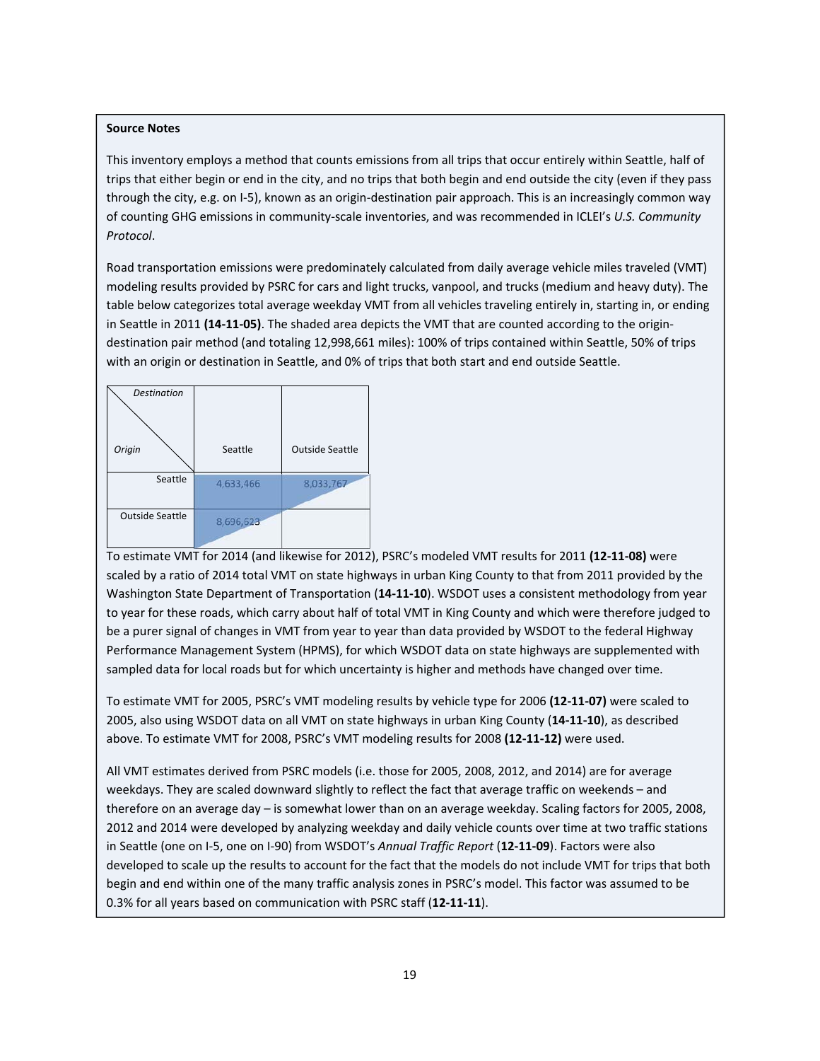**Source Notes**

This inventory employs a method that counts emissions from all trips that occur entirely within Seattle, half of trips that either begin or end in the city, and no trips that both begin and end outside the city (even if they pass through the city, e.g. on I-5), known as an origin-destination pair approach. This is an increasingly common way of counting GHG emissions in community-scale inventories, and was recommended in ICLEI's *U.S. Community Protocol*.

Road transportation emissions were predominately calculated from daily average vehicle miles traveled (VMT) modeling results provided by PSRC for cars and light trucks, vanpool, and trucks (medium and heavy duty). The table below categorizes total average weekday VMT from all vehicles traveling entirely in, starting in, or ending in Seattle in 2011 **(14-11-05)**. The shaded area depicts the VMT that are counted according to the origin-destination pair method (and totaling 12,998,661 miles): 100% of trips contained within Seattle, 50% of trips with an origin or destination in Seattle, and 0% of trips that both start and end outside Seattle.

| Origin \ Destination | Seattle | Outside Seattle |
|---|---|---|
| Seattle | 4,633,466 | 8,033,767 |
| Outside Seattle | 8,696,623 | |

To estimate VMT for 2014 (and likewise for 2012), PSRC's modeled VMT results for 2011 **(12-11-08)** were scaled by a ratio of 2014 total VMT on state highways in urban King County to that from 2011 provided by the Washington State Department of Transportation (**14-11-10**). WSDOT uses a consistent methodology from year to year for these roads, which carry about half of total VMT in King County and which were therefore judged to be a purer signal of changes in VMT from year to year than data provided by WSDOT to the federal Highway Performance Management System (HPMS), for which WSDOT data on state highways are supplemented with sampled data for local roads but for which uncertainty is higher and methods have changed over time.

To estimate VMT for 2005, PSRC's VMT modeling results by vehicle type for 2006 **(12-11-07)** were scaled to 2005, also using WSDOT data on all VMT on state highways in urban King County (**14-11-10**), as described above. To estimate VMT for 2008, PSRC's VMT modeling results for 2008 **(12-11-12)** were used.

All VMT estimates derived from PSRC models (i.e. those for 2005, 2008, 2012, and 2014) are for average weekdays. They are scaled downward slightly to reflect the fact that average traffic on weekends – and therefore on an average day – is somewhat lower than on an average weekday. Scaling factors for 2005, 2008, 2012 and 2014 were developed by analyzing weekday and daily vehicle counts over time at two traffic stations in Seattle (one on I-5, one on I-90) from WSDOT's *Annual Traffic Report* (**12-11-09**). Factors were also developed to scale up the results to account for the fact that the models do not include VMT for trips that both begin and end within one of the many traffic analysis zones in PSRC's model. This factor was assumed to be 0.3% for all years based on communication with PSRC staff (**12-11-11**).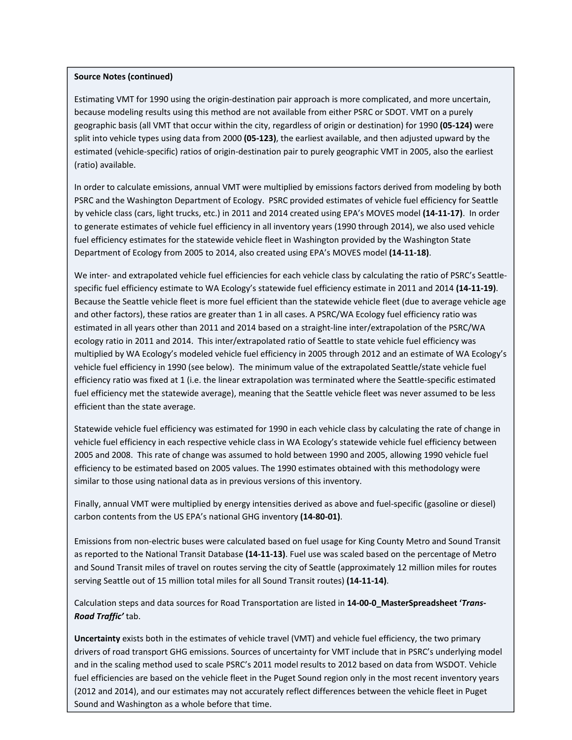**Source Notes (continued)**

Estimating VMT for 1990 using the origin-destination pair approach is more complicated, and more uncertain, because modeling results using this method are not available from either PSRC or SDOT. VMT on a purely geographic basis (all VMT that occur within the city, regardless of origin or destination) for 1990 **(05-124)** were split into vehicle types using data from 2000 **(05-123)**, the earliest available, and then adjusted upward by the estimated (vehicle-specific) ratios of origin-destination pair to purely geographic VMT in 2005, also the earliest (ratio) available.

In order to calculate emissions, annual VMT were multiplied by emissions factors derived from modeling by both PSRC and the Washington Department of Ecology. PSRC provided estimates of vehicle fuel efficiency for Seattle by vehicle class (cars, light trucks, etc.) in 2011 and 2014 created using EPA's MOVES model **(14-11-17)**. In order to generate estimates of vehicle fuel efficiency in all inventory years (1990 through 2014), we also used vehicle fuel efficiency estimates for the statewide vehicle fleet in Washington provided by the Washington State Department of Ecology from 2005 to 2014, also created using EPA's MOVES model **(14-11-18)**.

We inter- and extrapolated vehicle fuel efficiencies for each vehicle class by calculating the ratio of PSRC's Seattle-specific fuel efficiency estimate to WA Ecology's statewide fuel efficiency estimate in 2011 and 2014 **(14-11-19)**. Because the Seattle vehicle fleet is more fuel efficient than the statewide vehicle fleet (due to average vehicle age and other factors), these ratios are greater than 1 in all cases. A PSRC/WA Ecology fuel efficiency ratio was estimated in all years other than 2011 and 2014 based on a straight-line inter/extrapolation of the PSRC/WA ecology ratio in 2011 and 2014. This inter/extrapolated ratio of Seattle to state vehicle fuel efficiency was multiplied by WA Ecology's modeled vehicle fuel efficiency in 2005 through 2012 and an estimate of WA Ecology's vehicle fuel efficiency in 1990 (see below). The minimum value of the extrapolated Seattle/state vehicle fuel efficiency ratio was fixed at 1 (i.e. the linear extrapolation was terminated where the Seattle-specific estimated fuel efficiency met the statewide average), meaning that the Seattle vehicle fleet was never assumed to be less efficient than the state average.

Statewide vehicle fuel efficiency was estimated for 1990 in each vehicle class by calculating the rate of change in vehicle fuel efficiency in each respective vehicle class in WA Ecology's statewide vehicle fuel efficiency between 2005 and 2008. This rate of change was assumed to hold between 1990 and 2005, allowing 1990 vehicle fuel efficiency to be estimated based on 2005 values. The 1990 estimates obtained with this methodology were similar to those using national data as in previous versions of this inventory.

Finally, annual VMT were multiplied by energy intensities derived as above and fuel-specific (gasoline or diesel) carbon contents from the US EPA's national GHG inventory **(14-80-01)**.

Emissions from non-electric buses were calculated based on fuel usage for King County Metro and Sound Transit as reported to the National Transit Database **(14-11-13)**. Fuel use was scaled based on the percentage of Metro and Sound Transit miles of travel on routes serving the city of Seattle (approximately 12 million miles for routes serving Seattle out of 15 million total miles for all Sound Transit routes) **(14-11-14)**.

Calculation steps and data sources for Road Transportation are listed in **14-00-0_MasterSpreadsheet *'Trans-Road Traffic'*** tab.

**Uncertainty** exists both in the estimates of vehicle travel (VMT) and vehicle fuel efficiency, the two primary drivers of road transport GHG emissions. Sources of uncertainty for VMT include that in PSRC's underlying model and in the scaling method used to scale PSRC's 2011 model results to 2012 based on data from WSDOT. Vehicle fuel efficiencies are based on the vehicle fleet in the Puget Sound region only in the most recent inventory years (2012 and 2014), and our estimates may not accurately reflect differences between the vehicle fleet in Puget Sound and Washington as a whole before that time.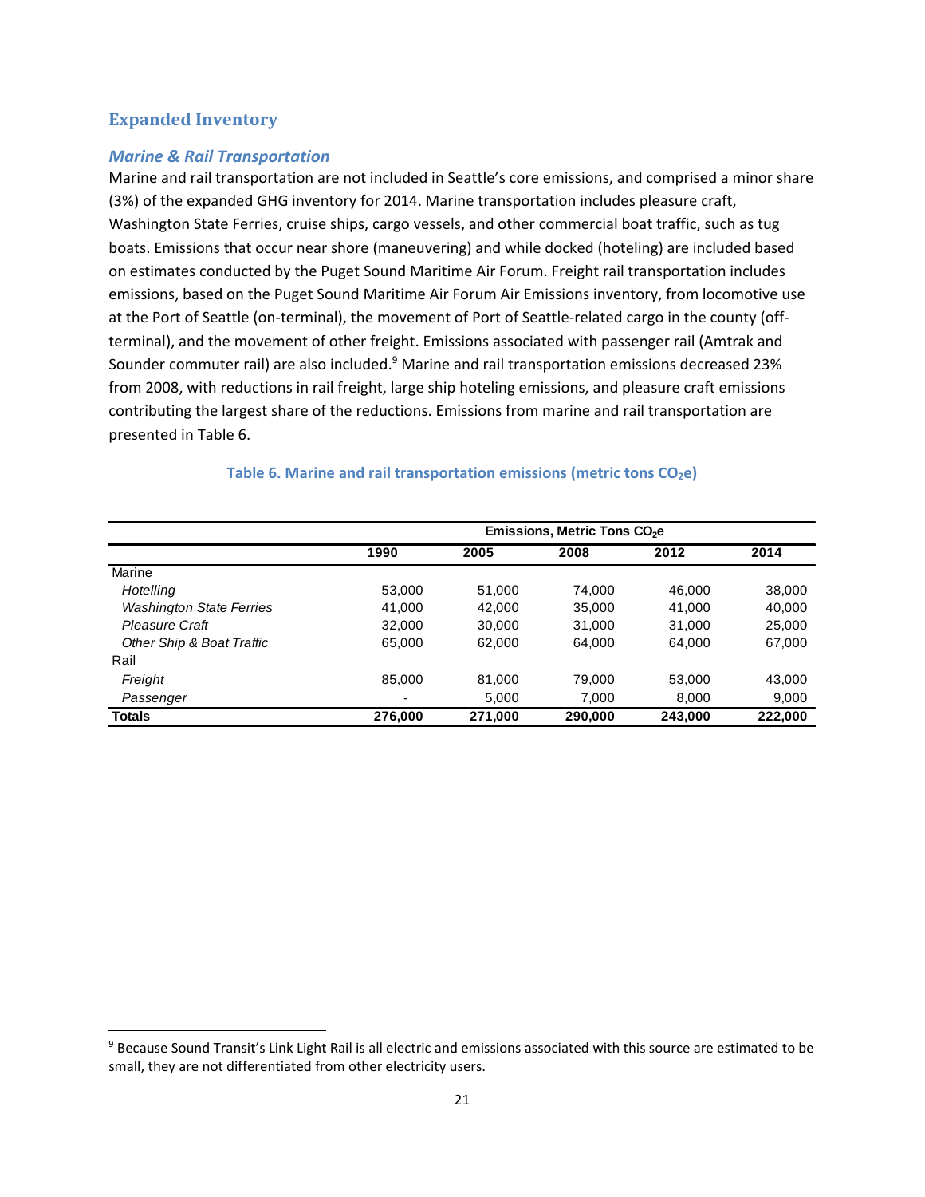## Expanded Inventory

### *Marine & Rail Transportation*

Marine and rail transportation are not included in Seattle's core emissions, and comprised a minor share (3%) of the expanded GHG inventory for 2014. Marine transportation includes pleasure craft, Washington State Ferries, cruise ships, cargo vessels, and other commercial boat traffic, such as tug boats. Emissions that occur near shore (maneuvering) and while docked (hoteling) are included based on estimates conducted by the Puget Sound Maritime Air Forum. Freight rail transportation includes emissions, based on the Puget Sound Maritime Air Forum Air Emissions inventory, from locomotive use at the Port of Seattle (on-terminal), the movement of Port of Seattle-related cargo in the county (off-terminal), and the movement of other freight. Emissions associated with passenger rail (Amtrak and Sounder commuter rail) are also included.[9] Marine and rail transportation emissions decreased 23% from 2008, with reductions in rail freight, large ship hoteling emissions, and pleasure craft emissions contributing the largest share of the reductions. Emissions from marine and rail transportation are presented in Table 6.

**Table 6. Marine and rail transportation emissions (metric tons $CO_2e$)**

| | Emissions, Metric Tons $CO_2e$ | | | | |
|---|---|---|---|---|---|
| | **1990** | **2005** | **2008** | **2012** | **2014** |
| Marine | | | | | |
| *Hotelling* | 53,000 | 51,000 | 74,000 | 46,000 | 38,000 |
| *Washington State Ferries* | 41,000 | 42,000 | 35,000 | 41,000 | 40,000 |
| *Pleasure Craft* | 32,000 | 30,000 | 31,000 | 31,000 | 25,000 |
| *Other Ship & Boat Traffic* | 65,000 | 62,000 | 64,000 | 64,000 | 67,000 |
| Rail | | | | | |
| *Freight* | 85,000 | 81,000 | 79,000 | 53,000 | 43,000 |
| *Passenger* | - | 5,000 | 7,000 | 8,000 | 9,000 |
| **Totals** | **276,000** | **271,000** | **290,000** | **243,000** | **222,000** |

[9] Because Sound Transit's Link Light Rail is all electric and emissions associated with this source are estimated to be small, they are not differentiated from other electricity users.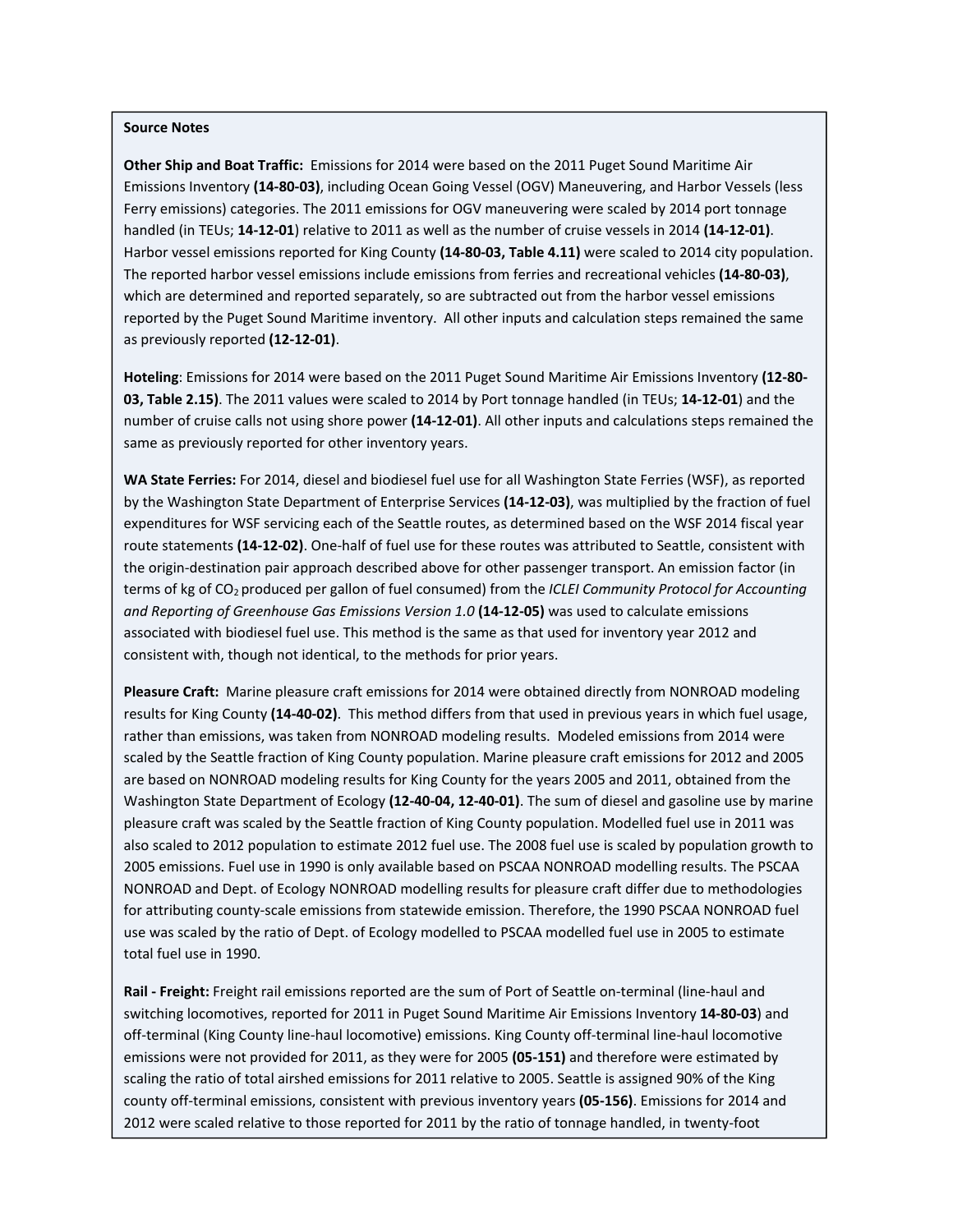**Source Notes**

**Other Ship and Boat Traffic:** Emissions for 2014 were based on the 2011 Puget Sound Maritime Air Emissions Inventory **(14-80-03)**, including Ocean Going Vessel (OGV) Maneuvering, and Harbor Vessels (less Ferry emissions) categories. The 2011 emissions for OGV maneuvering were scaled by 2014 port tonnage handled (in TEUs; **14-12-01**) relative to 2011 as well as the number of cruise vessels in 2014 **(14-12-01)**. Harbor vessel emissions reported for King County **(14-80-03, Table 4.11)** were scaled to 2014 city population. The reported harbor vessel emissions include emissions from ferries and recreational vehicles **(14-80-03)**, which are determined and reported separately, so are subtracted out from the harbor vessel emissions reported by the Puget Sound Maritime inventory. All other inputs and calculation steps remained the same as previously reported **(12-12-01)**.

**Hoteling**: Emissions for 2014 were based on the 2011 Puget Sound Maritime Air Emissions Inventory **(12-80-03, Table 2.15)**. The 2011 values were scaled to 2014 by Port tonnage handled (in TEUs; **14-12-01**) and the number of cruise calls not using shore power **(14-12-01)**. All other inputs and calculations steps remained the same as previously reported for other inventory years.

**WA State Ferries:** For 2014, diesel and biodiesel fuel use for all Washington State Ferries (WSF), as reported by the Washington State Department of Enterprise Services **(14-12-03)**, was multiplied by the fraction of fuel expenditures for WSF servicing each of the Seattle routes, as determined based on the WSF 2014 fiscal year route statements **(14-12-02)**. One-half of fuel use for these routes was attributed to Seattle, consistent with the origin-destination pair approach described above for other passenger transport. An emission factor (in terms of kg of $CO_2$ produced per gallon of fuel consumed) from the *ICLEI Community Protocol for Accounting and Reporting of Greenhouse Gas Emissions Version 1.0* **(14-12-05)** was used to calculate emissions associated with biodiesel fuel use. This method is the same as that used for inventory year 2012 and consistent with, though not identical, to the methods for prior years.

**Pleasure Craft:** Marine pleasure craft emissions for 2014 were obtained directly from NONROAD modeling results for King County **(14-40-02)**. This method differs from that used in previous years in which fuel usage, rather than emissions, was taken from NONROAD modeling results. Modeled emissions from 2014 were scaled by the Seattle fraction of King County population. Marine pleasure craft emissions for 2012 and 2005 are based on NONROAD modeling results for King County for the years 2005 and 2011, obtained from the Washington State Department of Ecology **(12-40-04, 12-40-01)**. The sum of diesel and gasoline use by marine pleasure craft was scaled by the Seattle fraction of King County population. Modelled fuel use in 2011 was also scaled to 2012 population to estimate 2012 fuel use. The 2008 fuel use is scaled by population growth to 2005 emissions. Fuel use in 1990 is only available based on PSCAA NONROAD modelling results. The PSCAA NONROAD and Dept. of Ecology NONROAD modelling results for pleasure craft differ due to methodologies for attributing county-scale emissions from statewide emission. Therefore, the 1990 PSCAA NONROAD fuel use was scaled by the ratio of Dept. of Ecology modelled to PSCAA modelled fuel use in 2005 to estimate total fuel use in 1990.

**Rail - Freight:** Freight rail emissions reported are the sum of Port of Seattle on-terminal (line-haul and switching locomotives, reported for 2011 in Puget Sound Maritime Air Emissions Inventory **14-80-03**) and off-terminal (King County line-haul locomotive) emissions. King County off-terminal line-haul locomotive emissions were not provided for 2011, as they were for 2005 **(05-151)** and therefore were estimated by scaling the ratio of total airshed emissions for 2011 relative to 2005. Seattle is assigned 90% of the King county off-terminal emissions, consistent with previous inventory years **(05-156)**. Emissions for 2014 and 2012 were scaled relative to those reported for 2011 by the ratio of tonnage handled, in twenty-foot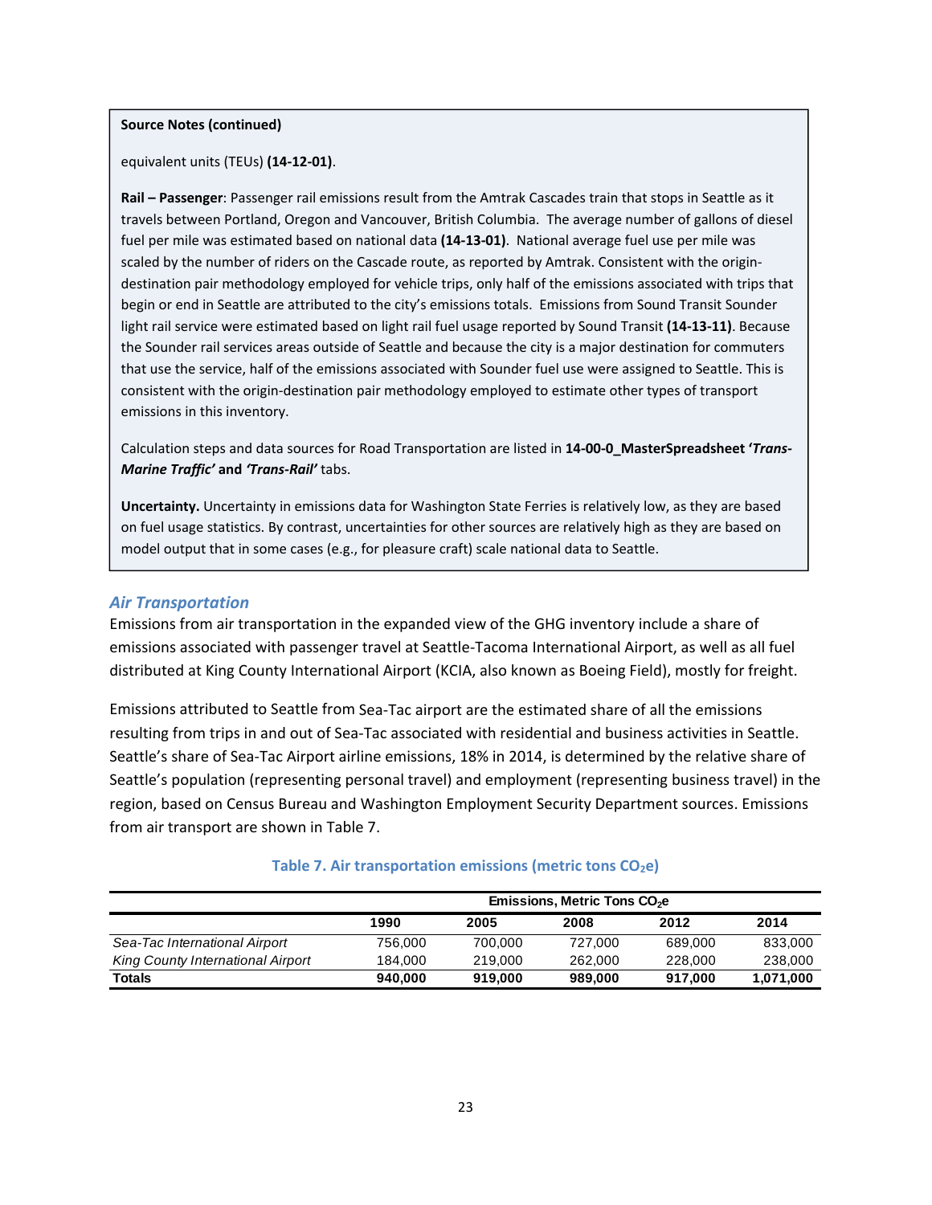**Source Notes (continued)**

equivalent units (TEUs) **(14-12-01)**.

**Rail – Passenger**: Passenger rail emissions result from the Amtrak Cascades train that stops in Seattle as it travels between Portland, Oregon and Vancouver, British Columbia. The average number of gallons of diesel fuel per mile was estimated based on national data **(14-13-01)**. National average fuel use per mile was scaled by the number of riders on the Cascade route, as reported by Amtrak. Consistent with the origin-destination pair methodology employed for vehicle trips, only half of the emissions associated with trips that begin or end in Seattle are attributed to the city's emissions totals. Emissions from Sound Transit Sounder light rail service were estimated based on light rail fuel usage reported by Sound Transit **(14-13-11)**. Because the Sounder rail services areas outside of Seattle and because the city is a major destination for commuters that use the service, half of the emissions associated with Sounder fuel use were assigned to Seattle. This is consistent with the origin-destination pair methodology employed to estimate other types of transport emissions in this inventory.

Calculation steps and data sources for Road Transportation are listed in **14-00-0_MasterSpreadsheet '*Trans-Marine Traffic*' and '*Trans-Rail*'** tabs.

**Uncertainty.** Uncertainty in emissions data for Washington State Ferries is relatively low, as they are based on fuel usage statistics. By contrast, uncertainties for other sources are relatively high as they are based on model output that in some cases (e.g., for pleasure craft) scale national data to Seattle.

### *Air Transportation*

Emissions from air transportation in the expanded view of the GHG inventory include a share of emissions associated with passenger travel at Seattle-Tacoma International Airport, as well as all fuel distributed at King County International Airport (KCIA, also known as Boeing Field), mostly for freight.

Emissions attributed to Seattle from Sea-Tac airport are the estimated share of all the emissions resulting from trips in and out of Sea-Tac associated with residential and business activities in Seattle. Seattle's share of Sea-Tac Airport airline emissions, 18% in 2014, is determined by the relative share of Seattle's population (representing personal travel) and employment (representing business travel) in the region, based on Census Bureau and Washington Employment Security Department sources. Emissions from air transport are shown in Table 7.

**Table 7. Air transportation emissions (metric tons $CO_2$e)**

| | Emissions, Metric Tons $CO_2$e | | | | |
|---|---|---|---|---|---|
| | **1990** | **2005** | **2008** | **2012** | **2014** |
| *Sea-Tac International Airport* | 756,000 | 700,000 | 727,000 | 689,000 | 833,000 |
| *King County International Airport* | 184,000 | 219,000 | 262,000 | 228,000 | 238,000 |
| **Totals** | **940,000** | **919,000** | **989,000** | **917,000** | **1,071,000** |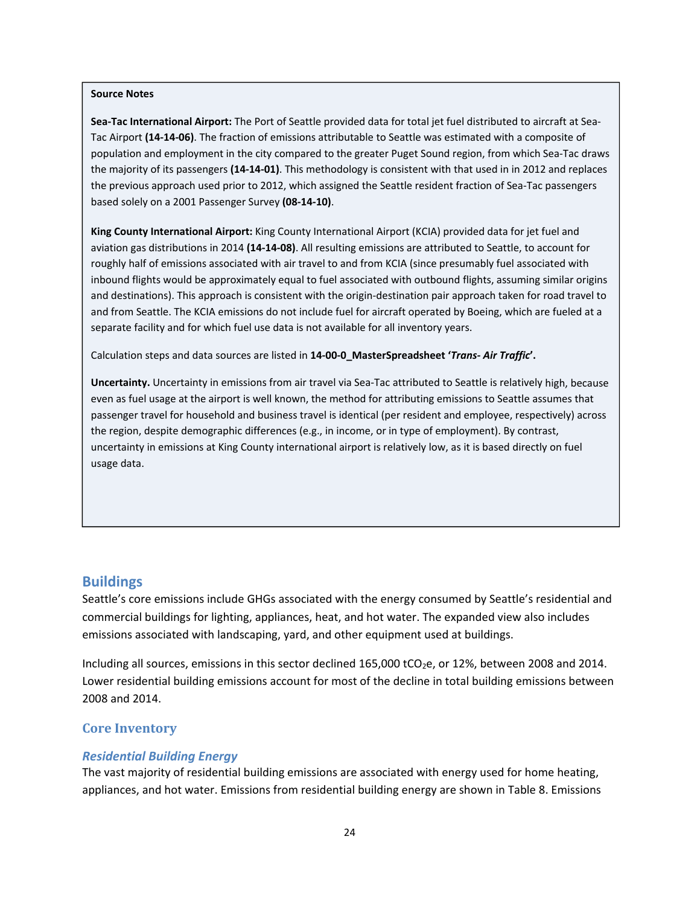**Source Notes**

**Sea-Tac International Airport:** The Port of Seattle provided data for total jet fuel distributed to aircraft at Sea-Tac Airport **(14-14-06)**. The fraction of emissions attributable to Seattle was estimated with a composite of population and employment in the city compared to the greater Puget Sound region, from which Sea-Tac draws the majority of its passengers **(14-14-01)**. This methodology is consistent with that used in in 2012 and replaces the previous approach used prior to 2012, which assigned the Seattle resident fraction of Sea-Tac passengers based solely on a 2001 Passenger Survey **(08-14-10)**.

**King County International Airport:** King County International Airport (KCIA) provided data for jet fuel and aviation gas distributions in 2014 **(14-14-08)**. All resulting emissions are attributed to Seattle, to account for roughly half of emissions associated with air travel to and from KCIA (since presumably fuel associated with inbound flights would be approximately equal to fuel associated with outbound flights, assuming similar origins and destinations). This approach is consistent with the origin-destination pair approach taken for road travel to and from Seattle. The KCIA emissions do not include fuel for aircraft operated by Boeing, which are fueled at a separate facility and for which fuel use data is not available for all inventory years.

Calculation steps and data sources are listed in **14-00-0_MasterSpreadsheet '*Trans- Air Traffic*'.**

**Uncertainty.** Uncertainty in emissions from air travel via Sea-Tac attributed to Seattle is relatively high, because even as fuel usage at the airport is well known, the method for attributing emissions to Seattle assumes that passenger travel for household and business travel is identical (per resident and employee, respectively) across the region, despite demographic differences (e.g., in income, or in type of employment). By contrast, uncertainty in emissions at King County international airport is relatively low, as it is based directly on fuel usage data.

## Buildings

Seattle's core emissions include GHGs associated with the energy consumed by Seattle's residential and commercial buildings for lighting, appliances, heat, and hot water. The expanded view also includes emissions associated with landscaping, yard, and other equipment used at buildings.

Including all sources, emissions in this sector declined 165,000 $tCO_2e$, or 12%, between 2008 and 2014. Lower residential building emissions account for most of the decline in total building emissions between 2008 and 2014.

### Core Inventory

#### *Residential Building Energy*

The vast majority of residential building emissions are associated with energy used for home heating, appliances, and hot water. Emissions from residential building energy are shown in Table 8. Emissions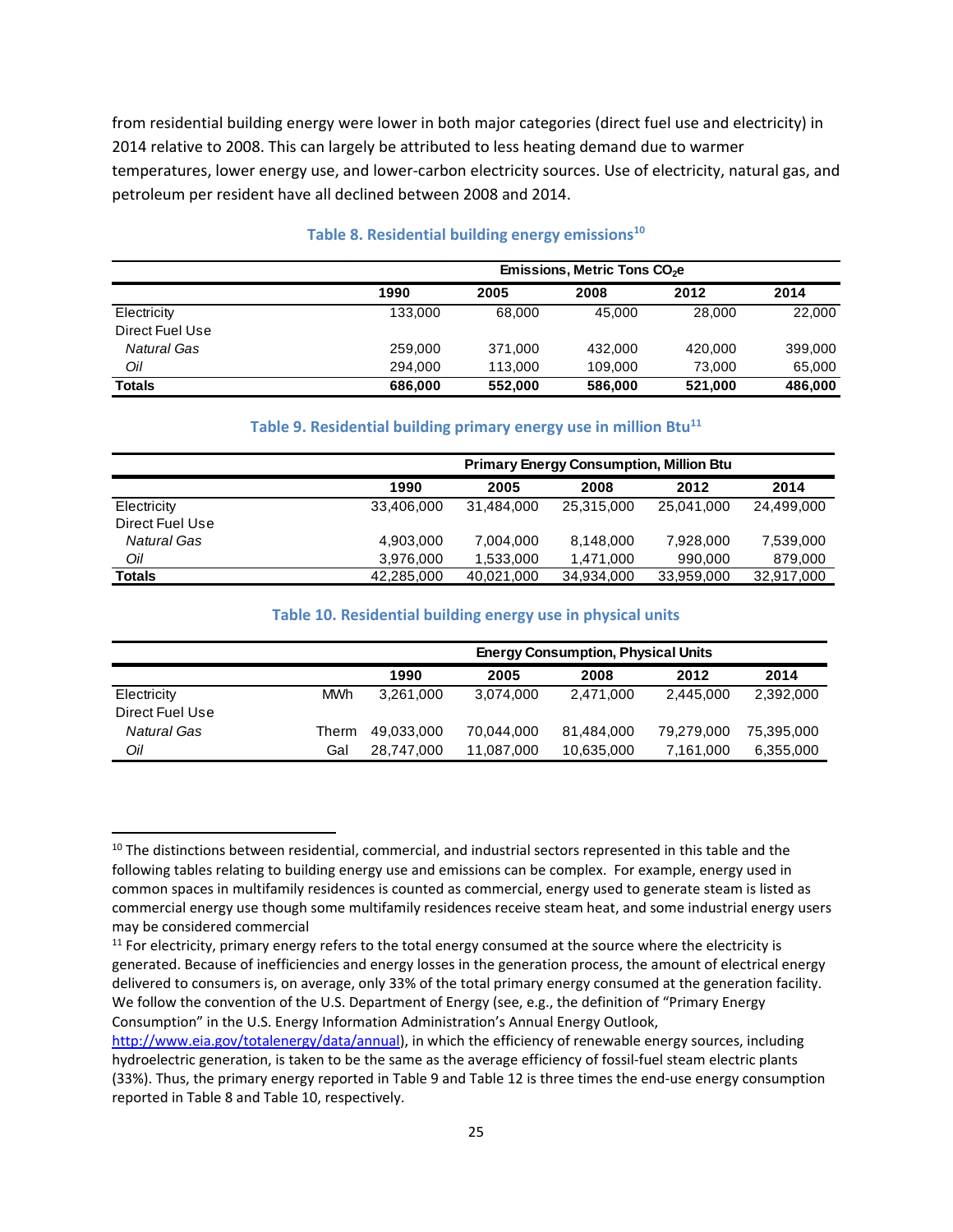from residential building energy were lower in both major categories (direct fuel use and electricity) in 2014 relative to 2008. This can largely be attributed to less heating demand due to warmer temperatures, lower energy use, and lower-carbon electricity sources. Use of electricity, natural gas, and petroleum per resident have all declined between 2008 and 2014.

### Table 8. Residential building energy emissions[10]

| | Emissions, Metric Tons $CO_2e$ | | | | |
|---|---|---|---|---|---|
| | **1990** | **2005** | **2008** | **2012** | **2014** |
| Electricity | 133,000 | 68,000 | 45,000 | 28,000 | 22,000 |
| Direct Fuel Use | | | | | |
| *Natural Gas* | 259,000 | 371,000 | 432,000 | 420,000 | 399,000 |
| *Oil* | 294,000 | 113,000 | 109,000 | 73,000 | 65,000 |
| **Totals** | **686,000** | **552,000** | **586,000** | **521,000** | **486,000** |

### Table 9. Residential building primary energy use in million Btu[11]

| | Primary Energy Consumption, Million Btu | | | | |
|---|---|---|---|---|---|
| | **1990** | **2005** | **2008** | **2012** | **2014** |
| Electricity | 33,406,000 | 31,484,000 | 25,315,000 | 25,041,000 | 24,499,000 |
| Direct Fuel Use | | | | | |
| *Natural Gas* | 4,903,000 | 7,004,000 | 8,148,000 | 7,928,000 | 7,539,000 |
| *Oil* | 3,976,000 | 1,533,000 | 1,471,000 | 990,000 | 879,000 |
| **Totals** | 42,285,000 | 40,021,000 | 34,934,000 | 33,959,000 | 32,917,000 |

### Table 10. Residential building energy use in physical units

| | | Energy Consumption, Physical Units | | | | |
|---|---|---|---|---|---|---|
| | | **1990** | **2005** | **2008** | **2012** | **2014** |
| Electricity | MWh | 3,261,000 | 3,074,000 | 2,471,000 | 2,445,000 | 2,392,000 |
| Direct Fuel Use | | | | | | |
| *Natural Gas* | Therm | 49,033,000 | 70,044,000 | 81,484,000 | 79,279,000 | 75,395,000 |
| *Oil* | Gal | 28,747,000 | 11,087,000 | 10,635,000 | 7,161,000 | 6,355,000 |

---

[10] The distinctions between residential, commercial, and industrial sectors represented in this table and the following tables relating to building energy use and emissions can be complex. For example, energy used in common spaces in multifamily residences is counted as commercial, energy used to generate steam is listed as commercial energy use though some multifamily residences receive steam heat, and some industrial energy users may be considered commercial

[11] For electricity, primary energy refers to the total energy consumed at the source where the electricity is generated. Because of inefficiencies and energy losses in the generation process, the amount of electrical energy delivered to consumers is, on average, only 33% of the total primary energy consumed at the generation facility. We follow the convention of the U.S. Department of Energy (see, e.g., the definition of "Primary Energy Consumption" in the U.S. Energy Information Administration's Annual Energy Outlook, http://www.eia.gov/totalenergy/data/annual), in which the efficiency of renewable energy sources, including hydroelectric generation, is taken to be the same as the average efficiency of fossil-fuel steam electric plants (33%). Thus, the primary energy reported in Table 9 and Table 12 is three times the end-use energy consumption reported in Table 8 and Table 10, respectively.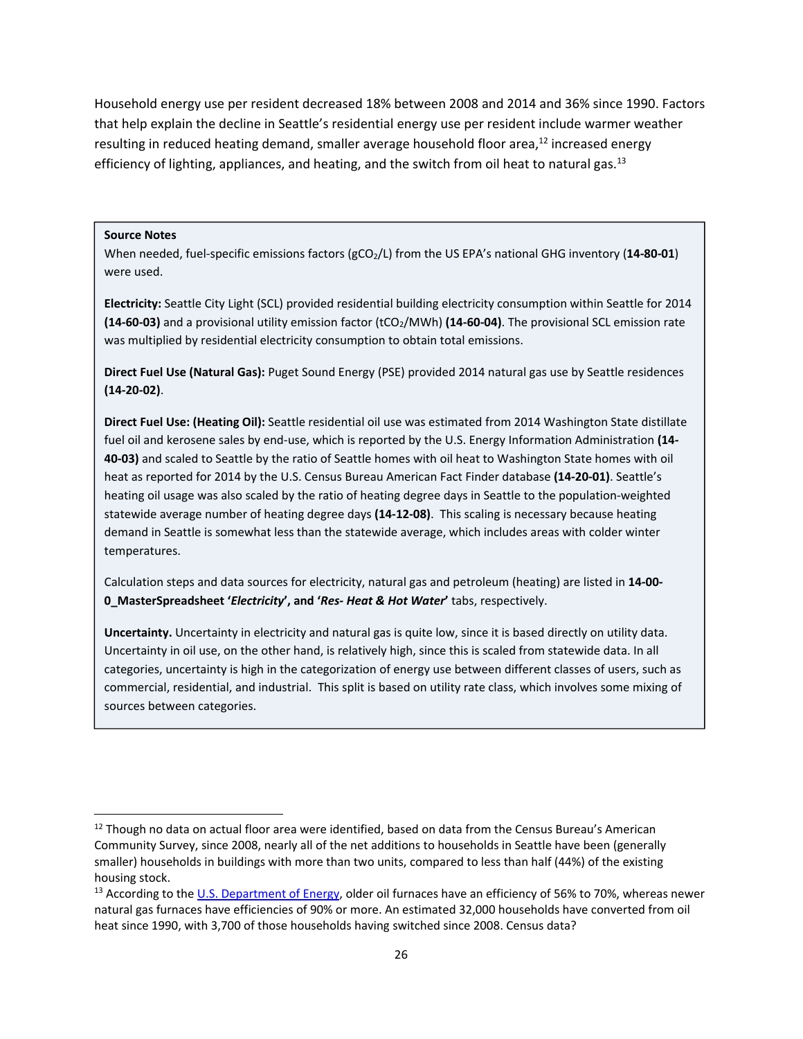Household energy use per resident decreased 18% between 2008 and 2014 and 36% since 1990. Factors that help explain the decline in Seattle's residential energy use per resident include warmer weather resulting in reduced heating demand, smaller average household floor area,[12] increased energy efficiency of lighting, appliances, and heating, and the switch from oil heat to natural gas.[13]

**Source Notes**

When needed, fuel-specific emissions factors ($gCO_2/L$) from the US EPA's national GHG inventory (**14-80-01**) were used.

**Electricity:** Seattle City Light (SCL) provided residential building electricity consumption within Seattle for 2014 **(14-60-03)** and a provisional utility emission factor ($tCO_2/MWh$) **(14-60-04)**. The provisional SCL emission rate was multiplied by residential electricity consumption to obtain total emissions.

**Direct Fuel Use (Natural Gas):** Puget Sound Energy (PSE) provided 2014 natural gas use by Seattle residences **(14-20-02)**.

**Direct Fuel Use: (Heating Oil):** Seattle residential oil use was estimated from 2014 Washington State distillate fuel oil and kerosene sales by end-use, which is reported by the U.S. Energy Information Administration **(14-40-03)** and scaled to Seattle by the ratio of Seattle homes with oil heat to Washington State homes with oil heat as reported for 2014 by the U.S. Census Bureau American Fact Finder database **(14-20-01)**. Seattle's heating oil usage was also scaled by the ratio of heating degree days in Seattle to the population-weighted statewide average number of heating degree days **(14-12-08)**. This scaling is necessary because heating demand in Seattle is somewhat less than the statewide average, which includes areas with colder winter temperatures.

Calculation steps and data sources for electricity, natural gas and petroleum (heating) are listed in **14-00-0_MasterSpreadsheet '*Electricity*', and '*Res- Heat & Hot Water*'** tabs, respectively.

**Uncertainty.** Uncertainty in electricity and natural gas is quite low, since it is based directly on utility data. Uncertainty in oil use, on the other hand, is relatively high, since this is scaled from statewide data. In all categories, uncertainty is high in the categorization of energy use between different classes of users, such as commercial, residential, and industrial. This split is based on utility rate class, which involves some mixing of sources between categories.

---

[12] Though no data on actual floor area were identified, based on data from the Census Bureau's American Community Survey, since 2008, nearly all of the net additions to households in Seattle have been (generally smaller) households in buildings with more than two units, compared to less than half (44%) of the existing housing stock.

[13] According to the U.S. Department of Energy, older oil furnaces have an efficiency of 56% to 70%, whereas newer natural gas furnaces have efficiencies of 90% or more. An estimated 32,000 households have converted from oil heat since 1990, with 3,700 of those households having switched since 2008. Census data?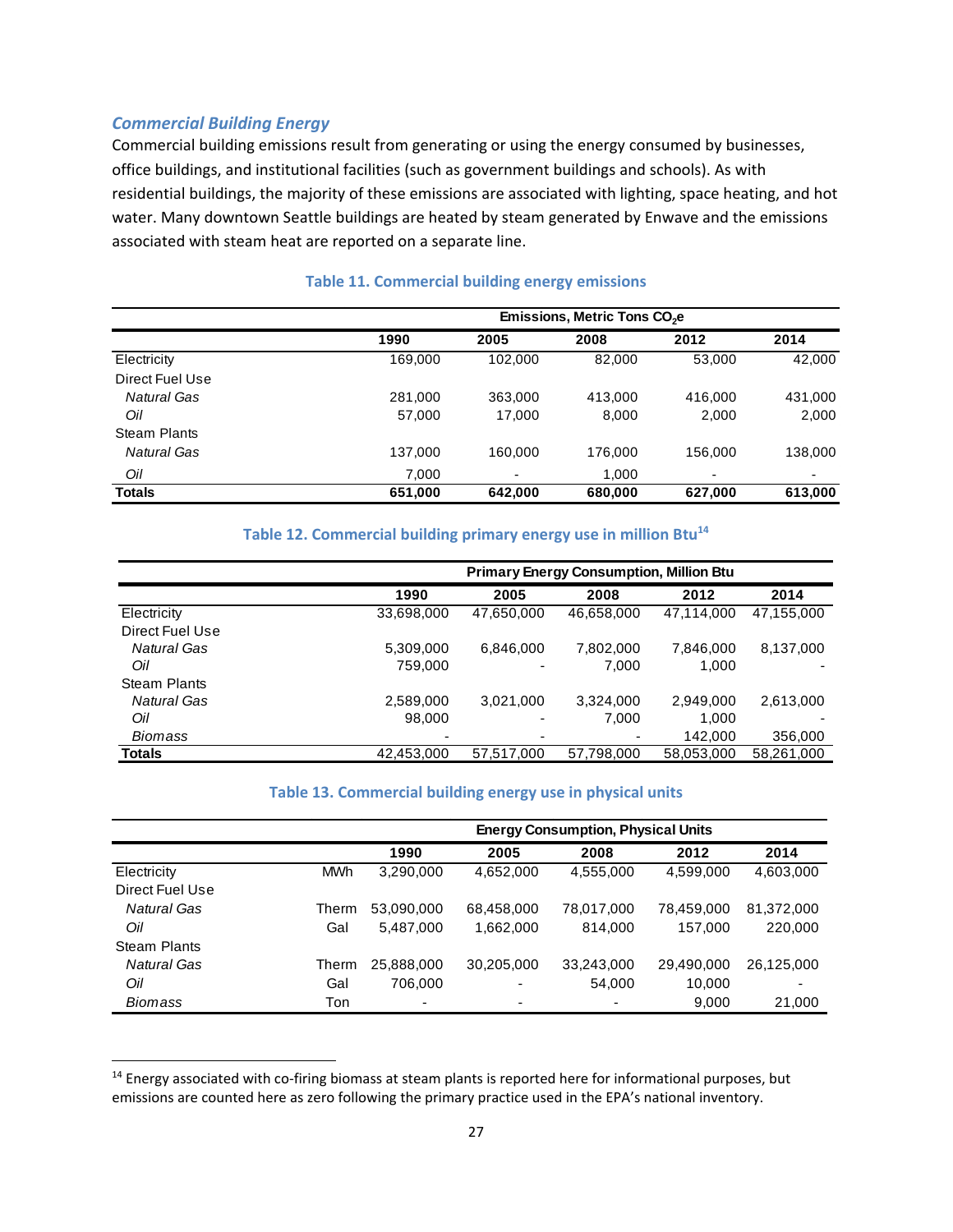### *Commercial Building Energy*

Commercial building emissions result from generating or using the energy consumed by businesses, office buildings, and institutional facilities (such as government buildings and schools). As with residential buildings, the majority of these emissions are associated with lighting, space heating, and hot water. Many downtown Seattle buildings are heated by steam generated by Enwave and the emissions associated with steam heat are reported on a separate line.

**Table 11. Commercial building energy emissions**

| | Emissions, Metric Tons $CO_2e$ | | | | |
|---|---|---|---|---|---|
| | **1990** | **2005** | **2008** | **2012** | **2014** |
| Electricity | 169,000 | 102,000 | 82,000 | 53,000 | 42,000 |
| Direct Fuel Use | | | | | |
| *Natural Gas* | 281,000 | 363,000 | 413,000 | 416,000 | 431,000 |
| *Oil* | 57,000 | 17,000 | 8,000 | 2,000 | 2,000 |
| Steam Plants | | | | | |
| *Natural Gas* | 137,000 | 160,000 | 176,000 | 156,000 | 138,000 |
| *Oil* | 7,000 | - | 1,000 | - | - |
| **Totals** | **651,000** | **642,000** | **680,000** | **627,000** | **613,000** |

**Table 12. Commercial building primary energy use in million Btu[14]**

| | Primary Energy Consumption, Million Btu | | | | |
|---|---|---|---|---|---|
| | **1990** | **2005** | **2008** | **2012** | **2014** |
| Electricity | 33,698,000 | 47,650,000 | 46,658,000 | 47,114,000 | 47,155,000 |
| Direct Fuel Use | | | | | |
| *Natural Gas* | 5,309,000 | 6,846,000 | 7,802,000 | 7,846,000 | 8,137,000 |
| *Oil* | 759,000 | - | 7,000 | 1,000 | - |
| Steam Plants | | | | | |
| *Natural Gas* | 2,589,000 | 3,021,000 | 3,324,000 | 2,949,000 | 2,613,000 |
| *Oil* | 98,000 | - | 7,000 | 1,000 | - |
| *Biomass* | - | - | - | 142,000 | 356,000 |
| **Totals** | 42,453,000 | 57,517,000 | 57,798,000 | 58,053,000 | 58,261,000 |

**Table 13. Commercial building energy use in physical units**

| | | Energy Consumption, Physical Units | | | | |
|---|---|---|---|---|---|---|
| | | **1990** | **2005** | **2008** | **2012** | **2014** |
| Electricity | MWh | 3,290,000 | 4,652,000 | 4,555,000 | 4,599,000 | 4,603,000 |
| Direct Fuel Use | | | | | | |
| *Natural Gas* | Therm | 53,090,000 | 68,458,000 | 78,017,000 | 78,459,000 | 81,372,000 |
| *Oil* | Gal | 5,487,000 | 1,662,000 | 814,000 | 157,000 | 220,000 |
| Steam Plants | | | | | | |
| *Natural Gas* | Therm | 25,888,000 | 30,205,000 | 33,243,000 | 29,490,000 | 26,125,000 |
| *Oil* | Gal | 706,000 | - | 54,000 | 10,000 | - |
| *Biomass* | Ton | - | - | - | 9,000 | 21,000 |

[14] Energy associated with co-firing biomass at steam plants is reported here for informational purposes, but emissions are counted here as zero following the primary practice used in the EPA's national inventory.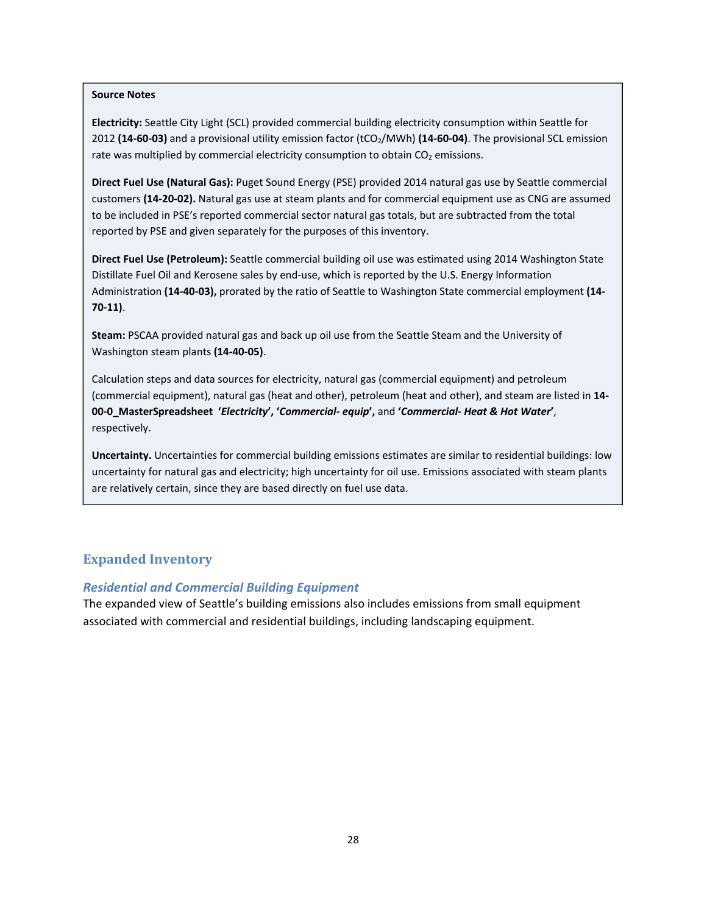**Source Notes**

**Electricity:** Seattle City Light (SCL) provided commercial building electricity consumption within Seattle for 2012 **(14-60-03)** and a provisional utility emission factor ($tCO_2$/MWh) **(14-60-04)**. The provisional SCL emission rate was multiplied by commercial electricity consumption to obtain $CO_2$ emissions.

**Direct Fuel Use (Natural Gas):** Puget Sound Energy (PSE) provided 2014 natural gas use by Seattle commercial customers **(14-20-02).** Natural gas use at steam plants and for commercial equipment use as CNG are assumed to be included in PSE's reported commercial sector natural gas totals, but are subtracted from the total reported by PSE and given separately for the purposes of this inventory.

**Direct Fuel Use (Petroleum):** Seattle commercial building oil use was estimated using 2014 Washington State Distillate Fuel Oil and Kerosene sales by end-use, which is reported by the U.S. Energy Information Administration **(14-40-03),** prorated by the ratio of Seattle to Washington State commercial employment **(14-70-11)**.

**Steam:** PSCAA provided natural gas and back up oil use from the Seattle Steam and the University of Washington steam plants **(14-40-05)**.

Calculation steps and data sources for electricity, natural gas (commercial equipment) and petroleum (commercial equipment), natural gas (heat and other), petroleum (heat and other), and steam are listed in **14-00-0_MasterSpreadsheet '*Electricity*', '*Commercial- equip*',** and **'*Commercial- Heat & Hot Water*'**, respectively.

**Uncertainty.** Uncertainties for commercial building emissions estimates are similar to residential buildings: low uncertainty for natural gas and electricity; high uncertainty for oil use. Emissions associated with steam plants are relatively certain, since they are based directly on fuel use data.

## Expanded Inventory

### *Residential and Commercial Building Equipment*

The expanded view of Seattle's building emissions also includes emissions from small equipment associated with commercial and residential buildings, including landscaping equipment.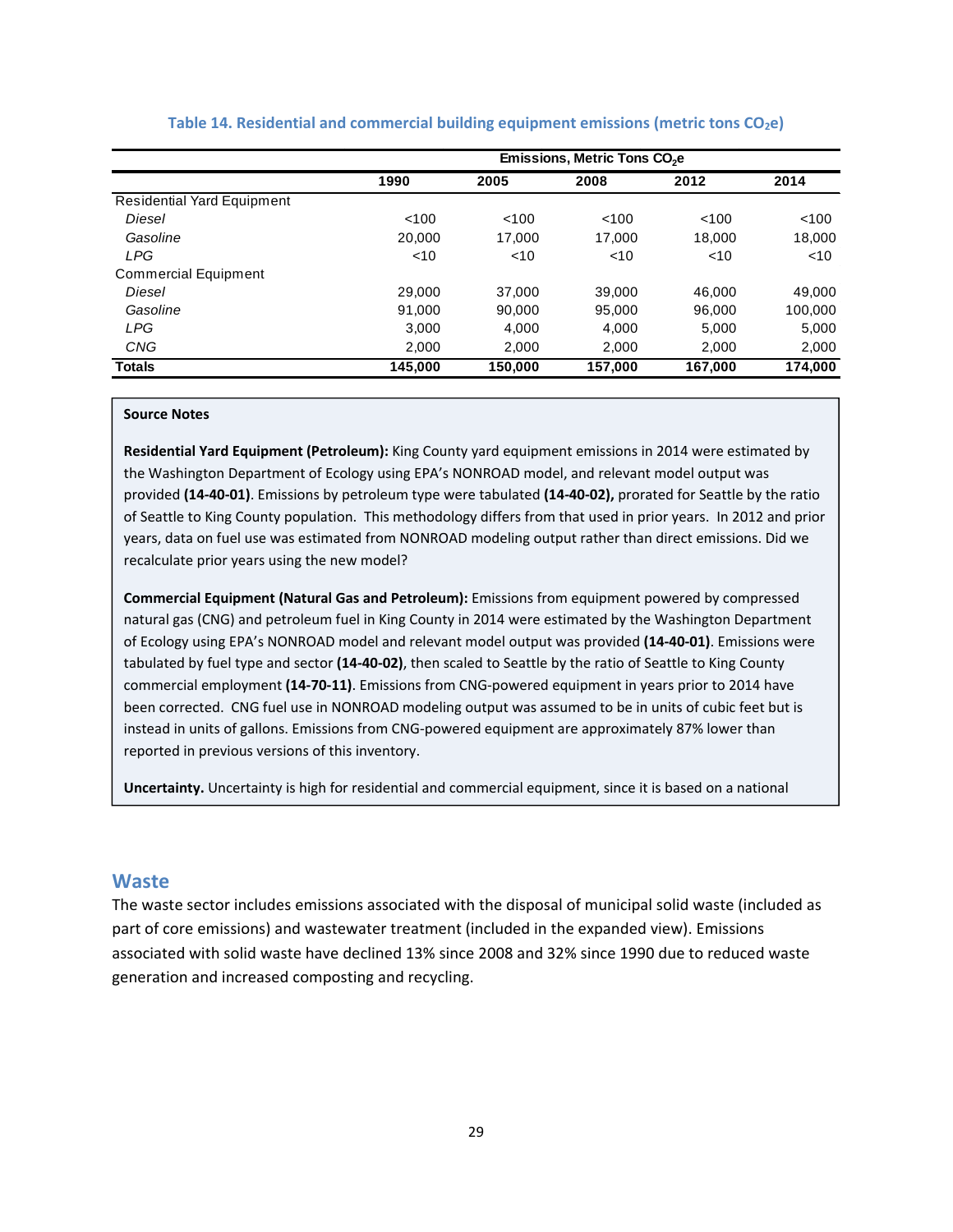**Table 14. Residential and commercial building equipment emissions (metric tons $CO_2e$)**

| | Emissions, Metric Tons $CO_2e$ | | | | |
|---|---|---|---|---|---|
| | 1990 | 2005 | 2008 | 2012 | 2014 |
| Residential Yard Equipment | | | | | |
| *Diesel* | <100 | <100 | <100 | <100 | <100 |
| *Gasoline* | 20,000 | 17,000 | 17,000 | 18,000 | 18,000 |
| *LPG* | <10 | <10 | <10 | <10 | <10 |
| Commercial Equipment | | | | | |
| *Diesel* | 29,000 | 37,000 | 39,000 | 46,000 | 49,000 |
| *Gasoline* | 91,000 | 90,000 | 95,000 | 96,000 | 100,000 |
| *LPG* | 3,000 | 4,000 | 4,000 | 5,000 | 5,000 |
| *CNG* | 2,000 | 2,000 | 2,000 | 2,000 | 2,000 |
| **Totals** | **145,000** | **150,000** | **157,000** | **167,000** | **174,000** |

**Source Notes**

**Residential Yard Equipment (Petroleum):** King County yard equipment emissions in 2014 were estimated by the Washington Department of Ecology using EPA's NONROAD model, and relevant model output was provided **(14-40-01)**. Emissions by petroleum type were tabulated **(14-40-02),** prorated for Seattle by the ratio of Seattle to King County population. This methodology differs from that used in prior years. In 2012 and prior years, data on fuel use was estimated from NONROAD modeling output rather than direct emissions. Did we recalculate prior years using the new model?

**Commercial Equipment (Natural Gas and Petroleum):** Emissions from equipment powered by compressed natural gas (CNG) and petroleum fuel in King County in 2014 were estimated by the Washington Department of Ecology using EPA's NONROAD model and relevant model output was provided **(14-40-01)**. Emissions were tabulated by fuel type and sector **(14-40-02)**, then scaled to Seattle by the ratio of Seattle to King County commercial employment **(14-70-11)**. Emissions from CNG-powered equipment in years prior to 2014 have been corrected. CNG fuel use in NONROAD modeling output was assumed to be in units of cubic feet but is instead in units of gallons. Emissions from CNG-powered equipment are approximately 87% lower than reported in previous versions of this inventory.

**Uncertainty.** Uncertainty is high for residential and commercial equipment, since it is based on a national

## Waste

The waste sector includes emissions associated with the disposal of municipal solid waste (included as part of core emissions) and wastewater treatment (included in the expanded view). Emissions associated with solid waste have declined 13% since 2008 and 32% since 1990 due to reduced waste generation and increased composting and recycling.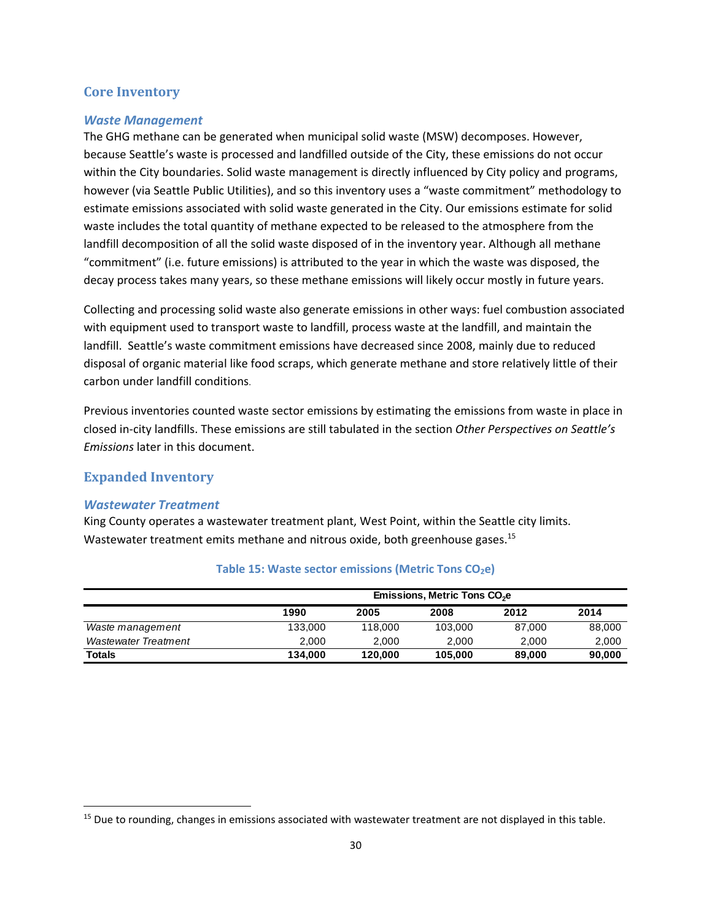## Core Inventory

### *Waste Management*

The GHG methane can be generated when municipal solid waste (MSW) decomposes. However, because Seattle's waste is processed and landfilled outside of the City, these emissions do not occur within the City boundaries. Solid waste management is directly influenced by City policy and programs, however (via Seattle Public Utilities), and so this inventory uses a "waste commitment" methodology to estimate emissions associated with solid waste generated in the City. Our emissions estimate for solid waste includes the total quantity of methane expected to be released to the atmosphere from the landfill decomposition of all the solid waste disposed of in the inventory year. Although all methane "commitment" (i.e. future emissions) is attributed to the year in which the waste was disposed, the decay process takes many years, so these methane emissions will likely occur mostly in future years.

Collecting and processing solid waste also generate emissions in other ways: fuel combustion associated with equipment used to transport waste to landfill, process waste at the landfill, and maintain the landfill. Seattle's waste commitment emissions have decreased since 2008, mainly due to reduced disposal of organic material like food scraps, which generate methane and store relatively little of their carbon under landfill conditions.

Previous inventories counted waste sector emissions by estimating the emissions from waste in place in closed in-city landfills. These emissions are still tabulated in the section *Other Perspectives on Seattle's Emissions* later in this document.

## Expanded Inventory

### *Wastewater Treatment*

King County operates a wastewater treatment plant, West Point, within the Seattle city limits. Wastewater treatment emits methane and nitrous oxide, both greenhouse gases.[15]

**Table 15: Waste sector emissions (Metric Tons $CO_2e$)**

| | Emissions, Metric Tons $CO_2e$ | | | | |
|---|---|---|---|---|---|
| | **1990** | **2005** | **2008** | **2012** | **2014** |
| *Waste management* | 133,000 | 118,000 | 103,000 | 87,000 | 88,000 |
| *Wastewater Treatment* | 2,000 | 2,000 | 2,000 | 2,000 | 2,000 |
| **Totals** | **134,000** | **120,000** | **105,000** | **89,000** | **90,000** |

[15] Due to rounding, changes in emissions associated with wastewater treatment are not displayed in this table.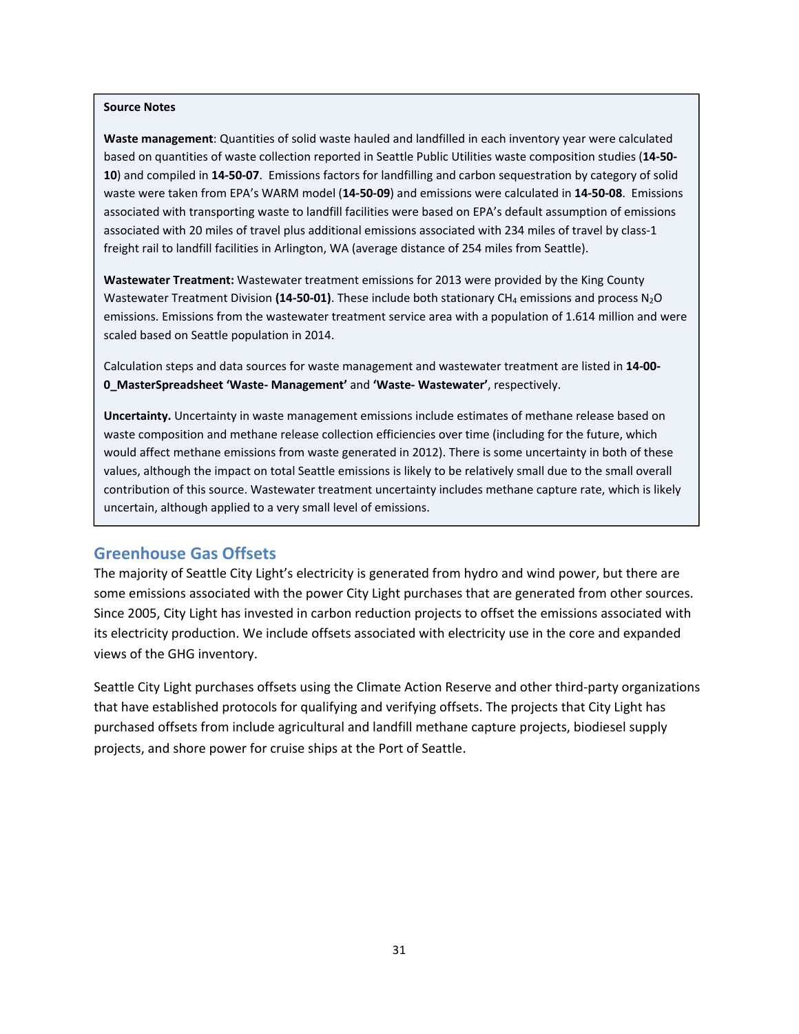**Source Notes**

**Waste management**: Quantities of solid waste hauled and landfilled in each inventory year were calculated based on quantities of waste collection reported in Seattle Public Utilities waste composition studies (**14-50-10**) and compiled in **14-50-07**. Emissions factors for landfilling and carbon sequestration by category of solid waste were taken from EPA's WARM model (**14-50-09**) and emissions were calculated in **14-50-08**. Emissions associated with transporting waste to landfill facilities were based on EPA's default assumption of emissions associated with 20 miles of travel plus additional emissions associated with 234 miles of travel by class-1 freight rail to landfill facilities in Arlington, WA (average distance of 254 miles from Seattle).

**Wastewater Treatment:** Wastewater treatment emissions for 2013 were provided by the King County Wastewater Treatment Division **(14-50-01)**. These include both stationary $CH_4$ emissions and process $N_2O$ emissions. Emissions from the wastewater treatment service area with a population of 1.614 million and were scaled based on Seattle population in 2014.

Calculation steps and data sources for waste management and wastewater treatment are listed in **14-00-0_MasterSpreadsheet 'Waste- Management'** and **'Waste- Wastewater'**, respectively.

**Uncertainty.** Uncertainty in waste management emissions include estimates of methane release based on waste composition and methane release collection efficiencies over time (including for the future, which would affect methane emissions from waste generated in 2012). There is some uncertainty in both of these values, although the impact on total Seattle emissions is likely to be relatively small due to the small overall contribution of this source. Wastewater treatment uncertainty includes methane capture rate, which is likely uncertain, although applied to a very small level of emissions.

## Greenhouse Gas Offsets

The majority of Seattle City Light's electricity is generated from hydro and wind power, but there are some emissions associated with the power City Light purchases that are generated from other sources. Since 2005, City Light has invested in carbon reduction projects to offset the emissions associated with its electricity production. We include offsets associated with electricity use in the core and expanded views of the GHG inventory.

Seattle City Light purchases offsets using the Climate Action Reserve and other third-party organizations that have established protocols for qualifying and verifying offsets. The projects that City Light has purchased offsets from include agricultural and landfill methane capture projects, biodiesel supply projects, and shore power for cruise ships at the Port of Seattle.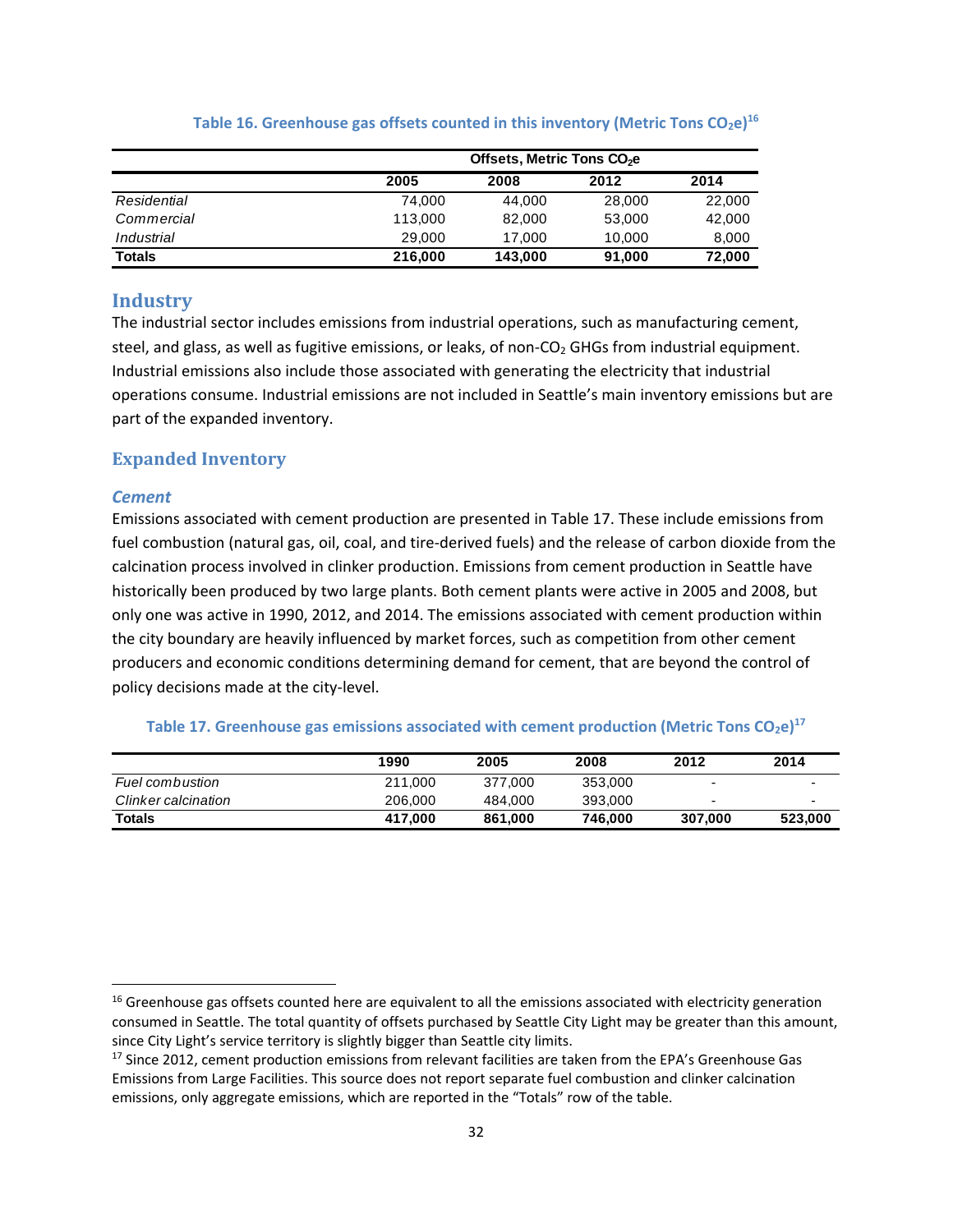**Table 16. Greenhouse gas offsets counted in this inventory (Metric Tons $CO_2e$)[16]**

| | Offsets, Metric Tons $CO_2e$ | | | |
|---|---|---|---|---|
| | 2005 | 2008 | 2012 | 2014 |
| *Residential* | 74,000 | 44,000 | 28,000 | 22,000 |
| *Commercial* | 113,000 | 82,000 | 53,000 | 42,000 |
| *Industrial* | 29,000 | 17,000 | 10,000 | 8,000 |
| **Totals** | **216,000** | **143,000** | **91,000** | **72,000** |

## Industry

The industrial sector includes emissions from industrial operations, such as manufacturing cement, steel, and glass, as well as fugitive emissions, or leaks, of non-$CO_2$ GHGs from industrial equipment. Industrial emissions also include those associated with generating the electricity that industrial operations consume. Industrial emissions are not included in Seattle's main inventory emissions but are part of the expanded inventory.

## Expanded Inventory

### *Cement*

Emissions associated with cement production are presented in Table 17. These include emissions from fuel combustion (natural gas, oil, coal, and tire-derived fuels) and the release of carbon dioxide from the calcination process involved in clinker production. Emissions from cement production in Seattle have historically been produced by two large plants. Both cement plants were active in 2005 and 2008, but only one was active in 1990, 2012, and 2014. The emissions associated with cement production within the city boundary are heavily influenced by market forces, such as competition from other cement producers and economic conditions determining demand for cement, that are beyond the control of policy decisions made at the city-level.

**Table 17. Greenhouse gas emissions associated with cement production (Metric Tons $CO_2e$)[17]**

| | 1990 | 2005 | 2008 | 2012 | 2014 |
|---|---|---|---|---|---|
| *Fuel combustion* | 211,000 | 377,000 | 353,000 | - | - |
| *Clinker calcination* | 206,000 | 484,000 | 393,000 | - | - |
| **Totals** | **417,000** | **861,000** | **746,000** | **307,000** | **523,000** |

[16] Greenhouse gas offsets counted here are equivalent to all the emissions associated with electricity generation consumed in Seattle. The total quantity of offsets purchased by Seattle City Light may be greater than this amount, since City Light's service territory is slightly bigger than Seattle city limits.

[17] Since 2012, cement production emissions from relevant facilities are taken from the EPA's Greenhouse Gas Emissions from Large Facilities. This source does not report separate fuel combustion and clinker calcination emissions, only aggregate emissions, which are reported in the "Totals" row of the table.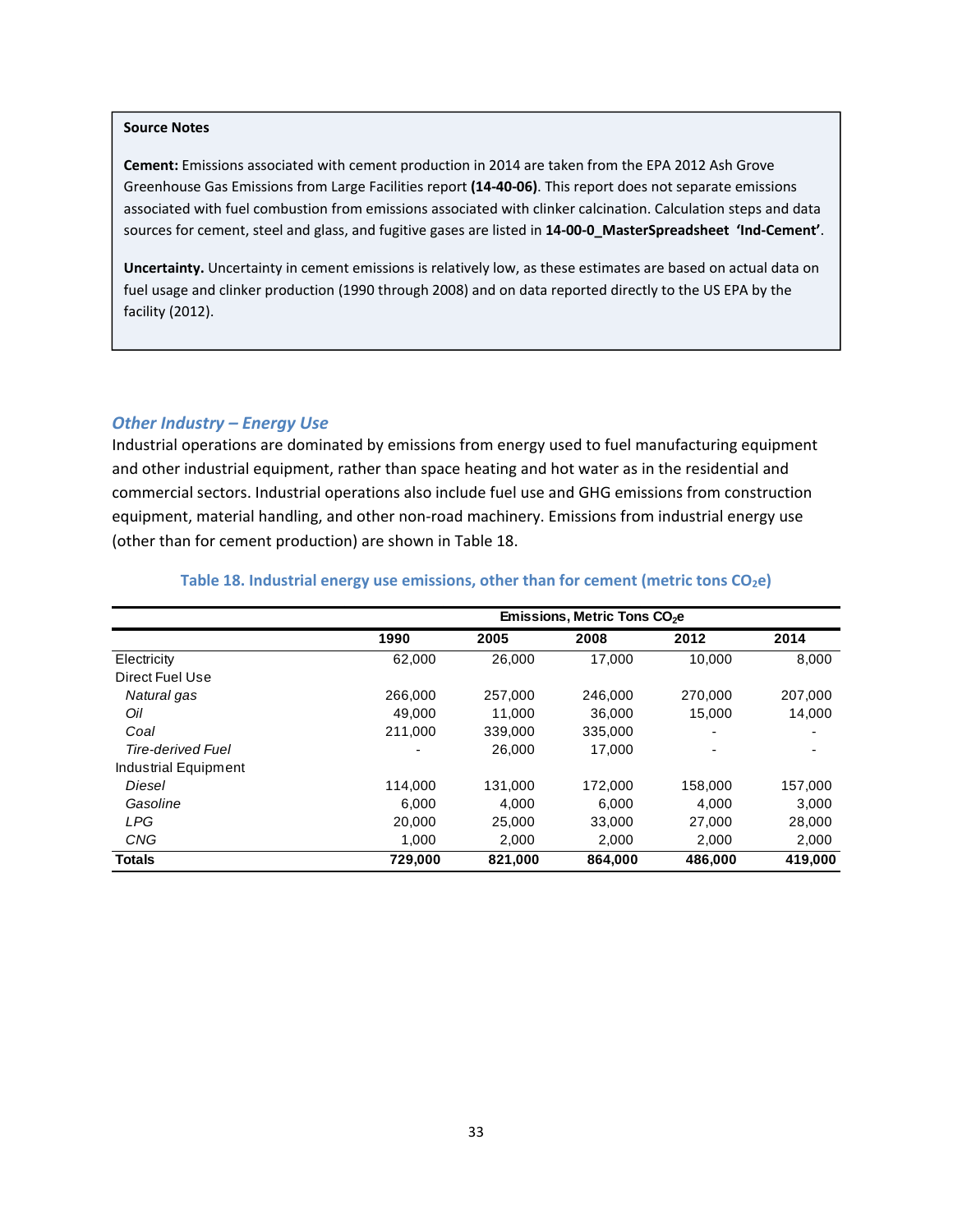**Source Notes**

**Cement:** Emissions associated with cement production in 2014 are taken from the EPA 2012 Ash Grove Greenhouse Gas Emissions from Large Facilities report **(14-40-06)**. This report does not separate emissions associated with fuel combustion from emissions associated with clinker calcination. Calculation steps and data sources for cement, steel and glass, and fugitive gases are listed in **14-00-0_MasterSpreadsheet 'Ind-Cement'**.

**Uncertainty.** Uncertainty in cement emissions is relatively low, as these estimates are based on actual data on fuel usage and clinker production (1990 through 2008) and on data reported directly to the US EPA by the facility (2012).

### *Other Industry – Energy Use*

Industrial operations are dominated by emissions from energy used to fuel manufacturing equipment and other industrial equipment, rather than space heating and hot water as in the residential and commercial sectors. Industrial operations also include fuel use and GHG emissions from construction equipment, material handling, and other non-road machinery. Emissions from industrial energy use (other than for cement production) are shown in Table 18.

**Table 18. Industrial energy use emissions, other than for cement (metric tons $CO_2$e)**

| | Emissions, Metric Tons $CO_2$e | | | | |
|---|---|---|---|---|---|
| | **1990** | **2005** | **2008** | **2012** | **2014** |
| Electricity | 62,000 | 26,000 | 17,000 | 10,000 | 8,000 |
| Direct Fuel Use | | | | | |
| *Natural gas* | 266,000 | 257,000 | 246,000 | 270,000 | 207,000 |
| *Oil* | 49,000 | 11,000 | 36,000 | 15,000 | 14,000 |
| *Coal* | 211,000 | 339,000 | 335,000 | - | - |
| *Tire-derived Fuel* | - | 26,000 | 17,000 | - | - |
| Industrial Equipment | | | | | |
| *Diesel* | 114,000 | 131,000 | 172,000 | 158,000 | 157,000 |
| *Gasoline* | 6,000 | 4,000 | 6,000 | 4,000 | 3,000 |
| *LPG* | 20,000 | 25,000 | 33,000 | 27,000 | 28,000 |
| *CNG* | 1,000 | 2,000 | 2,000 | 2,000 | 2,000 |
| **Totals** | **729,000** | **821,000** | **864,000** | **486,000** | **419,000** |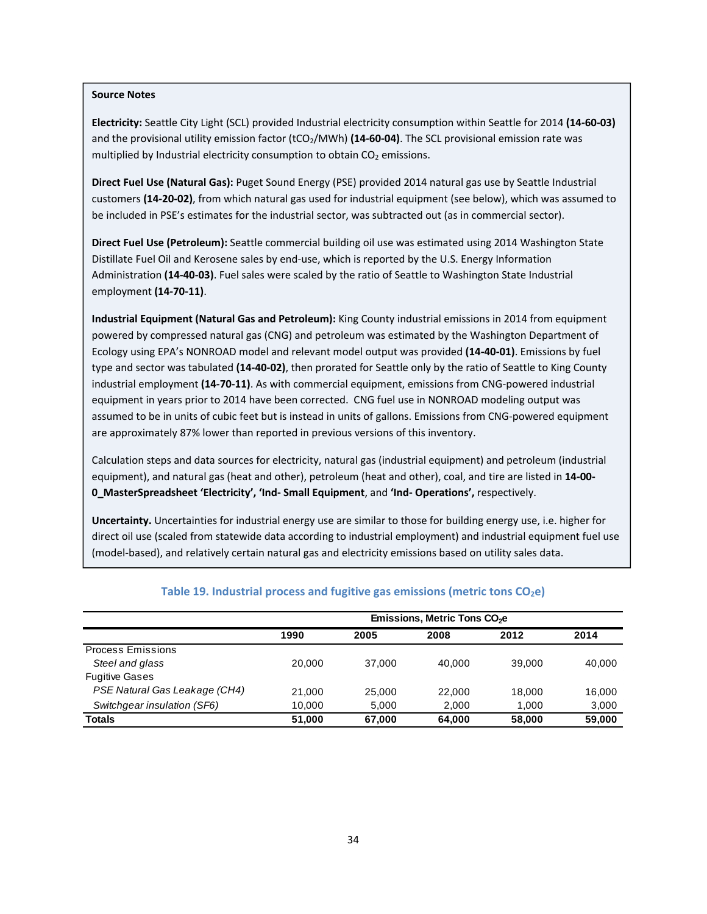**Source Notes**

**Electricity:** Seattle City Light (SCL) provided Industrial electricity consumption within Seattle for 2014 **(14-60-03)** and the provisional utility emission factor ($tCO_2$/MWh) **(14-60-04)**. The SCL provisional emission rate was multiplied by Industrial electricity consumption to obtain $CO_2$ emissions.

**Direct Fuel Use (Natural Gas):** Puget Sound Energy (PSE) provided 2014 natural gas use by Seattle Industrial customers **(14-20-02)**, from which natural gas used for industrial equipment (see below), which was assumed to be included in PSE's estimates for the industrial sector, was subtracted out (as in commercial sector).

**Direct Fuel Use (Petroleum):** Seattle commercial building oil use was estimated using 2014 Washington State Distillate Fuel Oil and Kerosene sales by end-use, which is reported by the U.S. Energy Information Administration **(14-40-03)**. Fuel sales were scaled by the ratio of Seattle to Washington State Industrial employment **(14-70-11)**.

**Industrial Equipment (Natural Gas and Petroleum):** King County industrial emissions in 2014 from equipment powered by compressed natural gas (CNG) and petroleum was estimated by the Washington Department of Ecology using EPA's NONROAD model and relevant model output was provided **(14-40-01)**. Emissions by fuel type and sector was tabulated **(14-40-02)**, then prorated for Seattle only by the ratio of Seattle to King County industrial employment **(14-70-11)**. As with commercial equipment, emissions from CNG-powered industrial equipment in years prior to 2014 have been corrected. CNG fuel use in NONROAD modeling output was assumed to be in units of cubic feet but is instead in units of gallons. Emissions from CNG-powered equipment are approximately 87% lower than reported in previous versions of this inventory.

Calculation steps and data sources for electricity, natural gas (industrial equipment) and petroleum (industrial equipment), and natural gas (heat and other), petroleum (heat and other), coal, and tire are listed in **14-00-0_MasterSpreadsheet 'Electricity', 'Ind- Small Equipment**, and **'Ind- Operations',** respectively.

**Uncertainty.** Uncertainties for industrial energy use are similar to those for building energy use, i.e. higher for direct oil use (scaled from statewide data according to industrial employment) and industrial equipment fuel use (model-based), and relatively certain natural gas and electricity emissions based on utility sales data.

**Table 19. Industrial process and fugitive gas emissions (metric tons $CO_2$e)**

| | Emissions, Metric Tons $CO_2$e | | | | |
|---|---|---|---|---|---|
| | 1990 | 2005 | 2008 | 2012 | 2014 |
| Process Emissions | | | | | |
| *Steel and glass* | 20,000 | 37,000 | 40,000 | 39,000 | 40,000 |
| Fugitive Gases | | | | | |
| *PSE Natural Gas Leakage (CH4)* | 21,000 | 25,000 | 22,000 | 18,000 | 16,000 |
| *Switchgear insulation (SF6)* | 10,000 | 5,000 | 2,000 | 1,000 | 3,000 |
| **Totals** | **51,000** | **67,000** | **64,000** | **58,000** | **59,000** |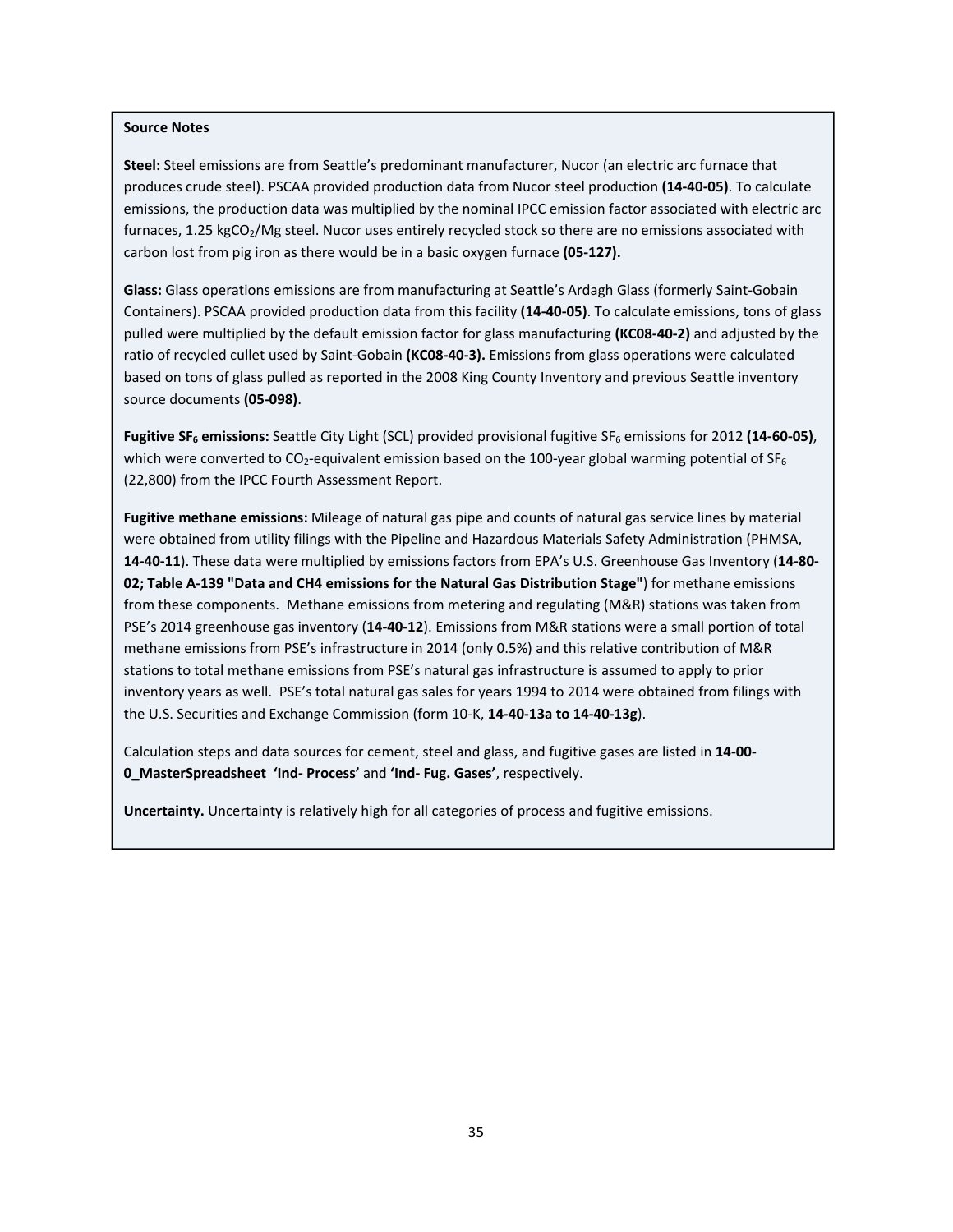**Source Notes**

**Steel:** Steel emissions are from Seattle's predominant manufacturer, Nucor (an electric arc furnace that produces crude steel). PSCAA provided production data from Nucor steel production **(14-40-05)**. To calculate emissions, the production data was multiplied by the nominal IPCC emission factor associated with electric arc furnaces, 1.25 $kgCO_2$/Mg steel. Nucor uses entirely recycled stock so there are no emissions associated with carbon lost from pig iron as there would be in a basic oxygen furnace **(05-127).**

**Glass:** Glass operations emissions are from manufacturing at Seattle's Ardagh Glass (formerly Saint-Gobain Containers). PSCAA provided production data from this facility **(14-40-05)**. To calculate emissions, tons of glass pulled were multiplied by the default emission factor for glass manufacturing **(KC08-40-2)** and adjusted by the ratio of recycled cullet used by Saint-Gobain **(KC08-40-3).** Emissions from glass operations were calculated based on tons of glass pulled as reported in the 2008 King County Inventory and previous Seattle inventory source documents **(05-098)**.

**Fugitive $SF_6$ emissions:** Seattle City Light (SCL) provided provisional fugitive $SF_6$ emissions for 2012 **(14-60-05)**, which were converted to $CO_2$-equivalent emission based on the 100-year global warming potential of $SF_6$ (22,800) from the IPCC Fourth Assessment Report.

**Fugitive methane emissions:** Mileage of natural gas pipe and counts of natural gas service lines by material were obtained from utility filings with the Pipeline and Hazardous Materials Safety Administration (PHMSA, **14-40-11**). These data were multiplied by emissions factors from EPA's U.S. Greenhouse Gas Inventory (**14-80-02; Table A-139 "Data and CH4 emissions for the Natural Gas Distribution Stage"**) for methane emissions from these components. Methane emissions from metering and regulating (M&R) stations was taken from PSE's 2014 greenhouse gas inventory (**14-40-12**). Emissions from M&R stations were a small portion of total methane emissions from PSE's infrastructure in 2014 (only 0.5%) and this relative contribution of M&R stations to total methane emissions from PSE's natural gas infrastructure is assumed to apply to prior inventory years as well. PSE's total natural gas sales for years 1994 to 2014 were obtained from filings with the U.S. Securities and Exchange Commission (form 10-K, **14-40-13a to 14-40-13g**).

Calculation steps and data sources for cement, steel and glass, and fugitive gases are listed in **14-00-0_MasterSpreadsheet 'Ind- Process'** and **'Ind- Fug. Gases'**, respectively.

**Uncertainty.** Uncertainty is relatively high for all categories of process and fugitive emissions.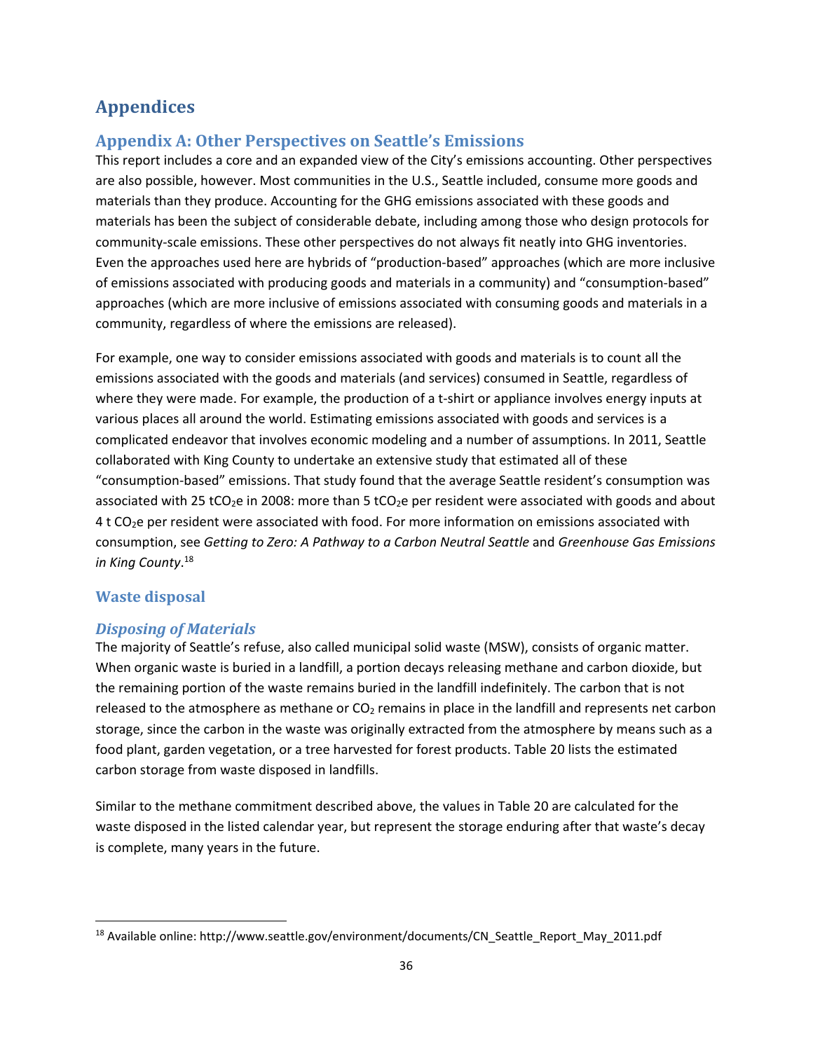# Appendices

## Appendix A: Other Perspectives on Seattle's Emissions

This report includes a core and an expanded view of the City's emissions accounting. Other perspectives are also possible, however. Most communities in the U.S., Seattle included, consume more goods and materials than they produce. Accounting for the GHG emissions associated with these goods and materials has been the subject of considerable debate, including among those who design protocols for community-scale emissions. These other perspectives do not always fit neatly into GHG inventories. Even the approaches used here are hybrids of "production-based" approaches (which are more inclusive of emissions associated with producing goods and materials in a community) and "consumption-based" approaches (which are more inclusive of emissions associated with consuming goods and materials in a community, regardless of where the emissions are released).

For example, one way to consider emissions associated with goods and materials is to count all the emissions associated with the goods and materials (and services) consumed in Seattle, regardless of where they were made. For example, the production of a t-shirt or appliance involves energy inputs at various places all around the world. Estimating emissions associated with goods and services is a complicated endeavor that involves economic modeling and a number of assumptions. In 2011, Seattle collaborated with King County to undertake an extensive study that estimated all of these "consumption-based" emissions. That study found that the average Seattle resident's consumption was associated with 25 $tCO_2e$ in 2008: more than 5 $tCO_2e$ per resident were associated with goods and about 4 t $CO_2e$ per resident were associated with food. For more information on emissions associated with consumption, see *Getting to Zero: A Pathway to a Carbon Neutral Seattle* and *Greenhouse Gas Emissions in King County*.[18]

### Waste disposal

#### *Disposing of Materials*

The majority of Seattle's refuse, also called municipal solid waste (MSW), consists of organic matter. When organic waste is buried in a landfill, a portion decays releasing methane and carbon dioxide, but the remaining portion of the waste remains buried in the landfill indefinitely. The carbon that is not released to the atmosphere as methane or $CO_2$ remains in place in the landfill and represents net carbon storage, since the carbon in the waste was originally extracted from the atmosphere by means such as a food plant, garden vegetation, or a tree harvested for forest products. Table 20 lists the estimated carbon storage from waste disposed in landfills.

Similar to the methane commitment described above, the values in Table 20 are calculated for the waste disposed in the listed calendar year, but represent the storage enduring after that waste's decay is complete, many years in the future.

---

[18] Available online: http://www.seattle.gov/environment/documents/CN_Seattle_Report_May_2011.pdf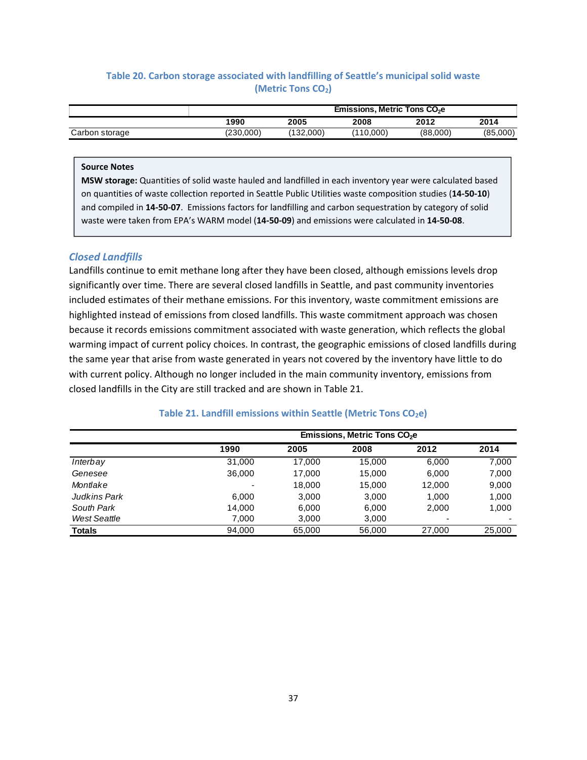### Table 20. Carbon storage associated with landfilling of Seattle's municipal solid waste (Metric Tons $CO_2$)

| | Emissions, Metric Tons $CO_2e$ | | | | |
|---|---|---|---|---|---|
| | 1990 | 2005 | 2008 | 2012 | 2014 |
| Carbon storage | (230,000) | (132,000) | (110,000) | (88,000) | (85,000) |

> **Source Notes**
>
> **MSW storage:** Quantities of solid waste hauled and landfilled in each inventory year were calculated based on quantities of waste collection reported in Seattle Public Utilities waste composition studies (**14-50-10**) and compiled in **14-50-07**. Emissions factors for landfilling and carbon sequestration by category of solid waste were taken from EPA's WARM model (**14-50-09**) and emissions were calculated in **14-50-08**.

### *Closed Landfills*

Landfills continue to emit methane long after they have been closed, although emissions levels drop significantly over time. There are several closed landfills in Seattle, and past community inventories included estimates of their methane emissions. For this inventory, waste commitment emissions are highlighted instead of emissions from closed landfills. This waste commitment approach was chosen because it records emissions commitment associated with waste generation, which reflects the global warming impact of current policy choices. In contrast, the geographic emissions of closed landfills during the same year that arise from waste generated in years not covered by the inventory have little to do with current policy. Although no longer included in the main community inventory, emissions from closed landfills in the City are still tracked and are shown in Table 21.

### Table 21. Landfill emissions within Seattle (Metric Tons $CO_2e$)

| | Emissions, Metric Tons $CO_2e$ | | | | |
|---|---|---|---|---|---|
| | 1990 | 2005 | 2008 | 2012 | 2014 |
| *Interbay* | 31,000 | 17,000 | 15,000 | 6,000 | 7,000 |
| *Genesee* | 36,000 | 17,000 | 15,000 | 6,000 | 7,000 |
| *Montlake* | - | 18,000 | 15,000 | 12,000 | 9,000 |
| *Judkins Park* | 6,000 | 3,000 | 3,000 | 1,000 | 1,000 |
| *South Park* | 14,000 | 6,000 | 6,000 | 2,000 | 1,000 |
| *West Seattle* | 7,000 | 3,000 | 3,000 | - | - |
| **Totals** | 94,000 | 65,000 | 56,000 | 27,000 | 25,000 |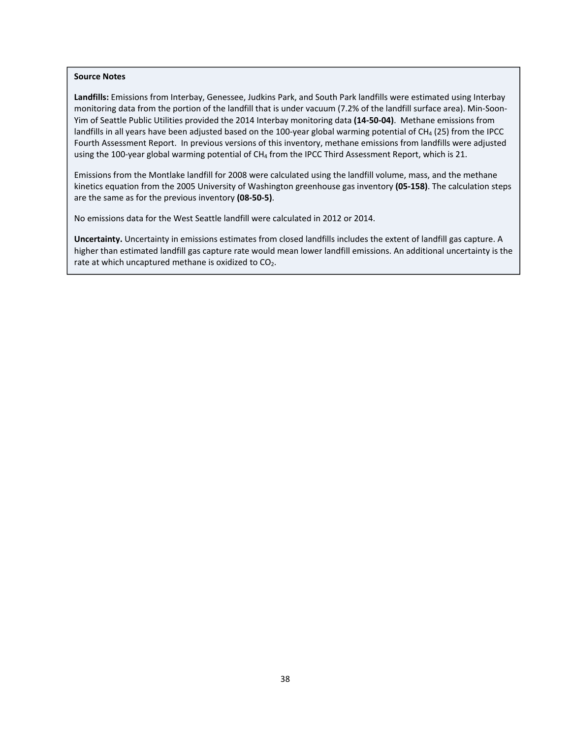**Source Notes**

**Landfills:** Emissions from Interbay, Genessee, Judkins Park, and South Park landfills were estimated using Interbay monitoring data from the portion of the landfill that is under vacuum (7.2% of the landfill surface area). Min-Soon-Yim of Seattle Public Utilities provided the 2014 Interbay monitoring data **(14-50-04)**. Methane emissions from landfills in all years have been adjusted based on the 100-year global warming potential of $CH_4$ (25) from the IPCC Fourth Assessment Report. In previous versions of this inventory, methane emissions from landfills were adjusted using the 100-year global warming potential of $CH_4$ from the IPCC Third Assessment Report, which is 21.

Emissions from the Montlake landfill for 2008 were calculated using the landfill volume, mass, and the methane kinetics equation from the 2005 University of Washington greenhouse gas inventory **(05-158)**. The calculation steps are the same as for the previous inventory **(08-50-5)**.

No emissions data for the West Seattle landfill were calculated in 2012 or 2014.

**Uncertainty.** Uncertainty in emissions estimates from closed landfills includes the extent of landfill gas capture. A higher than estimated landfill gas capture rate would mean lower landfill emissions. An additional uncertainty is the rate at which uncaptured methane is oxidized to $CO_2$.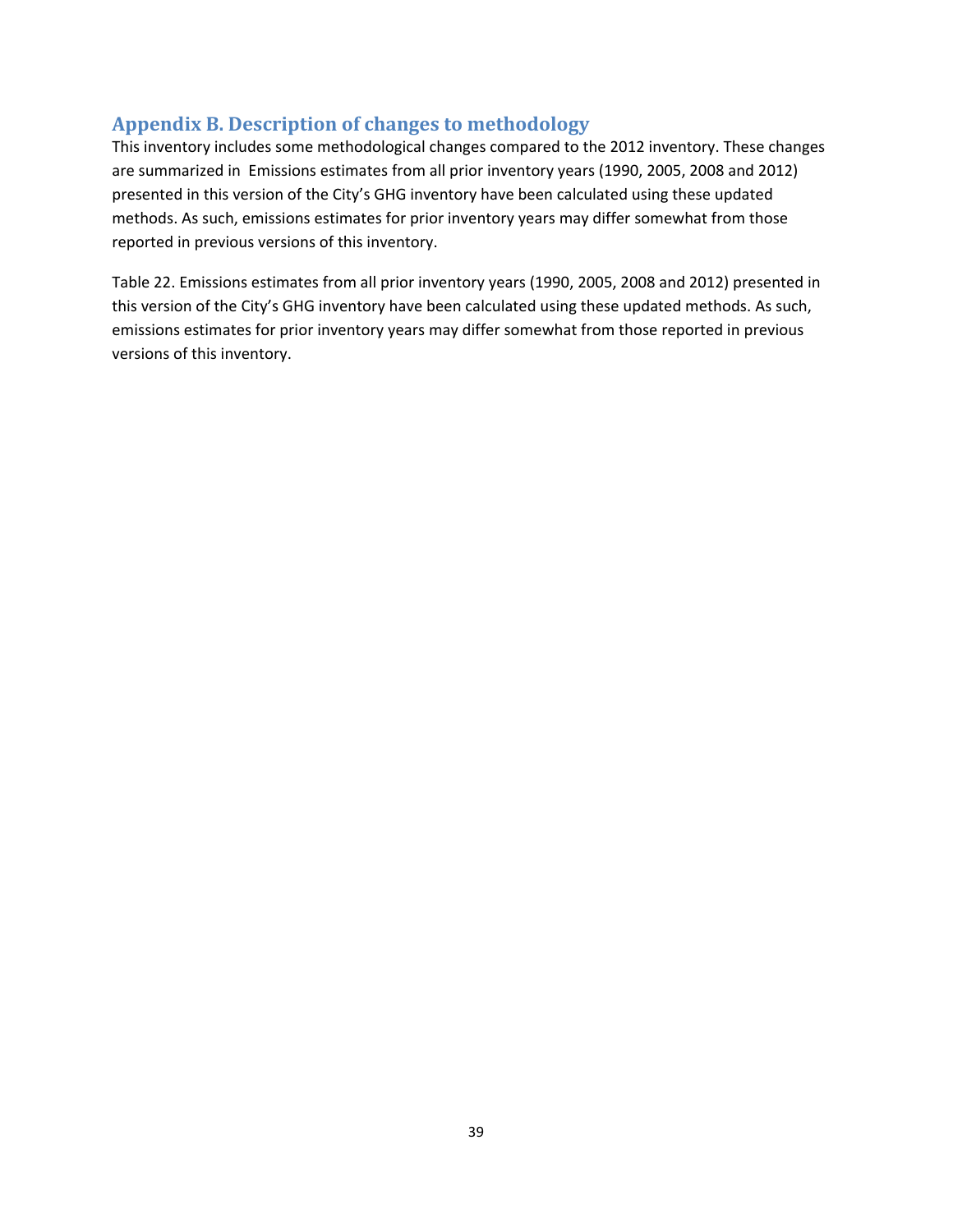## Appendix B. Description of changes to methodology

This inventory includes some methodological changes compared to the 2012 inventory. These changes are summarized in  Emissions estimates from all prior inventory years (1990, 2005, 2008 and 2012) presented in this version of the City's GHG inventory have been calculated using these updated methods. As such, emissions estimates for prior inventory years may differ somewhat from those reported in previous versions of this inventory.

Table 22. Emissions estimates from all prior inventory years (1990, 2005, 2008 and 2012) presented in this version of the City's GHG inventory have been calculated using these updated methods. As such, emissions estimates for prior inventory years may differ somewhat from those reported in previous versions of this inventory.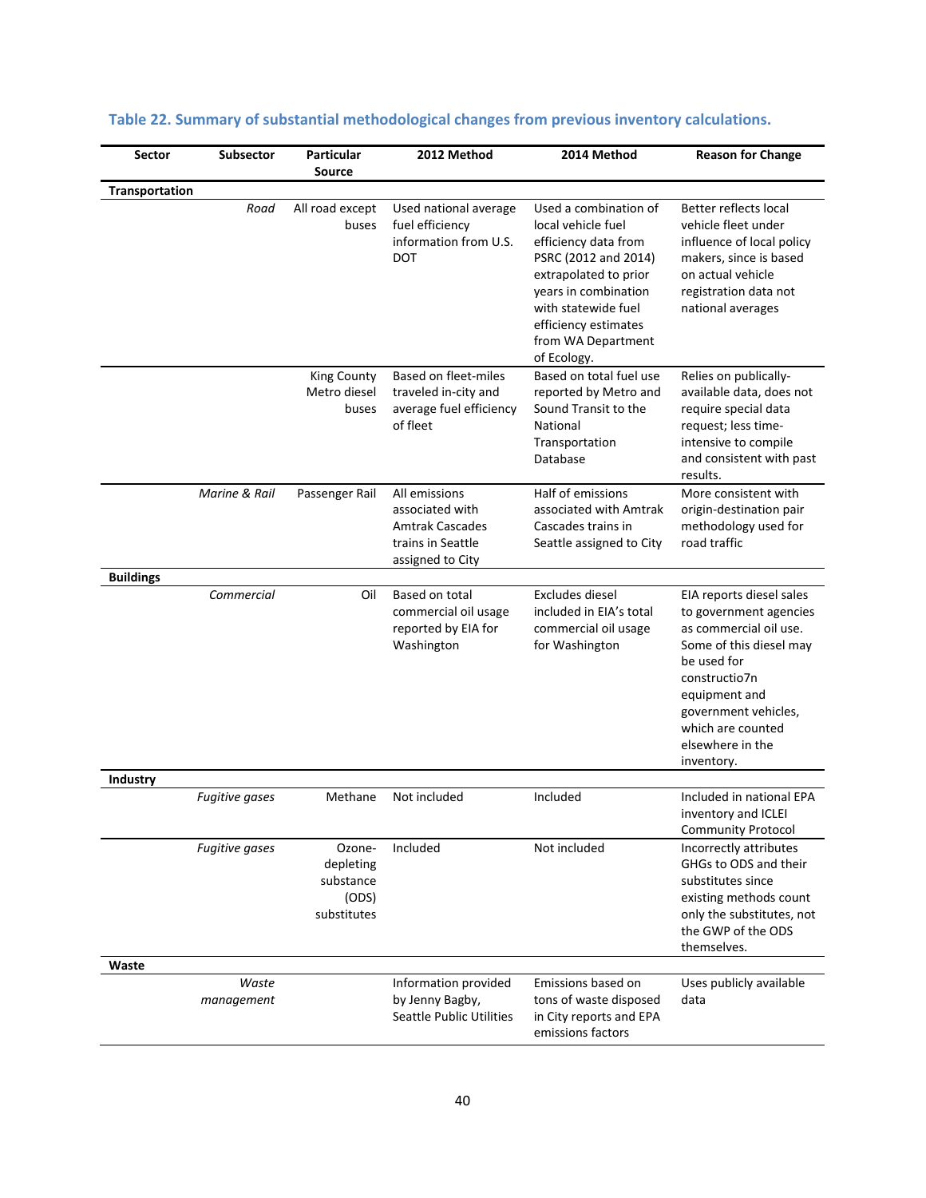### Table 22. Summary of substantial methodological changes from previous inventory calculations.

| Sector | Subsector | Particular Source | 2012 Method | 2014 Method | Reason for Change |
|---|---|---|---|---|---|
| **Transportation** | | | | | |
| | *Road* | All road except buses | Used national average fuel efficiency information from U.S. DOT | Used a combination of local vehicle fuel efficiency data from PSRC (2012 and 2014) extrapolated to prior years in combination with statewide fuel efficiency estimates from WA Department of Ecology. | Better reflects local vehicle fleet under influence of local policy makers, since is based on actual vehicle registration data not national averages |
| | | King County Metro diesel buses | Based on fleet-miles traveled in-city and average fuel efficiency of fleet | Based on total fuel use reported by Metro and Sound Transit to the National Transportation Database | Relies on publically-available data, does not require special data request; less time-intensive to compile and consistent with past results. |
| | *Marine & Rail* | Passenger Rail | All emissions associated with Amtrak Cascades trains in Seattle assigned to City | Half of emissions associated with Amtrak Cascades trains in Seattle assigned to City | More consistent with origin-destination pair methodology used for road traffic |
| **Buildings** | | | | | |
| | *Commercial* | Oil | Based on total commercial oil usage reported by EIA for Washington | Excludes diesel included in EIA's total commercial oil usage for Washington | EIA reports diesel sales to government agencies as commercial oil use. Some of this diesel may be used for constructio7n equipment and government vehicles, which are counted elsewhere in the inventory. |
| **Industry** | | | | | |
| | *Fugitive gases* | Methane | Not included | Included | Included in national EPA inventory and ICLEI Community Protocol |
| | *Fugitive gases* | Ozone-depleting substance (ODS) substitutes | Included | Not included | Incorrectly attributes GHGs to ODS and their substitutes since existing methods count only the substitutes, not the GWP of the ODS themselves. |
| **Waste** | | | | | |
| | *Waste management* | | Information provided by Jenny Bagby, Seattle Public Utilities | Emissions based on tons of waste disposed in City reports and EPA emissions factors | Uses publicly available data |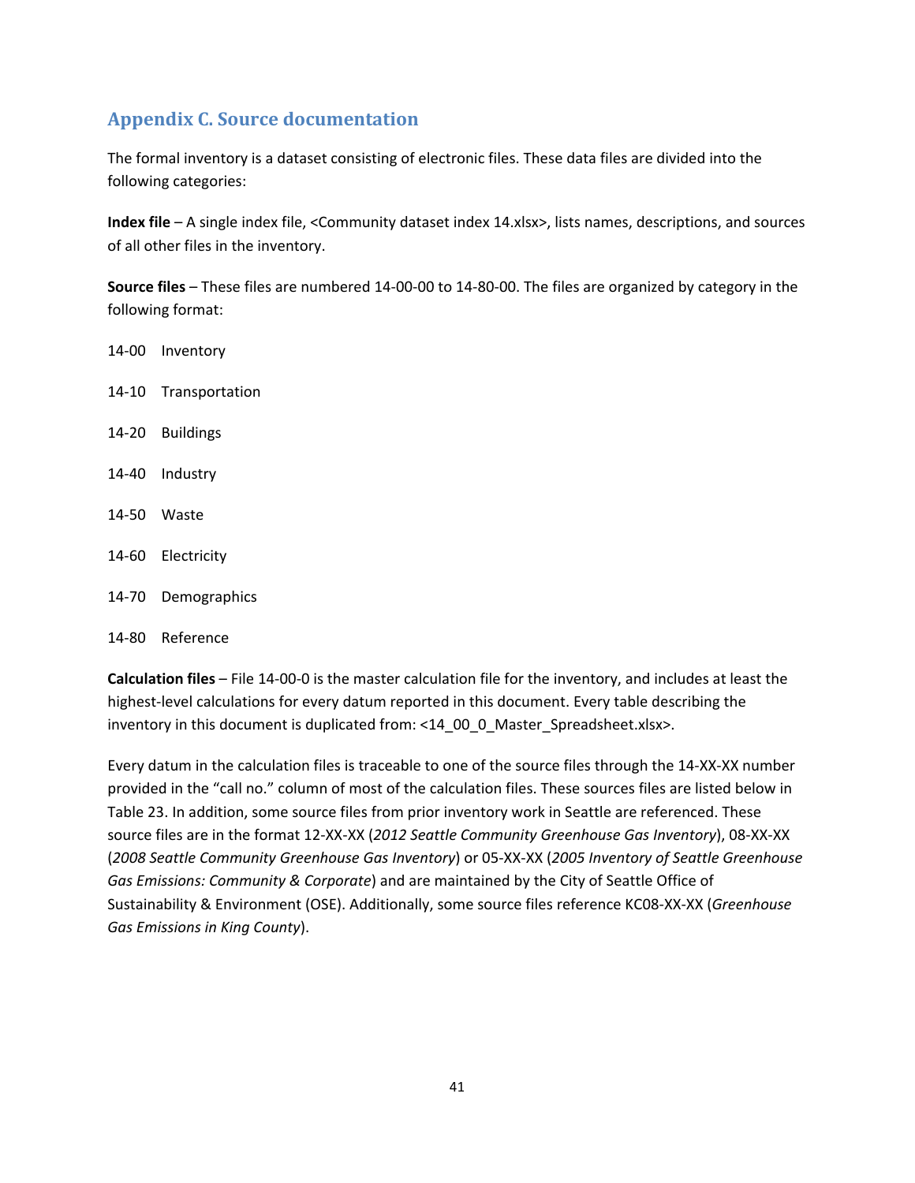## Appendix C. Source documentation

The formal inventory is a dataset consisting of electronic files. These data files are divided into the following categories:

**Index file** – A single index file, <Community dataset index 14.xlsx>, lists names, descriptions, and sources of all other files in the inventory.

**Source files** – These files are numbered 14-00-00 to 14-80-00. The files are organized by category in the following format:

14-00 Inventory

14-10 Transportation

14-20 Buildings

14-40 Industry

14-50 Waste

14-60 Electricity

14-70 Demographics

14-80 Reference

**Calculation files** – File 14-00-0 is the master calculation file for the inventory, and includes at least the highest-level calculations for every datum reported in this document. Every table describing the inventory in this document is duplicated from: <14_00_0_Master_Spreadsheet.xlsx>.

Every datum in the calculation files is traceable to one of the source files through the 14-XX-XX number provided in the "call no." column of most of the calculation files. These sources files are listed below in Table 23. In addition, some source files from prior inventory work in Seattle are referenced. These source files are in the format 12-XX-XX (*2012 Seattle Community Greenhouse Gas Inventory*), 08-XX-XX (*2008 Seattle Community Greenhouse Gas Inventory*) or 05-XX-XX (*2005 Inventory of Seattle Greenhouse Gas Emissions: Community & Corporate*) and are maintained by the City of Seattle Office of Sustainability & Environment (OSE). Additionally, some source files reference KC08-XX-XX (*Greenhouse Gas Emissions in King County*).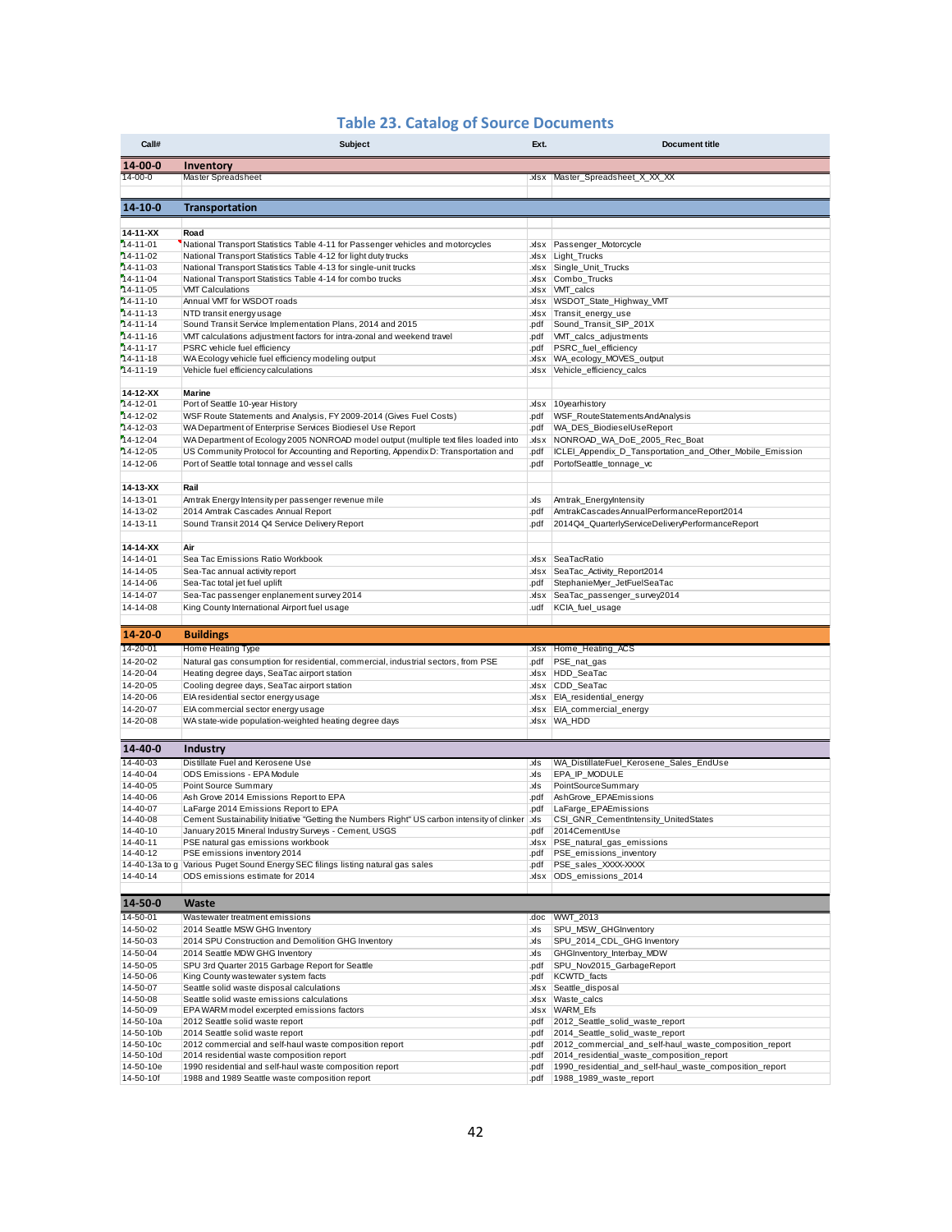# Table 23. Catalog of Source Documents

| Call# | Subject | Ext. | Document title |
|---|---|---|---|
| **14-00-0** | **Inventory** | | |
| 14-00-0 | Master Spreadsheet | .xlsx | Master_Spreadsheet_X_XX_XX |
| | | | |
| **14-10-0** | **Transportation** | | |
| | | | |
| **14-11-XX** | **Road** | | |
| 14-11-01 | National Transport Statistics Table 4-11 for Passenger vehicles and motorcycles | .xlsx | Passenger_Motorcycle |
| 14-11-02 | National Transport Statistics Table 4-12 for light duty trucks | .xlsx | Light_Trucks |
| 14-11-03 | National Transport Statistics Table 4-13 for single-unit trucks | .xlsx | Single_Unit_Trucks |
| 14-11-04 | National Transport Statistics Table 4-14 for combo trucks | .xlsx | Combo_Trucks |
| 14-11-05 | VMT Calculations | .xlsx | VMT_calcs |
| 14-11-10 | Annual VMT for WSDOT roads | .xlsx | WSDOT_State_Highway_VMT |
| 14-11-13 | NTD transit energy usage | .xlsx | Transit_energy_use |
| 14-11-14 | Sound Transit Service Implementation Plans, 2014 and 2015 | .pdf | Sound_Transit_SIP_201X |
| 14-11-16 | VMT calculations adjustment factors for intra-zonal and weekend travel | .pdf | VMT_calcs_adjustments |
| 14-11-17 | PSRC vehicle fuel efficiency | .pdf | PSRC_fuel_efficiency |
| 14-11-18 | WA Ecology vehicle fuel efficiency modeling output | .xlsx | WA_ecology_MOVES_output |
| 14-11-19 | Vehicle fuel efficiency calculations | .xlsx | Vehicle_efficiency_calcs |
| | | | |
| **14-12-XX** | **Marine** | | |
| 14-12-01 | Port of Seattle 10-year History | .xlsx | 10yearhistory |
| 14-12-02 | WSF Route Statements and Analysis, FY 2009-2014 (Gives Fuel Costs) | .pdf | WSF_RouteStatementsAndAnalysis |
| 14-12-03 | WA Department of Enterprise Services Biodiesel Use Report | .pdf | WA_DES_BiodieselUseReport |
| 14-12-04 | WA Department of Ecology 2005 NONROAD model output (multiple text files loaded into | .xlsx | NONROAD_WA_DoE_2005_Rec_Boat |
| 14-12-05 | US Community Protocol for Accounting and Reporting, Appendix D: Transportation and | .pdf | ICLEI_Appendix_D_Tansportation_and_Other_Mobile_Emission |
| 14-12-06 | Port of Seattle total tonnage and vessel calls | .pdf | PortofSeattle_tonnage_vc |
| | | | |
| **14-13-XX** | **Rail** | | |
| 14-13-01 | Amtrak Energy Intensity per passenger revenue mile | .xls | Amtrak_EnergyIntensity |
| 14-13-02 | 2014 Amtrak Cascades Annual Report | .pdf | AmtrakCascadesAnnualPerformanceReport2014 |
| 14-13-11 | Sound Transit 2014 Q4 Service Delivery Report | .pdf | 2014Q4_QuarterlyServiceDeliveryPerformanceReport |
| | | | |
| **14-14-XX** | **Air** | | |
| 14-14-01 | Sea Tac Emissions Ratio Workbook | .xlsx | SeaTacRatio |
| 14-14-05 | Sea-Tac annual activity report | .xlsx | SeaTac_Activity_Report2014 |
| 14-14-06 | Sea-Tac total jet fuel uplift | .pdf | StephanieMyer_JetFuelSeaTac |
| 14-14-07 | Sea-Tac passenger enplanement survey 2014 | .xlsx | SeaTac_passenger_survey2014 |
| 14-14-08 | King County International Airport fuel usage | .udf | KCIA_fuel_usage |
| | | | |
| **14-20-0** | **Buildings** | | |
| 14-20-01 | Home Heating Type | .xlsx | Home_Heating_ACS |
| 14-20-02 | Natural gas consumption for residential, commercial, industrial sectors, from PSE | .pdf | PSE_nat_gas |
| 14-20-04 | Heating degree days, SeaTac airport station | .xlsx | HDD_SeaTac |
| 14-20-05 | Cooling degree days, SeaTac airport station | .xlsx | CDD_SeaTac |
| 14-20-06 | EIA residential sector energy usage | .xlsx | EIA_residential_energy |
| 14-20-07 | EIA commercial sector energy usage | .xlsx | EIA_commercial_energy |
| 14-20-08 | WA state-wide population-weighted heating degree days | .xlsx | WA_HDD |
| | | | |
| **14-40-0** | **Industry** | | |
| 14-40-03 | Distillate Fuel and Kerosene Use | .xls | WA_DistillateFuel_Kerosene_Sales_EndUse |
| 14-40-04 | ODS Emissions - EPA Module | .xls | EPA_IP_MODULE |
| 14-40-05 | Point Source Summary | .xls | PointSourceSummary |
| 14-40-06 | Ash Grove 2014 Emissions Report to EPA | .pdf | AshGrove_EPAEmissions |
| 14-40-07 | LaFarge 2014 Emissions Report to EPA | .pdf | LaFarge_EPAEmissions |
| 14-40-08 | Cement Sustainability Initiative "Getting the Numbers Right" US carbon intensity of clinker | .xls | CSI_GNR_CementIntensity_UnitedStates |
| 14-40-10 | January 2015 Mineral Industry Surveys - Cement, USGS | .pdf | 2014CementUse |
| 14-40-11 | PSE natural gas emissions workbook | .xlsx | PSE_natural_gas_emissions |
| 14-40-12 | PSE emissions inventory 2014 | .pdf | PSE_emissions_inventory |
| 14-40-13a to g | Various Puget Sound Energy SEC filings listing natural gas sales | .pdf | PSE_sales_XXXX-XXXX |
| 14-40-14 | ODS emissions estimate for 2014 | .xlsx | ODS_emissions_2014 |
| | | | |
| **14-50-0** | **Waste** | | |
| 14-50-01 | Wastewater treatment emissions | .doc | WWT_2013 |
| 14-50-02 | 2014 Seattle MSW GHG Inventory | .xls | SPU_MSW_GHGInventory |
| 14-50-03 | 2014 SPU Construction and Demolition GHG Inventory | .xls | SPU_2014_CDL_GHG Inventory |
| 14-50-04 | 2014 Seattle MDW GHG Inventory | .xls | GHGInventory_Interbay_MDW |
| 14-50-05 | SPU 3rd Quarter 2015 Garbage Report for Seattle | .pdf | SPU_Nov2015_GarbageReport |
| 14-50-06 | King County wastewater system facts | .pdf | KCWTD_facts |
| 14-50-07 | Seattle solid waste disposal calculations | .xlsx | Seattle_disposal |
| 14-50-08 | Seattle solid waste emissions calculations | .xlsx | Waste_calcs |
| 14-50-09 | EPA WARM model excerpted emissions factors | .xlsx | WARM_Efs |
| 14-50-10a | 2012 Seattle solid waste report | .pdf | 2012_Seattle_solid_waste_report |
| 14-50-10b | 2014 Seattle solid waste report | .pdf | 2014_Seattle_solid_waste_report |
| 14-50-10c | 2012 commercial and self-haul waste composition report | .pdf | 2012_commercial_and_self-haul_waste_composition_report |
| 14-50-10d | 2014 residential waste composition report | .pdf | 2014_residential_waste_composition_report |
| 14-50-10e | 1990 residential and self-haul waste composition report | .pdf | 1990_residential_and_self-haul_waste_composition_report |
| 14-50-10f | 1988 and 1989 Seattle waste composition report | .pdf | 1988_1989_waste_report |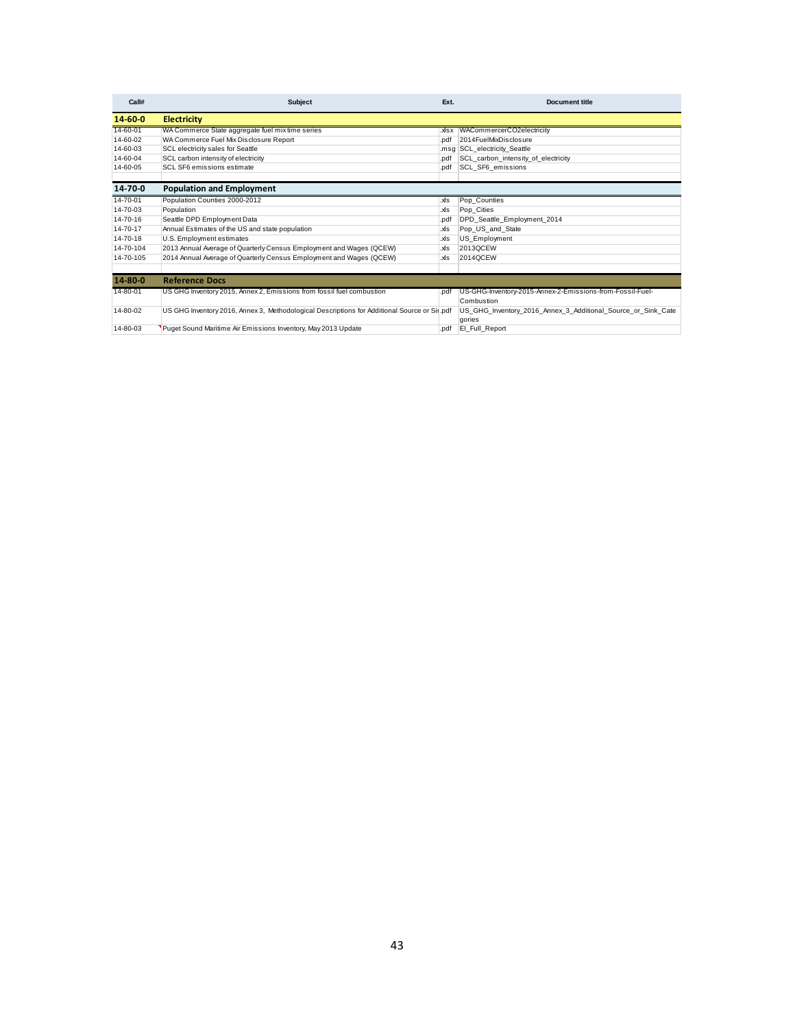| Call# | Subject | Ext. | Document title |
|---|---|---|---|
| **14-60-0** | **Electricity** | | |
| 14-60-01 | WA Commerce State aggregate fuel mix time series | .xlsx | WACommercerCO2electricity |
| 14-60-02 | WA Commerce Fuel Mix Disclosure Report | .pdf | 2014FuelMixDisclosure |
| 14-60-03 | SCL electricity sales for Seattle | .msg | SCL_electricity_Seattle |
| 14-60-04 | SCL carbon intensity of electricity | .pdf | SCL_carbon_intensity_of_electricity |
| 14-60-05 | SCL SF6 emissions estimate | .pdf | SCL_SF6_emissions |
| | | | |
| **14-70-0** | **Population and Employment** | | |
| 14-70-01 | Population Counties 2000-2012 | .xls | Pop_Counties |
| 14-70-03 | Population | .xls | Pop_Cities |
| 14-70-16 | Seattle DPD Employment Data | .pdf | DPD_Seattle_Employment_2014 |
| 14-70-17 | Annual Estimates of the US and state population | .xls | Pop_US_and_State |
| 14-70-18 | U.S. Employment estimates | .xls | US_Employment |
| 14-70-104 | 2013 Annual Average of Quarterly Census Employment and Wages (QCEW) | .xls | 2013QCEW |
| 14-70-105 | 2014 Annual Average of Quarterly Census Employment and Wages (QCEW) | .xls | 2014QCEW |
| | | | |
| **14-80-0** | **Reference Docs** | | |
| 14-80-01 | US GHG Inventory 2015, Annex 2, Emissions from fossil fuel combustion | .pdf | US-GHG-Inventory-2015-Annex-2-Emissions-from-Fossil-Fuel-Combustion |
| 14-80-02 | US GHG Inventory 2016, Annex 3, Methodological Descriptions for Additional Source or Si | .pdf | US_GHG_Inventory_2016_Annex_3_Additional_Source_or_Sink_Categories |
| 14-80-03 | Puget Sound Maritime Air Emissions Inventory, May 2013 Update | .pdf | EI_Full_Report |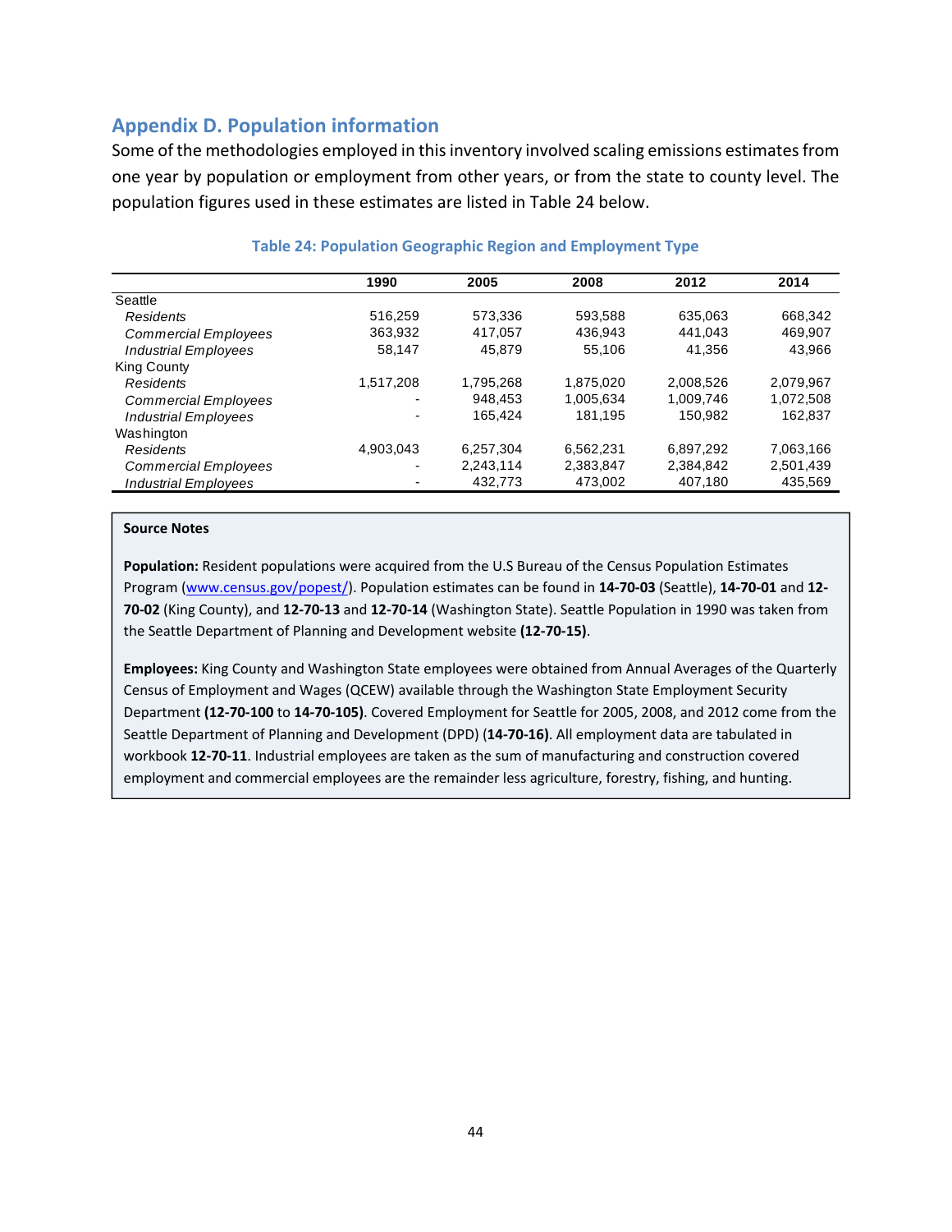## Appendix D. Population information

Some of the methodologies employed in this inventory involved scaling emissions estimates from one year by population or employment from other years, or from the state to county level. The population figures used in these estimates are listed in Table 24 below.

**Table 24: Population Geographic Region and Employment Type**

| | 1990 | 2005 | 2008 | 2012 | 2014 |
|---|---|---|---|---|---|
| Seattle | | | | | |
| *Residents* | 516,259 | 573,336 | 593,588 | 635,063 | 668,342 |
| *Commercial Employees* | 363,932 | 417,057 | 436,943 | 441,043 | 469,907 |
| *Industrial Employees* | 58,147 | 45,879 | 55,106 | 41,356 | 43,966 |
| King County | | | | | |
| *Residents* | 1,517,208 | 1,795,268 | 1,875,020 | 2,008,526 | 2,079,967 |
| *Commercial Employees* | - | 948,453 | 1,005,634 | 1,009,746 | 1,072,508 |
| *Industrial Employees* | - | 165,424 | 181,195 | 150,982 | 162,837 |
| Washington | | | | | |
| *Residents* | 4,903,043 | 6,257,304 | 6,562,231 | 6,897,292 | 7,063,166 |
| *Commercial Employees* | - | 2,243,114 | 2,383,847 | 2,384,842 | 2,501,439 |
| *Industrial Employees* | - | 432,773 | 473,002 | 407,180 | 435,569 |

**Source Notes**

**Population:** Resident populations were acquired from the U.S Bureau of the Census Population Estimates Program (www.census.gov/popest/). Population estimates can be found in **14-70-03** (Seattle), **14-70-01** and **12-70-02** (King County), and **12-70-13** and **12-70-14** (Washington State). Seattle Population in 1990 was taken from the Seattle Department of Planning and Development website **(12-70-15)**.

**Employees:** King County and Washington State employees were obtained from Annual Averages of the Quarterly Census of Employment and Wages (QCEW) available through the Washington State Employment Security Department **(12-70-100** to **14-70-105)**. Covered Employment for Seattle for 2005, 2008, and 2012 come from the Seattle Department of Planning and Development (DPD) (**14-70-16)**. All employment data are tabulated in workbook **12-70-11**. Industrial employees are taken as the sum of manufacturing and construction covered employment and commercial employees are the remainder less agriculture, forestry, fishing, and hunting.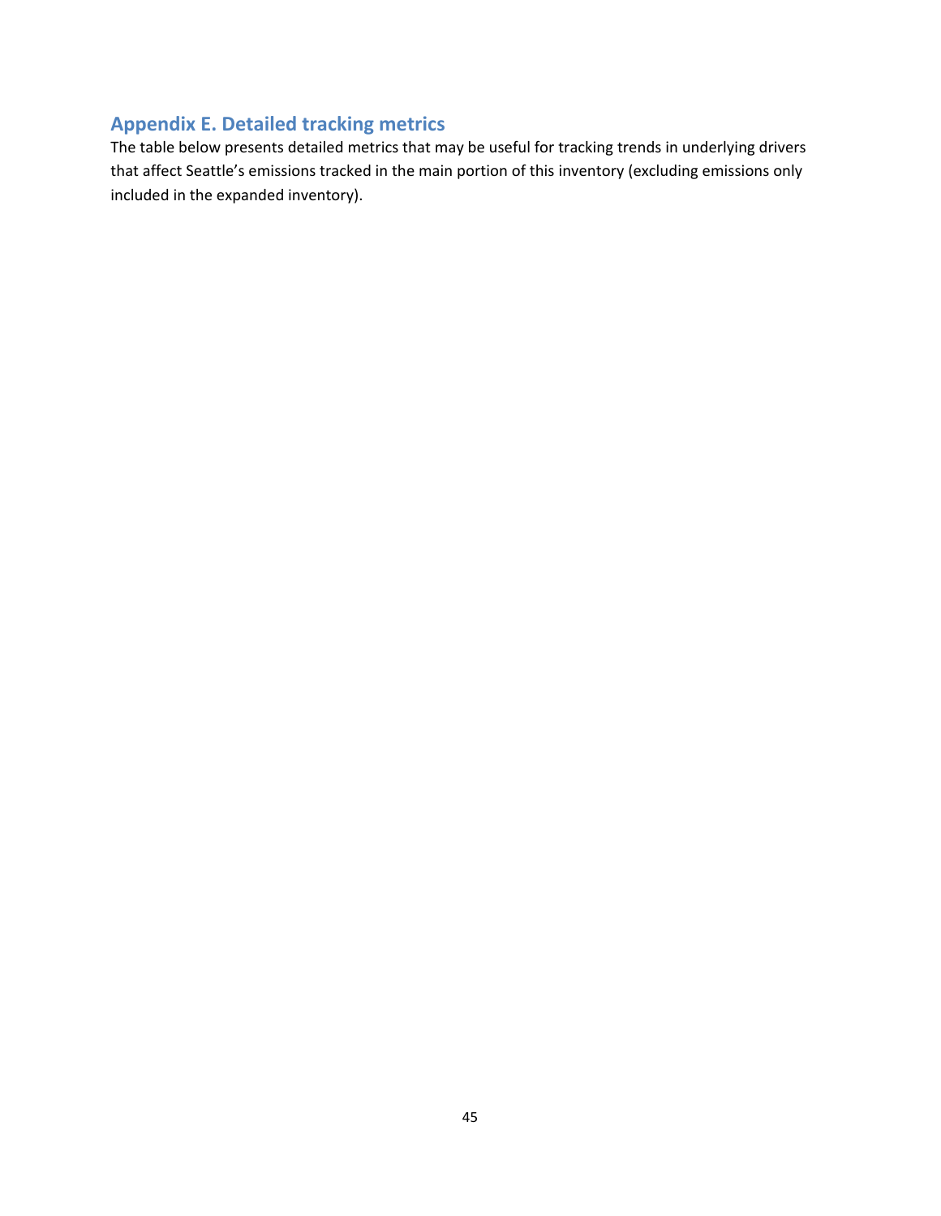## Appendix E. Detailed tracking metrics

The table below presents detailed metrics that may be useful for tracking trends in underlying drivers that affect Seattle's emissions tracked in the main portion of this inventory (excluding emissions only included in the expanded inventory).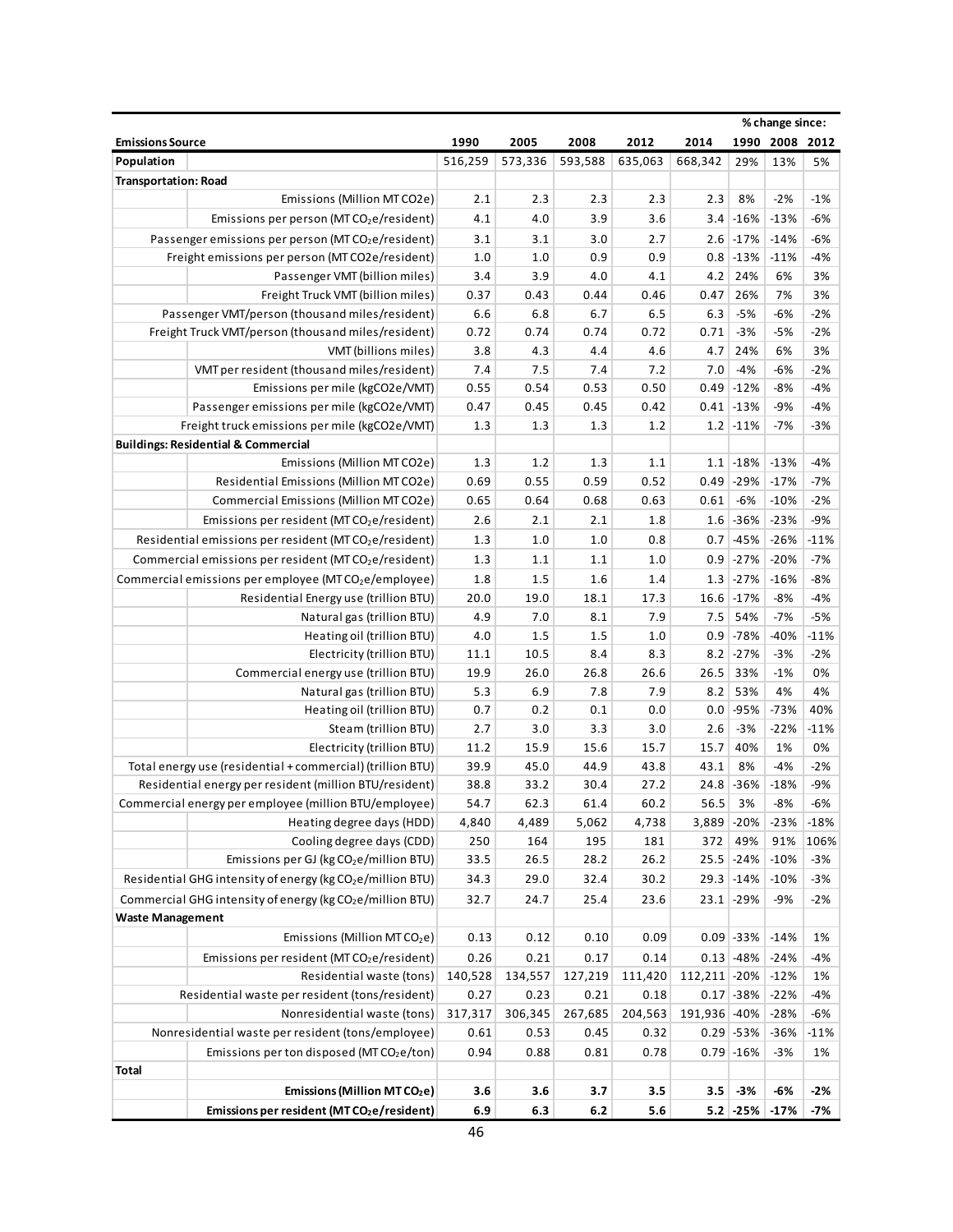| Emissions Source | | 1990 | 2005 | 2008 | 2012 | 2014 | % change since: 1990 | 2008 | 2012 |
|---|---|---|---|---|---|---|---|---|---|
| **Population** | | 516,259 | 573,336 | 593,588 | 635,063 | 668,342 | 29% | 13% | 5% |
| **Transportation: Road** | | | | | | | | | |
| | Emissions (Million MT CO2e) | 2.1 | 2.3 | 2.3 | 2.3 | 2.3 | 8% | -2% | -1% |
| | Emissions per person (MT $CO_2$e/resident) | 4.1 | 4.0 | 3.9 | 3.6 | 3.4 | -16% | -13% | -6% |
| | Passenger emissions per person (MT CO2e/resident) | 3.1 | 3.1 | 3.0 | 2.7 | 2.6 | -17% | -14% | -6% |
| | Freight emissions per person (MT CO2e/resident) | 1.0 | 1.0 | 0.9 | 0.9 | 0.8 | -13% | -11% | -4% |
| | Passenger VMT (billion miles) | 3.4 | 3.9 | 4.0 | 4.1 | 4.2 | 24% | 6% | 3% |
| | Freight Truck VMT (billion miles) | 0.37 | 0.43 | 0.44 | 0.46 | 0.47 | 26% | 7% | 3% |
| | Passenger VMT/person (thousand miles/resident) | 6.6 | 6.8 | 6.7 | 6.5 | 6.3 | -5% | -6% | -2% |
| | Freight Truck VMT/person (thousand miles/resident) | 0.72 | 0.74 | 0.74 | 0.72 | 0.71 | -3% | -5% | -2% |
| | VMT (billions miles) | 3.8 | 4.3 | 4.4 | 4.6 | 4.7 | 24% | 6% | 3% |
| | VMT per resident (thousand miles/resident) | 7.4 | 7.5 | 7.4 | 7.2 | 7.0 | -4% | -6% | -2% |
| | Emissions per mile (kgCO2e/VMT) | 0.55 | 0.54 | 0.53 | 0.50 | 0.49 | -12% | -8% | -4% |
| | Passenger emissions per mile (kgCO2e/VMT) | 0.47 | 0.45 | 0.45 | 0.42 | 0.41 | -13% | -9% | -4% |
| | Freight truck emissions per mile (kgCO2e/VMT) | 1.3 | 1.3 | 1.3 | 1.2 | 1.2 | -11% | -7% | -3% |
| **Buildings: Residential & Commercial** | | | | | | | | | |
| | Emissions (Million MT CO2e) | 1.3 | 1.2 | 1.3 | 1.1 | 1.1 | -18% | -13% | -4% |
| | Residential Emissions (Million MT CO2e) | 0.69 | 0.55 | 0.59 | 0.52 | 0.49 | -29% | -17% | -7% |
| | Commercial Emissions (Million MT CO2e) | 0.65 | 0.64 | 0.68 | 0.63 | 0.61 | -6% | -10% | -2% |
| | Emissions per resident (MT $CO_2$e/resident) | 2.6 | 2.1 | 2.1 | 1.8 | 1.6 | -36% | -23% | -9% |
| | Residential emissions per resident (MT $CO_2$e/resident) | 1.3 | 1.0 | 1.0 | 0.8 | 0.7 | -45% | -26% | -11% |
| | Commercial emissions per resident (MT $CO_2$e/resident) | 1.3 | 1.1 | 1.1 | 1.0 | 0.9 | -27% | -20% | -7% |
| | Commercial emissions per employee (MT $CO_2$e/employee) | 1.8 | 1.5 | 1.6 | 1.4 | 1.3 | -27% | -16% | -8% |
| | Residential Energy use (trillion BTU) | 20.0 | 19.0 | 18.1 | 17.3 | 16.6 | -17% | -8% | -4% |
| | Natural gas (trillion BTU) | 4.9 | 7.0 | 8.1 | 7.9 | 7.5 | 54% | -7% | -5% |
| | Heating oil (trillion BTU) | 4.0 | 1.5 | 1.5 | 1.0 | 0.9 | -78% | -40% | -11% |
| | Electricity (trillion BTU) | 11.1 | 10.5 | 8.4 | 8.3 | 8.2 | -27% | -3% | -2% |
| | Commercial energy use (trillion BTU) | 19.9 | 26.0 | 26.8 | 26.6 | 26.5 | 33% | -1% | 0% |
| | Natural gas (trillion BTU) | 5.3 | 6.9 | 7.8 | 7.9 | 8.2 | 53% | 4% | 4% |
| | Heating oil (trillion BTU) | 0.7 | 0.2 | 0.1 | 0.0 | 0.0 | -95% | -73% | 40% |
| | Steam (trillion BTU) | 2.7 | 3.0 | 3.3 | 3.0 | 2.6 | -3% | -22% | -11% |
| | Electricity (trillion BTU) | 11.2 | 15.9 | 15.6 | 15.7 | 15.7 | 40% | 1% | 0% |
| | Total energy use (residential + commercial) (trillion BTU) | 39.9 | 45.0 | 44.9 | 43.8 | 43.1 | 8% | -4% | -2% |
| | Residential energy per resident (million BTU/resident) | 38.8 | 33.2 | 30.4 | 27.2 | 24.8 | -36% | -18% | -9% |
| | Commercial energy per employee (million BTU/employee) | 54.7 | 62.3 | 61.4 | 60.2 | 56.5 | 3% | -8% | -6% |
| | Heating degree days (HDD) | 4,840 | 4,489 | 5,062 | 4,738 | 3,889 | -20% | -23% | -18% |
| | Cooling degree days (CDD) | 250 | 164 | 195 | 181 | 372 | 49% | 91% | 106% |
| | Emissions per GJ (kg $CO_2$e/million BTU) | 33.5 | 26.5 | 28.2 | 26.2 | 25.5 | -24% | -10% | -3% |
| | Residential GHG intensity of energy (kg $CO_2$e/million BTU) | 34.3 | 29.0 | 32.4 | 30.2 | 29.3 | -14% | -10% | -3% |
| | Commercial GHG intensity of energy (kg $CO_2$e/million BTU) | 32.7 | 24.7 | 25.4 | 23.6 | 23.1 | -29% | -9% | -2% |
| **Waste Management** | | | | | | | | | |
| | Emissions (Million MT $CO_2$e) | 0.13 | 0.12 | 0.10 | 0.09 | 0.09 | -33% | -14% | 1% |
| | Emissions per resident (MT $CO_2$e/resident) | 0.26 | 0.21 | 0.17 | 0.14 | 0.13 | -48% | -24% | -4% |
| | Residential waste (tons) | 140,528 | 134,557 | 127,219 | 111,420 | 112,211 | -20% | -12% | 1% |
| | Residential waste per resident (tons/resident) | 0.27 | 0.23 | 0.21 | 0.18 | 0.17 | -38% | -22% | -4% |
| | Nonresidential waste (tons) | 317,317 | 306,345 | 267,685 | 204,563 | 191,936 | -40% | -28% | -6% |
| | Nonresidential waste per resident (tons/employee) | 0.61 | 0.53 | 0.45 | 0.32 | 0.29 | -53% | -36% | -11% |
| | Emissions per ton disposed (MT $CO_2$e/ton) | 0.94 | 0.88 | 0.81 | 0.78 | 0.79 | -16% | -3% | 1% |
| **Total** | | | | | | | | | |
| | **Emissions (Million MT $CO_2$e)** | **3.6** | **3.6** | **3.7** | **3.5** | **3.5** | **-3%** | **-6%** | **-2%** |
| | **Emissions per resident (MT $CO_2$e/resident)** | **6.9** | **6.3** | **6.2** | **5.6** | **5.2** | **-25%** | **-17%** | **-7%** |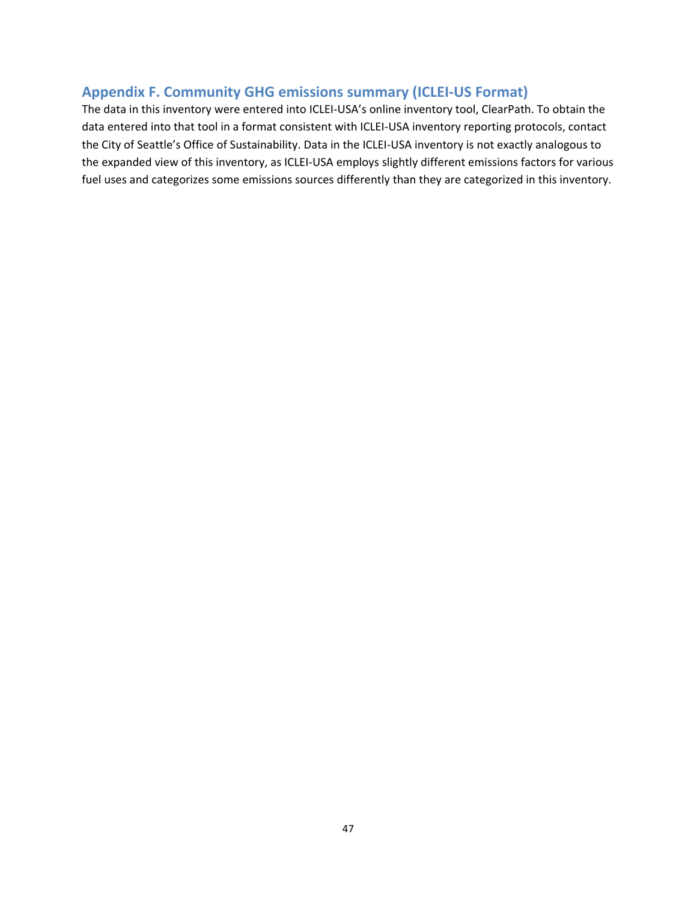## Appendix F. Community GHG emissions summary (ICLEI-US Format)

The data in this inventory were entered into ICLEI-USA's online inventory tool, ClearPath. To obtain the data entered into that tool in a format consistent with ICLEI-USA inventory reporting protocols, contact the City of Seattle's Office of Sustainability. Data in the ICLEI-USA inventory is not exactly analogous to the expanded view of this inventory, as ICLEI-USA employs slightly different emissions factors for various fuel uses and categorizes some emissions sources differently than they are categorized in this inventory.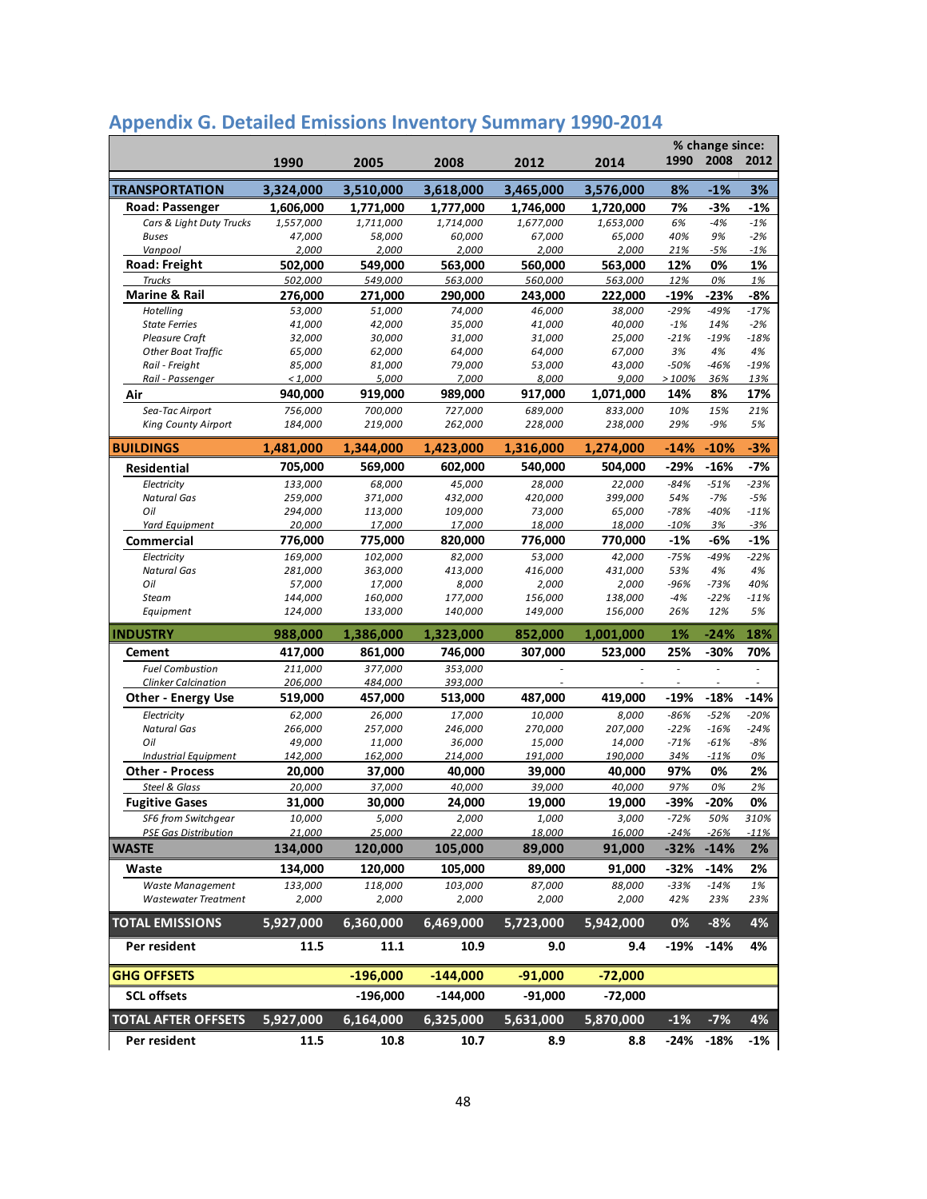## Appendix G. Detailed Emissions Inventory Summary 1990-2014

| | 1990 | 2005 | 2008 | 2012 | 2014 | % change since: 1990 | 2008 | 2012 |
|---|---|---|---|---|---|---|---|---|
| **TRANSPORTATION** | **3,324,000** | **3,510,000** | **3,618,000** | **3,465,000** | **3,576,000** | **8%** | **-1%** | **3%** |
| **Road: Passenger** | **1,606,000** | **1,771,000** | **1,777,000** | **1,746,000** | **1,720,000** | **7%** | **-3%** | **-1%** |
| *Cars & Light Duty Trucks* | *1,557,000* | *1,711,000* | *1,714,000* | *1,677,000* | *1,653,000* | *6%* | *-4%* | *-1%* |
| *Buses* | *47,000* | *58,000* | *60,000* | *67,000* | *65,000* | *40%* | *9%* | *-2%* |
| *Vanpool* | *2,000* | *2,000* | *2,000* | *2,000* | *2,000* | *21%* | *-5%* | *-1%* |
| **Road: Freight** | **502,000** | **549,000** | **563,000** | **560,000** | **563,000** | **12%** | **0%** | **1%** |
| *Trucks* | *502,000* | *549,000* | *563,000* | *560,000* | *563,000* | *12%* | *0%* | *1%* |
| **Marine & Rail** | **276,000** | **271,000** | **290,000** | **243,000** | **222,000** | **-19%** | **-23%** | **-8%** |
| *Hotelling* | *53,000* | *51,000* | *74,000* | *46,000* | *38,000* | *-29%* | *-49%* | *-17%* |
| *State Ferries* | *41,000* | *42,000* | *35,000* | *41,000* | *40,000* | *-1%* | *14%* | *-2%* |
| *Pleasure Craft* | *32,000* | *30,000* | *31,000* | *31,000* | *25,000* | *-21%* | *-19%* | *-18%* |
| *Other Boat Traffic* | *65,000* | *62,000* | *64,000* | *64,000* | *67,000* | *3%* | *4%* | *4%* |
| *Rail - Freight* | *85,000* | *81,000* | *79,000* | *53,000* | *43,000* | *-50%* | *-46%* | *-19%* |
| *Rail - Passenger* | *< 1,000* | *5,000* | *7,000* | *8,000* | *9,000* | *> 100%* | *36%* | *13%* |
| **Air** | **940,000** | **919,000** | **989,000** | **917,000** | **1,071,000** | **14%** | **8%** | **17%** |
| *Sea-Tac Airport* | *756,000* | *700,000* | *727,000* | *689,000* | *833,000* | *10%* | *15%* | *21%* |
| *King County Airport* | *184,000* | *219,000* | *262,000* | *228,000* | *238,000* | *29%* | *-9%* | *5%* |
| **BUILDINGS** | **1,481,000** | **1,344,000** | **1,423,000** | **1,316,000** | **1,274,000** | **-14%** | **-10%** | **-3%** |
| **Residential** | **705,000** | **569,000** | **602,000** | **540,000** | **504,000** | **-29%** | **-16%** | **-7%** |
| *Electricity* | *133,000* | *68,000* | *45,000* | *28,000* | *22,000* | *-84%* | *-51%* | *-23%* |
| *Natural Gas* | *259,000* | *371,000* | *432,000* | *420,000* | *399,000* | *54%* | *-7%* | *-5%* |
| *Oil* | *294,000* | *113,000* | *109,000* | *73,000* | *65,000* | *-78%* | *-40%* | *-11%* |
| *Yard Equipment* | *20,000* | *17,000* | *17,000* | *18,000* | *18,000* | *-10%* | *3%* | *-3%* |
| **Commercial** | **776,000** | **775,000** | **820,000** | **776,000** | **770,000** | **-1%** | **-6%** | **-1%** |
| *Electricity* | *169,000* | *102,000* | *82,000* | *53,000* | *42,000* | *-75%* | *-49%* | *-22%* |
| *Natural Gas* | *281,000* | *363,000* | *413,000* | *416,000* | *431,000* | *53%* | *4%* | *4%* |
| *Oil* | *57,000* | *17,000* | *8,000* | *2,000* | *2,000* | *-96%* | *-73%* | *40%* |
| *Steam* | *144,000* | *160,000* | *177,000* | *156,000* | *138,000* | *-4%* | *-22%* | *-11%* |
| *Equipment* | *124,000* | *133,000* | *140,000* | *149,000* | *156,000* | *26%* | *12%* | *5%* |
| **INDUSTRY** | **988,000** | **1,386,000** | **1,323,000** | **852,000** | **1,001,000** | **1%** | **-24%** | **18%** |
| **Cement** | **417,000** | **861,000** | **746,000** | **307,000** | **523,000** | **25%** | **-30%** | **70%** |
| *Fuel Combustion* | *211,000* | *377,000* | *353,000* | - | - | - | - | - |
| *Clinker Calcination* | *206,000* | *484,000* | *393,000* | - | - | - | - | - |
| **Other - Energy Use** | **519,000** | **457,000** | **513,000** | **487,000** | **419,000** | **-19%** | **-18%** | **-14%** |
| *Electricity* | *62,000* | *26,000* | *17,000* | *10,000* | *8,000* | *-86%* | *-52%* | *-20%* |
| *Natural Gas* | *266,000* | *257,000* | *246,000* | *270,000* | *207,000* | *-22%* | *-16%* | *-24%* |
| *Oil* | *49,000* | *11,000* | *36,000* | *15,000* | *14,000* | *-71%* | *-61%* | *-8%* |
| *Industrial Equipment* | *142,000* | *162,000* | *214,000* | *191,000* | *190,000* | *34%* | *-11%* | *0%* |
| **Other - Process** | **20,000** | **37,000** | **40,000** | **39,000** | **40,000** | **97%** | **0%** | **2%** |
| *Steel & Glass* | *20,000* | *37,000* | *40,000* | *39,000* | *40,000* | *97%* | *0%* | *2%* |
| **Fugitive Gases** | **31,000** | **30,000** | **24,000** | **19,000** | **19,000** | **-39%** | **-20%** | **0%** |
| *SF6 from Switchgear* | *10,000* | *5,000* | *2,000* | *1,000* | *3,000* | *-72%* | *50%* | *310%* |
| *PSE Gas Distribution* | *21,000* | *25,000* | *22,000* | *18,000* | *16,000* | *-24%* | *-26%* | *-11%* |
| **WASTE** | **134,000** | **120,000** | **105,000** | **89,000** | **91,000** | **-32%** | **-14%** | **2%** |
| **Waste** | **134,000** | **120,000** | **105,000** | **89,000** | **91,000** | **-32%** | **-14%** | **2%** |
| *Waste Management* | *133,000* | *118,000* | *103,000* | *87,000* | *88,000* | *-33%* | *-14%* | *1%* |
| *Wastewater Treatment* | *2,000* | *2,000* | *2,000* | *2,000* | *2,000* | *42%* | *23%* | *23%* |
| **TOTAL EMISSIONS** | **5,927,000** | **6,360,000** | **6,469,000** | **5,723,000** | **5,942,000** | **0%** | **-8%** | **4%** |
| **Per resident** | **11.5** | **11.1** | **10.9** | **9.0** | **9.4** | **-19%** | **-14%** | **4%** |
| **GHG OFFSETS** | | **-196,000** | **-144,000** | **-91,000** | **-72,000** | | | |
| **SCL offsets** | | **-196,000** | **-144,000** | **-91,000** | **-72,000** | | | |
| **TOTAL AFTER OFFSETS** | **5,927,000** | **6,164,000** | **6,325,000** | **5,631,000** | **5,870,000** | **-1%** | **-7%** | **4%** |
| **Per resident** | **11.5** | **10.8** | **10.7** | **8.9** | **8.8** | **-24%** | **-18%** | **-1%** |